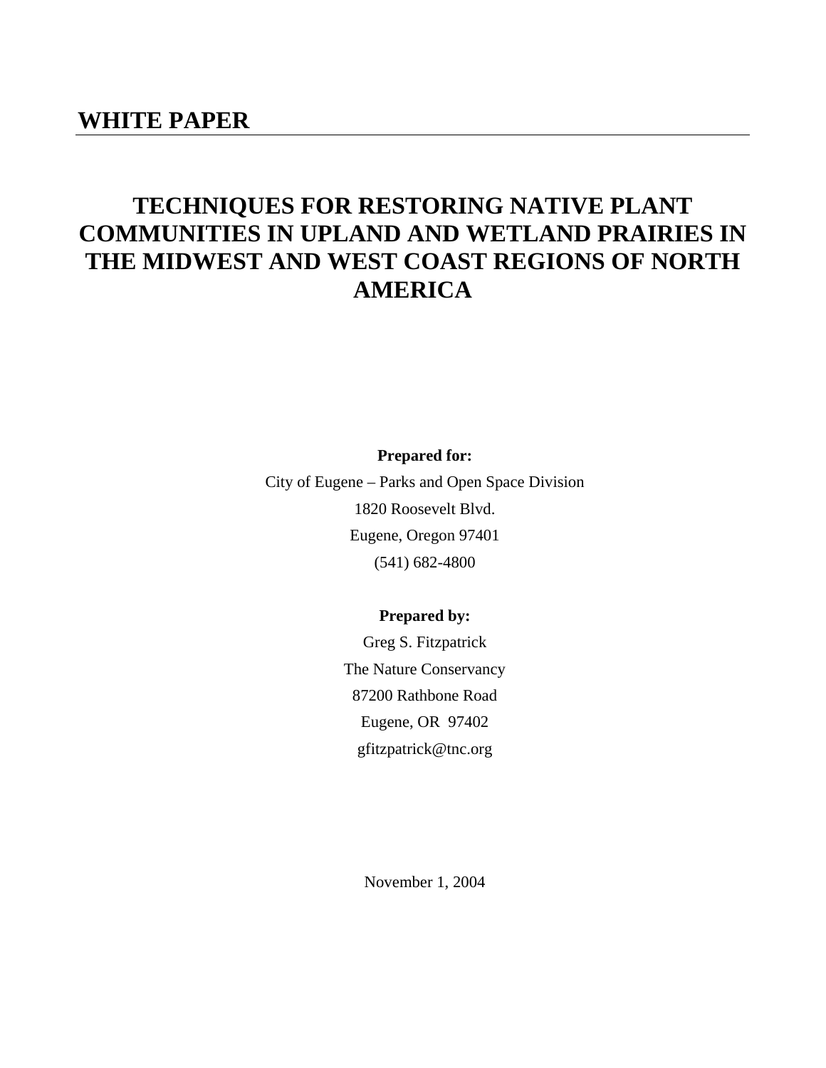# WHITE PAPER

# TECHNIQUES FOR RESTORING NATIVE PLANT COMMUNITIES IN UPLAND AND WETLAND PRAIRIES IN THE MIDWEST AND WEST COAST REGIONS OF NORTH AMERICA

**Prepared for:**

City of Eugene – Parks and Open Space Division
1820 Roosevelt Blvd.
Eugene, Oregon 97401
(541) 682-4800

**Prepared by:**

Greg S. Fitzpatrick
The Nature Conservancy
87200 Rathbone Road
Eugene, OR 97402
gfitzpatrick@tnc.org

November 1, 2004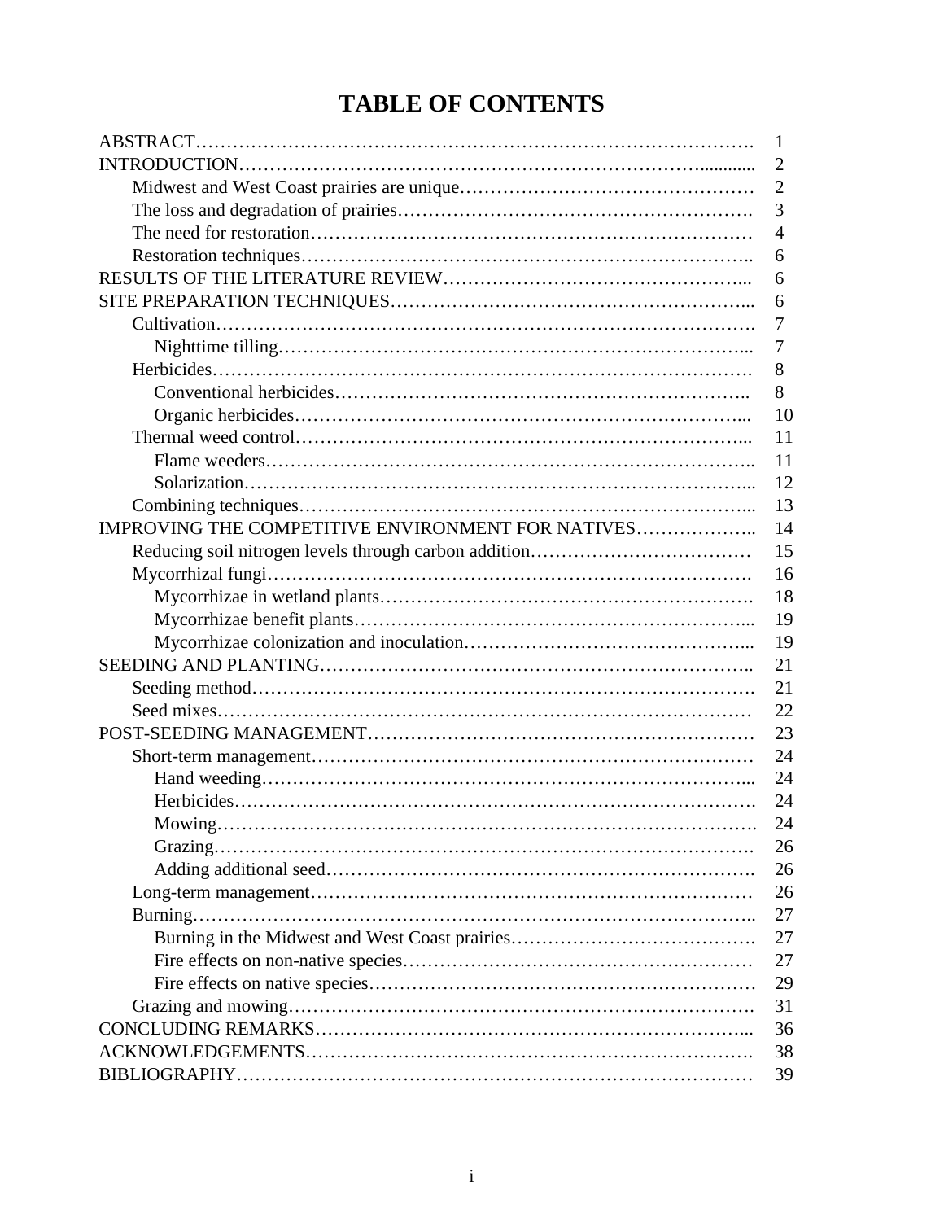# TABLE OF CONTENTS

| | |
|---|---|
| ABSTRACT | 1 |
| INTRODUCTION | 2 |
| Midwest and West Coast prairies are unique | 2 |
| The loss and degradation of prairies | 3 |
| The need for restoration | 4 |
| Restoration techniques | 6 |
| RESULTS OF THE LITERATURE REVIEW | 6 |
| SITE PREPARATION TECHNIQUES | 6 |
| Cultivation | 7 |
| Nighttime tilling | 7 |
| Herbicides | 8 |
| Conventional herbicides | 8 |
| Organic herbicides | 10 |
| Thermal weed control | 11 |
| Flame weeders | 11 |
| Solarization | 12 |
| Combining techniques | 13 |
| IMPROVING THE COMPETITIVE ENVIRONMENT FOR NATIVES | 14 |
| Reducing soil nitrogen levels through carbon addition | 15 |
| Mycorrhizal fungi | 16 |
| Mycorrhizae in wetland plants | 18 |
| Mycorrhizae benefit plants | 19 |
| Mycorrhizae colonization and inoculation | 19 |
| SEEDING AND PLANTING | 21 |
| Seeding method | 21 |
| Seed mixes | 22 |
| POST-SEEDING MANAGEMENT | 23 |
| Short-term management | 24 |
| Hand weeding | 24 |
| Herbicides | 24 |
| Mowing | 24 |
| Grazing | 26 |
| Adding additional seed | 26 |
| Long-term management | 26 |
| Burning | 27 |
| Burning in the Midwest and West Coast prairies | 27 |
| Fire effects on non-native species | 27 |
| Fire effects on native species | 29 |
| Grazing and mowing | 31 |
| CONCLUDING REMARKS | 36 |
| ACKNOWLEDGEMENTS | 38 |
| BIBLIOGRAPHY | 39 |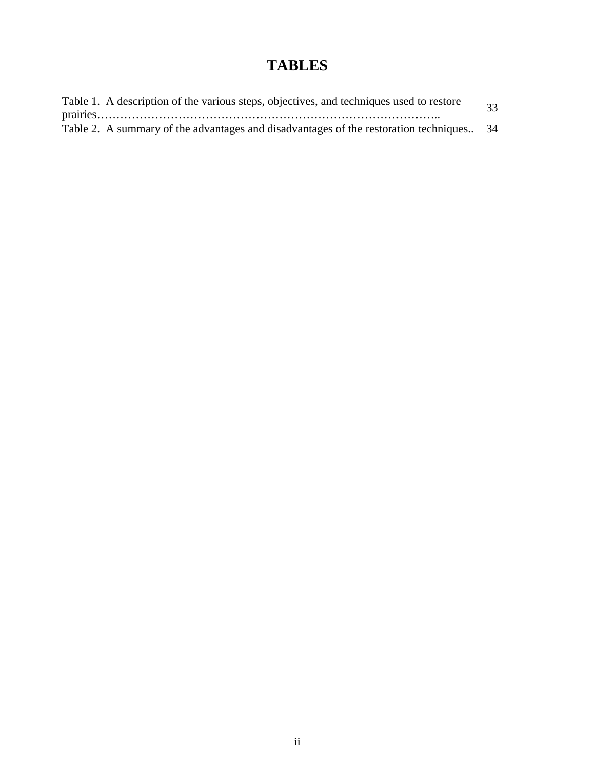# TABLES

Table 1. A description of the various steps, objectives, and techniques used to restore prairies………………………………………………………………………….. 33

Table 2. A summary of the advantages and disadvantages of the restoration techniques.. 34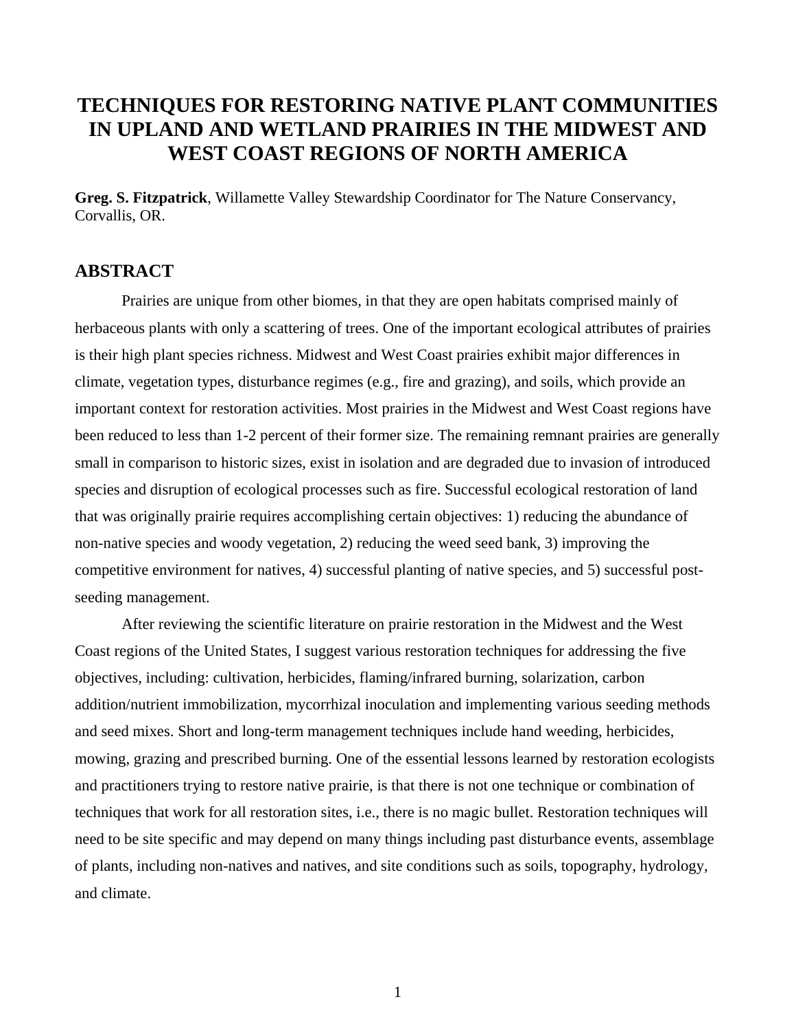# TECHNIQUES FOR RESTORING NATIVE PLANT COMMUNITIES IN UPLAND AND WETLAND PRAIRIES IN THE MIDWEST AND WEST COAST REGIONS OF NORTH AMERICA

**Greg. S. Fitzpatrick**, Willamette Valley Stewardship Coordinator for The Nature Conservancy, Corvallis, OR.

## ABSTRACT

Prairies are unique from other biomes, in that they are open habitats comprised mainly of herbaceous plants with only a scattering of trees. One of the important ecological attributes of prairies is their high plant species richness. Midwest and West Coast prairies exhibit major differences in climate, vegetation types, disturbance regimes (e.g., fire and grazing), and soils, which provide an important context for restoration activities. Most prairies in the Midwest and West Coast regions have been reduced to less than 1-2 percent of their former size. The remaining remnant prairies are generally small in comparison to historic sizes, exist in isolation and are degraded due to invasion of introduced species and disruption of ecological processes such as fire. Successful ecological restoration of land that was originally prairie requires accomplishing certain objectives: 1) reducing the abundance of non-native species and woody vegetation, 2) reducing the weed seed bank, 3) improving the competitive environment for natives, 4) successful planting of native species, and 5) successful post-seeding management.

After reviewing the scientific literature on prairie restoration in the Midwest and the West Coast regions of the United States, I suggest various restoration techniques for addressing the five objectives, including: cultivation, herbicides, flaming/infrared burning, solarization, carbon addition/nutrient immobilization, mycorrhizal inoculation and implementing various seeding methods and seed mixes. Short and long-term management techniques include hand weeding, herbicides, mowing, grazing and prescribed burning. One of the essential lessons learned by restoration ecologists and practitioners trying to restore native prairie, is that there is not one technique or combination of techniques that work for all restoration sites, i.e., there is no magic bullet. Restoration techniques will need to be site specific and may depend on many things including past disturbance events, assemblage of plants, including non-natives and natives, and site conditions such as soils, topography, hydrology, and climate.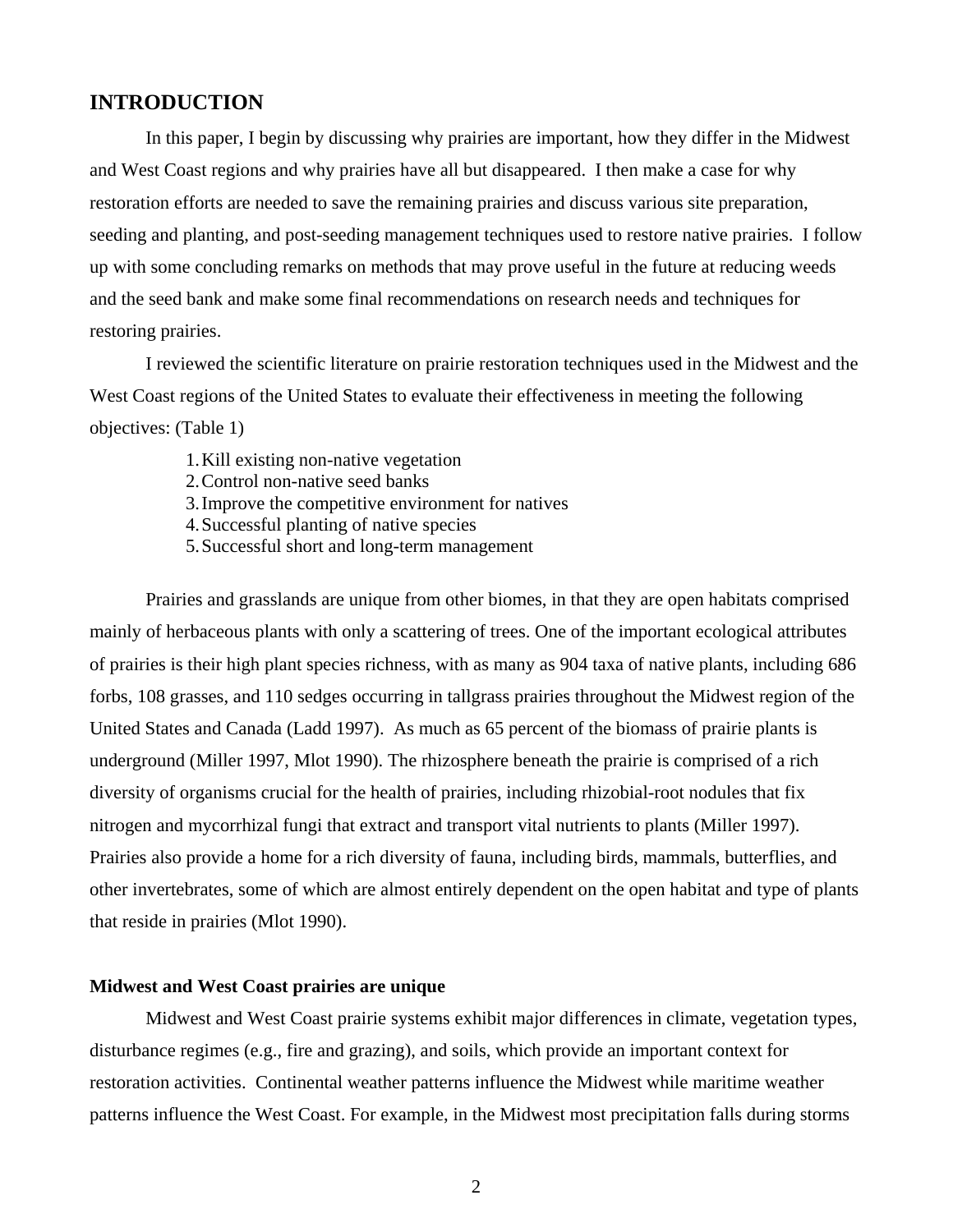## INTRODUCTION

In this paper, I begin by discussing why prairies are important, how they differ in the Midwest and West Coast regions and why prairies have all but disappeared. I then make a case for why restoration efforts are needed to save the remaining prairies and discuss various site preparation, seeding and planting, and post-seeding management techniques used to restore native prairies. I follow up with some concluding remarks on methods that may prove useful in the future at reducing weeds and the seed bank and make some final recommendations on research needs and techniques for restoring prairies.

I reviewed the scientific literature on prairie restoration techniques used in the Midwest and the West Coast regions of the United States to evaluate their effectiveness in meeting the following objectives: (Table 1)

1. Kill existing non-native vegetation
2. Control non-native seed banks
3. Improve the competitive environment for natives
4. Successful planting of native species
5. Successful short and long-term management

Prairies and grasslands are unique from other biomes, in that they are open habitats comprised mainly of herbaceous plants with only a scattering of trees. One of the important ecological attributes of prairies is their high plant species richness, with as many as 904 taxa of native plants, including 686 forbs, 108 grasses, and 110 sedges occurring in tallgrass prairies throughout the Midwest region of the United States and Canada (Ladd 1997). As much as 65 percent of the biomass of prairie plants is underground (Miller 1997, Mlot 1990). The rhizosphere beneath the prairie is comprised of a rich diversity of organisms crucial for the health of prairies, including rhizobial-root nodules that fix nitrogen and mycorrhizal fungi that extract and transport vital nutrients to plants (Miller 1997). Prairies also provide a home for a rich diversity of fauna, including birds, mammals, butterflies, and other invertebrates, some of which are almost entirely dependent on the open habitat and type of plants that reside in prairies (Mlot 1990).

### Midwest and West Coast prairies are unique

Midwest and West Coast prairie systems exhibit major differences in climate, vegetation types, disturbance regimes (e.g., fire and grazing), and soils, which provide an important context for restoration activities. Continental weather patterns influence the Midwest while maritime weather patterns influence the West Coast. For example, in the Midwest most precipitation falls during storms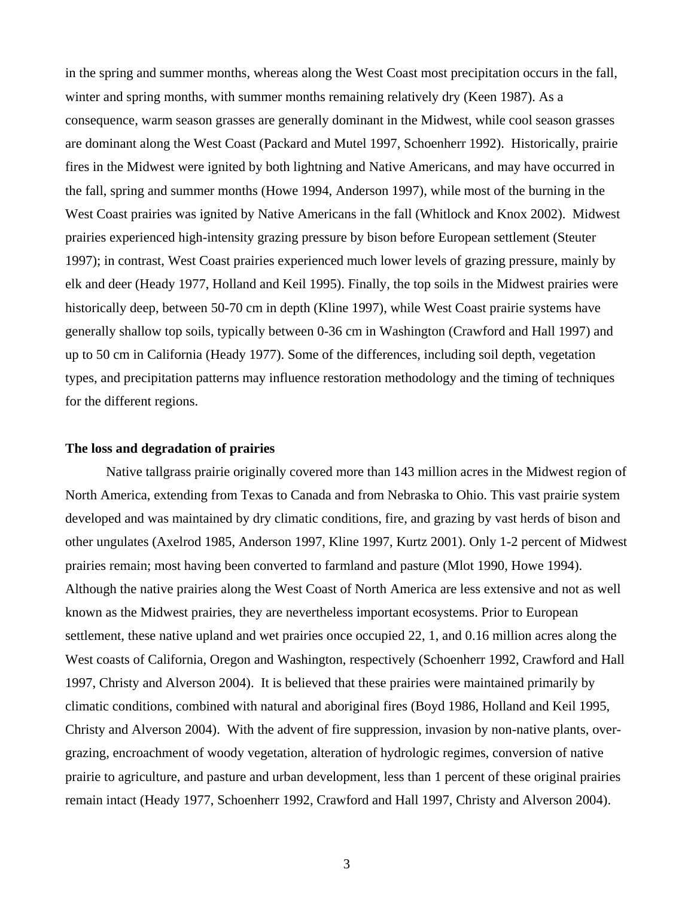in the spring and summer months, whereas along the West Coast most precipitation occurs in the fall, winter and spring months, with summer months remaining relatively dry (Keen 1987). As a consequence, warm season grasses are generally dominant in the Midwest, while cool season grasses are dominant along the West Coast (Packard and Mutel 1997, Schoenherr 1992). Historically, prairie fires in the Midwest were ignited by both lightning and Native Americans, and may have occurred in the fall, spring and summer months (Howe 1994, Anderson 1997), while most of the burning in the West Coast prairies was ignited by Native Americans in the fall (Whitlock and Knox 2002). Midwest prairies experienced high-intensity grazing pressure by bison before European settlement (Steuter 1997); in contrast, West Coast prairies experienced much lower levels of grazing pressure, mainly by elk and deer (Heady 1977, Holland and Keil 1995). Finally, the top soils in the Midwest prairies were historically deep, between 50-70 cm in depth (Kline 1997), while West Coast prairie systems have generally shallow top soils, typically between 0-36 cm in Washington (Crawford and Hall 1997) and up to 50 cm in California (Heady 1977). Some of the differences, including soil depth, vegetation types, and precipitation patterns may influence restoration methodology and the timing of techniques for the different regions.

**The loss and degradation of prairies**

Native tallgrass prairie originally covered more than 143 million acres in the Midwest region of North America, extending from Texas to Canada and from Nebraska to Ohio. This vast prairie system developed and was maintained by dry climatic conditions, fire, and grazing by vast herds of bison and other ungulates (Axelrod 1985, Anderson 1997, Kline 1997, Kurtz 2001). Only 1-2 percent of Midwest prairies remain; most having been converted to farmland and pasture (Mlot 1990, Howe 1994). Although the native prairies along the West Coast of North America are less extensive and not as well known as the Midwest prairies, they are nevertheless important ecosystems. Prior to European settlement, these native upland and wet prairies once occupied 22, 1, and 0.16 million acres along the West coasts of California, Oregon and Washington, respectively (Schoenherr 1992, Crawford and Hall 1997, Christy and Alverson 2004). It is believed that these prairies were maintained primarily by climatic conditions, combined with natural and aboriginal fires (Boyd 1986, Holland and Keil 1995, Christy and Alverson 2004). With the advent of fire suppression, invasion by non-native plants, over-grazing, encroachment of woody vegetation, alteration of hydrologic regimes, conversion of native prairie to agriculture, and pasture and urban development, less than 1 percent of these original prairies remain intact (Heady 1977, Schoenherr 1992, Crawford and Hall 1997, Christy and Alverson 2004).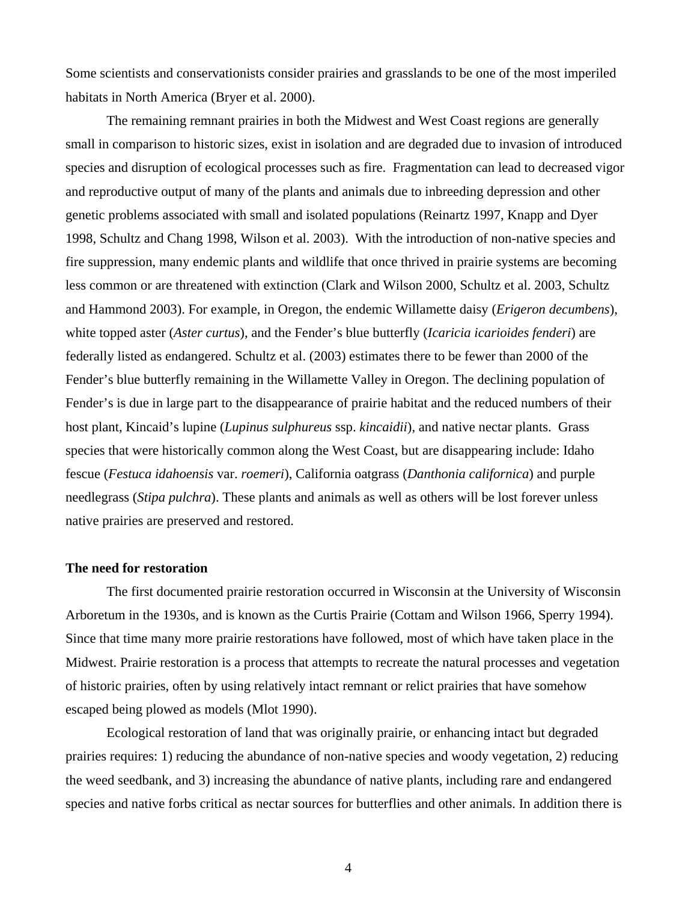Some scientists and conservationists consider prairies and grasslands to be one of the most imperiled habitats in North America (Bryer et al. 2000).

The remaining remnant prairies in both the Midwest and West Coast regions are generally small in comparison to historic sizes, exist in isolation and are degraded due to invasion of introduced species and disruption of ecological processes such as fire. Fragmentation can lead to decreased vigor and reproductive output of many of the plants and animals due to inbreeding depression and other genetic problems associated with small and isolated populations (Reinartz 1997, Knapp and Dyer 1998, Schultz and Chang 1998, Wilson et al. 2003). With the introduction of non-native species and fire suppression, many endemic plants and wildlife that once thrived in prairie systems are becoming less common or are threatened with extinction (Clark and Wilson 2000, Schultz et al. 2003, Schultz and Hammond 2003). For example, in Oregon, the endemic Willamette daisy (*Erigeron decumbens*), white topped aster (*Aster curtus*), and the Fender's blue butterfly (*Icaricia icarioides fenderi*) are federally listed as endangered. Schultz et al. (2003) estimates there to be fewer than 2000 of the Fender's blue butterfly remaining in the Willamette Valley in Oregon. The declining population of Fender's is due in large part to the disappearance of prairie habitat and the reduced numbers of their host plant, Kincaid's lupine (*Lupinus sulphureus* ssp. *kincaidii*), and native nectar plants. Grass species that were historically common along the West Coast, but are disappearing include: Idaho fescue (*Festuca idahoensis* var. *roemeri*), California oatgrass (*Danthonia californica*) and purple needlegrass (*Stipa pulchra*). These plants and animals as well as others will be lost forever unless native prairies are preserved and restored.

**The need for restoration**

The first documented prairie restoration occurred in Wisconsin at the University of Wisconsin Arboretum in the 1930s, and is known as the Curtis Prairie (Cottam and Wilson 1966, Sperry 1994). Since that time many more prairie restorations have followed, most of which have taken place in the Midwest. Prairie restoration is a process that attempts to recreate the natural processes and vegetation of historic prairies, often by using relatively intact remnant or relict prairies that have somehow escaped being plowed as models (Mlot 1990).

Ecological restoration of land that was originally prairie, or enhancing intact but degraded prairies requires: 1) reducing the abundance of non-native species and woody vegetation, 2) reducing the weed seedbank, and 3) increasing the abundance of native plants, including rare and endangered species and native forbs critical as nectar sources for butterflies and other animals. In addition there is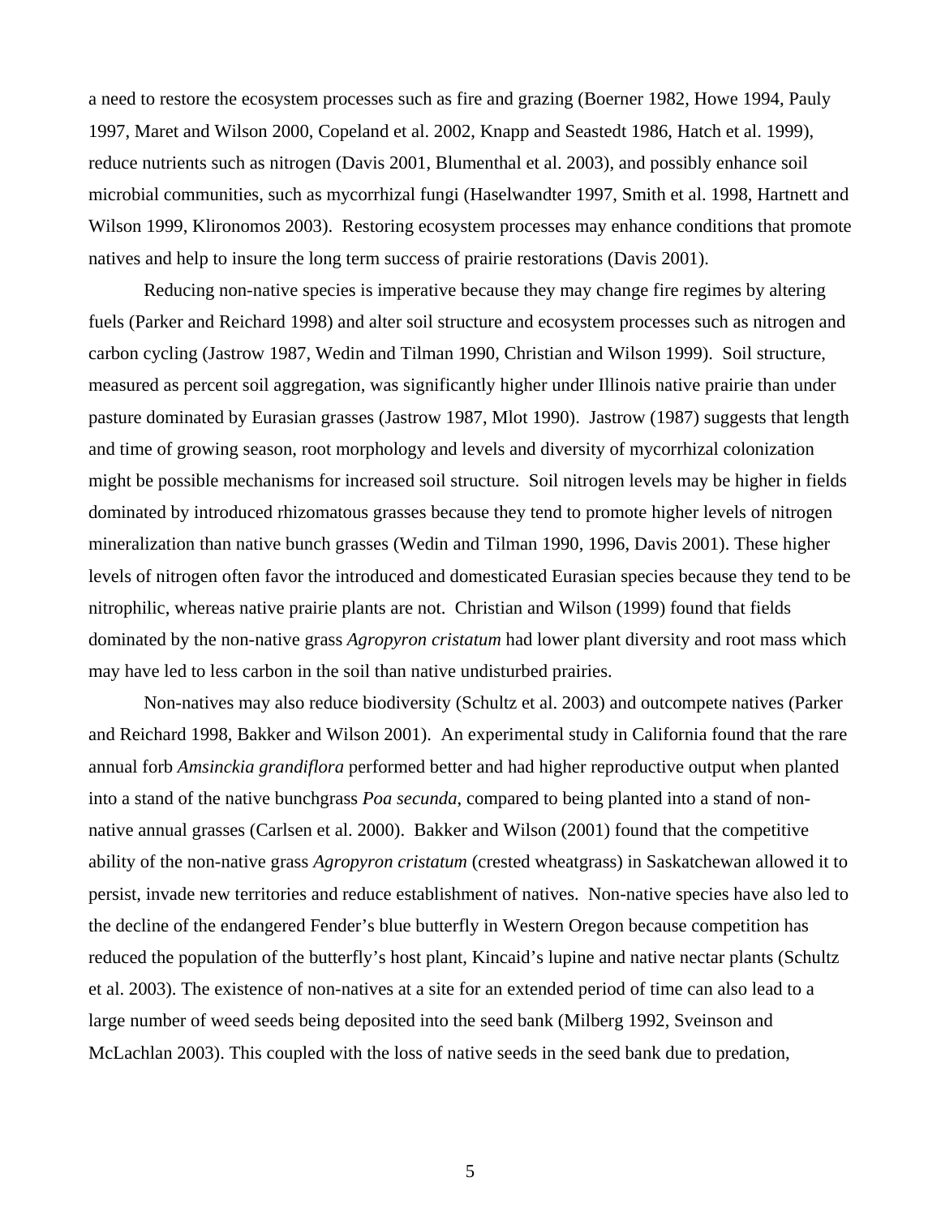a need to restore the ecosystem processes such as fire and grazing (Boerner 1982, Howe 1994, Pauly 1997, Maret and Wilson 2000, Copeland et al. 2002, Knapp and Seastedt 1986, Hatch et al. 1999), reduce nutrients such as nitrogen (Davis 2001, Blumenthal et al. 2003), and possibly enhance soil microbial communities, such as mycorrhizal fungi (Haselwandter 1997, Smith et al. 1998, Hartnett and Wilson 1999, Klironomos 2003). Restoring ecosystem processes may enhance conditions that promote natives and help to insure the long term success of prairie restorations (Davis 2001).

Reducing non-native species is imperative because they may change fire regimes by altering fuels (Parker and Reichard 1998) and alter soil structure and ecosystem processes such as nitrogen and carbon cycling (Jastrow 1987, Wedin and Tilman 1990, Christian and Wilson 1999). Soil structure, measured as percent soil aggregation, was significantly higher under Illinois native prairie than under pasture dominated by Eurasian grasses (Jastrow 1987, Mlot 1990). Jastrow (1987) suggests that length and time of growing season, root morphology and levels and diversity of mycorrhizal colonization might be possible mechanisms for increased soil structure. Soil nitrogen levels may be higher in fields dominated by introduced rhizomatous grasses because they tend to promote higher levels of nitrogen mineralization than native bunch grasses (Wedin and Tilman 1990, 1996, Davis 2001). These higher levels of nitrogen often favor the introduced and domesticated Eurasian species because they tend to be nitrophilic, whereas native prairie plants are not. Christian and Wilson (1999) found that fields dominated by the non-native grass *Agropyron cristatum* had lower plant diversity and root mass which may have led to less carbon in the soil than native undisturbed prairies.

Non-natives may also reduce biodiversity (Schultz et al. 2003) and outcompete natives (Parker and Reichard 1998, Bakker and Wilson 2001). An experimental study in California found that the rare annual forb *Amsinckia grandiflora* performed better and had higher reproductive output when planted into a stand of the native bunchgrass *Poa secunda*, compared to being planted into a stand of non-native annual grasses (Carlsen et al. 2000). Bakker and Wilson (2001) found that the competitive ability of the non-native grass *Agropyron cristatum* (crested wheatgrass) in Saskatchewan allowed it to persist, invade new territories and reduce establishment of natives. Non-native species have also led to the decline of the endangered Fender's blue butterfly in Western Oregon because competition has reduced the population of the butterfly's host plant, Kincaid's lupine and native nectar plants (Schultz et al. 2003). The existence of non-natives at a site for an extended period of time can also lead to a large number of weed seeds being deposited into the seed bank (Milberg 1992, Sveinson and McLachlan 2003). This coupled with the loss of native seeds in the seed bank due to predation,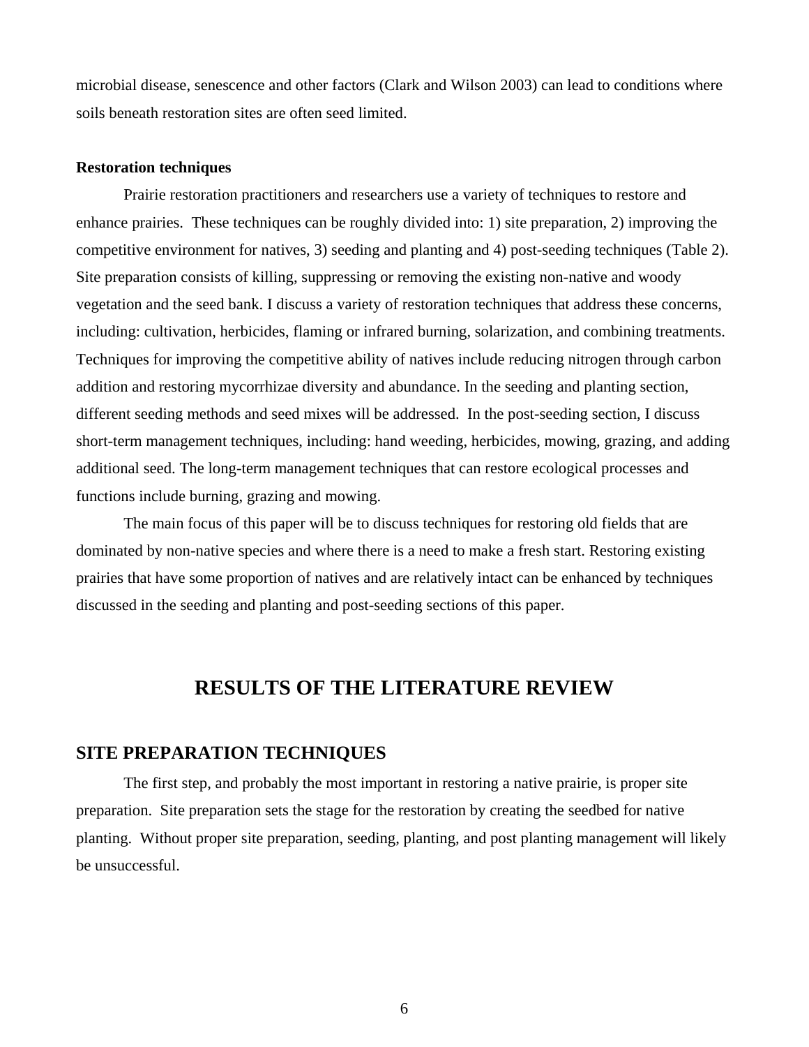microbial disease, senescence and other factors (Clark and Wilson 2003) can lead to conditions where soils beneath restoration sites are often seed limited.

**Restoration techniques**

Prairie restoration practitioners and researchers use a variety of techniques to restore and enhance prairies. These techniques can be roughly divided into: 1) site preparation, 2) improving the competitive environment for natives, 3) seeding and planting and 4) post-seeding techniques (Table 2). Site preparation consists of killing, suppressing or removing the existing non-native and woody vegetation and the seed bank. I discuss a variety of restoration techniques that address these concerns, including: cultivation, herbicides, flaming or infrared burning, solarization, and combining treatments. Techniques for improving the competitive ability of natives include reducing nitrogen through carbon addition and restoring mycorrhizae diversity and abundance. In the seeding and planting section, different seeding methods and seed mixes will be addressed. In the post-seeding section, I discuss short-term management techniques, including: hand weeding, herbicides, mowing, grazing, and adding additional seed. The long-term management techniques that can restore ecological processes and functions include burning, grazing and mowing.

The main focus of this paper will be to discuss techniques for restoring old fields that are dominated by non-native species and where there is a need to make a fresh start. Restoring existing prairies that have some proportion of natives and are relatively intact can be enhanced by techniques discussed in the seeding and planting and post-seeding sections of this paper.

# RESULTS OF THE LITERATURE REVIEW

## SITE PREPARATION TECHNIQUES

The first step, and probably the most important in restoring a native prairie, is proper site preparation. Site preparation sets the stage for the restoration by creating the seedbed for native planting. Without proper site preparation, seeding, planting, and post planting management will likely be unsuccessful.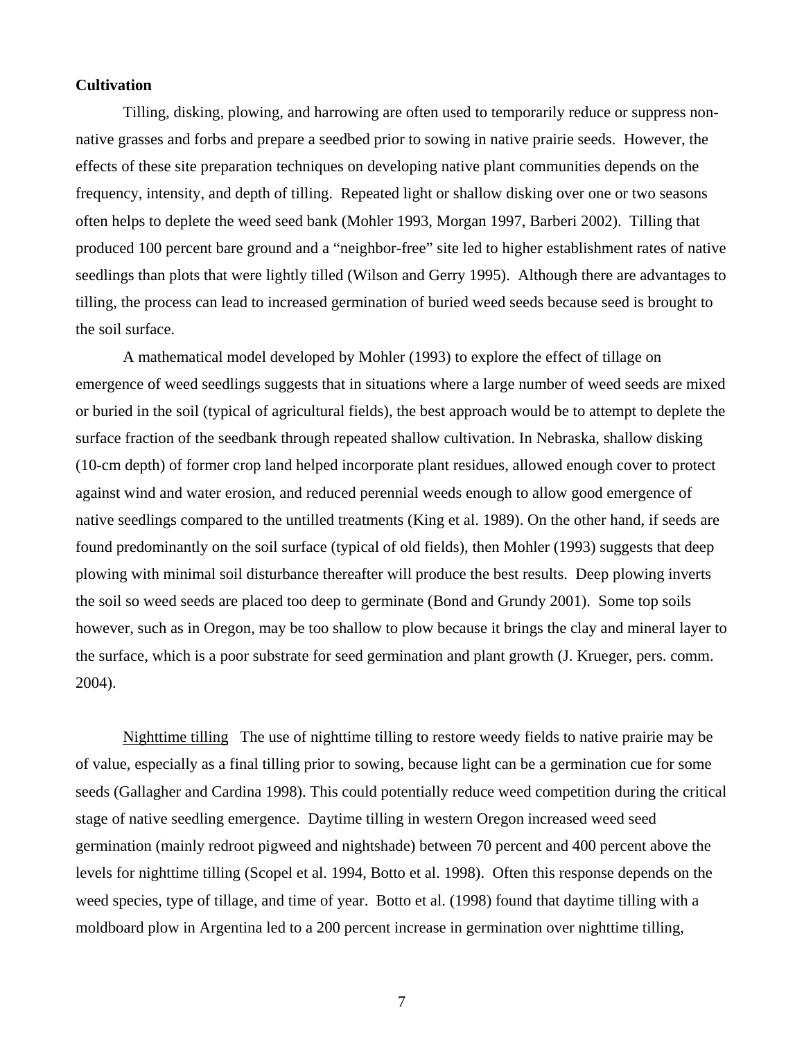**Cultivation**

Tilling, disking, plowing, and harrowing are often used to temporarily reduce or suppress non-native grasses and forbs and prepare a seedbed prior to sowing in native prairie seeds. However, the effects of these site preparation techniques on developing native plant communities depends on the frequency, intensity, and depth of tilling. Repeated light or shallow disking over one or two seasons often helps to deplete the weed seed bank (Mohler 1993, Morgan 1997, Barberi 2002). Tilling that produced 100 percent bare ground and a "neighbor-free" site led to higher establishment rates of native seedlings than plots that were lightly tilled (Wilson and Gerry 1995). Although there are advantages to tilling, the process can lead to increased germination of buried weed seeds because seed is brought to the soil surface.

A mathematical model developed by Mohler (1993) to explore the effect of tillage on emergence of weed seedlings suggests that in situations where a large number of weed seeds are mixed or buried in the soil (typical of agricultural fields), the best approach would be to attempt to deplete the surface fraction of the seedbank through repeated shallow cultivation. In Nebraska, shallow disking (10-cm depth) of former crop land helped incorporate plant residues, allowed enough cover to protect against wind and water erosion, and reduced perennial weeds enough to allow good emergence of native seedlings compared to the untilled treatments (King et al. 1989). On the other hand, if seeds are found predominantly on the soil surface (typical of old fields), then Mohler (1993) suggests that deep plowing with minimal soil disturbance thereafter will produce the best results. Deep plowing inverts the soil so weed seeds are placed too deep to germinate (Bond and Grundy 2001). Some top soils however, such as in Oregon, may be too shallow to plow because it brings the clay and mineral layer to the surface, which is a poor substrate for seed germination and plant growth (J. Krueger, pers. comm. 2004).

<u>Nighttime tilling</u> The use of nighttime tilling to restore weedy fields to native prairie may be of value, especially as a final tilling prior to sowing, because light can be a germination cue for some seeds (Gallagher and Cardina 1998). This could potentially reduce weed competition during the critical stage of native seedling emergence. Daytime tilling in western Oregon increased weed seed germination (mainly redroot pigweed and nightshade) between 70 percent and 400 percent above the levels for nighttime tilling (Scopel et al. 1994, Botto et al. 1998). Often this response depends on the weed species, type of tillage, and time of year. Botto et al. (1998) found that daytime tilling with a moldboard plow in Argentina led to a 200 percent increase in germination over nighttime tilling,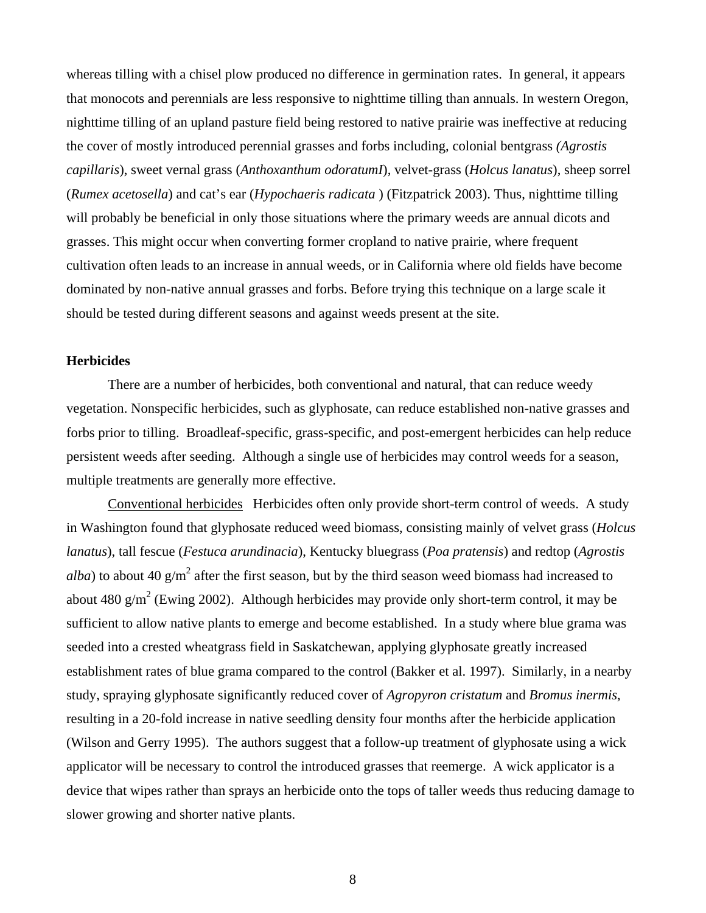whereas tilling with a chisel plow produced no difference in germination rates. In general, it appears that monocots and perennials are less responsive to nighttime tilling than annuals. In western Oregon, nighttime tilling of an upland pasture field being restored to native prairie was ineffective at reducing the cover of mostly introduced perennial grasses and forbs including, colonial bentgrass *(Agrostis capillaris*), sweet vernal grass (*Anthoxanthum odoratumI*), velvet-grass (*Holcus lanatus*), sheep sorrel (*Rumex acetosella*) and cat's ear (*Hypochaeris radicata* ) (Fitzpatrick 2003). Thus, nighttime tilling will probably be beneficial in only those situations where the primary weeds are annual dicots and grasses. This might occur when converting former cropland to native prairie, where frequent cultivation often leads to an increase in annual weeds, or in California where old fields have become dominated by non-native annual grasses and forbs. Before trying this technique on a large scale it should be tested during different seasons and against weeds present at the site.

**Herbicides**

There are a number of herbicides, both conventional and natural, that can reduce weedy vegetation. Nonspecific herbicides, such as glyphosate, can reduce established non-native grasses and forbs prior to tilling. Broadleaf-specific, grass-specific, and post-emergent herbicides can help reduce persistent weeds after seeding. Although a single use of herbicides may control weeds for a season, multiple treatments are generally more effective.

<u>Conventional herbicides</u> Herbicides often only provide short-term control of weeds. A study in Washington found that glyphosate reduced weed biomass, consisting mainly of velvet grass (*Holcus lanatus*), tall fescue (*Festuca arundinacia*), Kentucky bluegrass (*Poa pratensis*) and redtop (*Agrostis alba*) to about 40 g/m$^2$ after the first season, but by the third season weed biomass had increased to about 480 g/m$^2$ (Ewing 2002). Although herbicides may provide only short-term control, it may be sufficient to allow native plants to emerge and become established. In a study where blue grama was seeded into a crested wheatgrass field in Saskatchewan, applying glyphosate greatly increased establishment rates of blue grama compared to the control (Bakker et al. 1997). Similarly, in a nearby study, spraying glyphosate significantly reduced cover of *Agropyron cristatum* and *Bromus inermis*, resulting in a 20-fold increase in native seedling density four months after the herbicide application (Wilson and Gerry 1995). The authors suggest that a follow-up treatment of glyphosate using a wick applicator will be necessary to control the introduced grasses that reemerge. A wick applicator is a device that wipes rather than sprays an herbicide onto the tops of taller weeds thus reducing damage to slower growing and shorter native plants.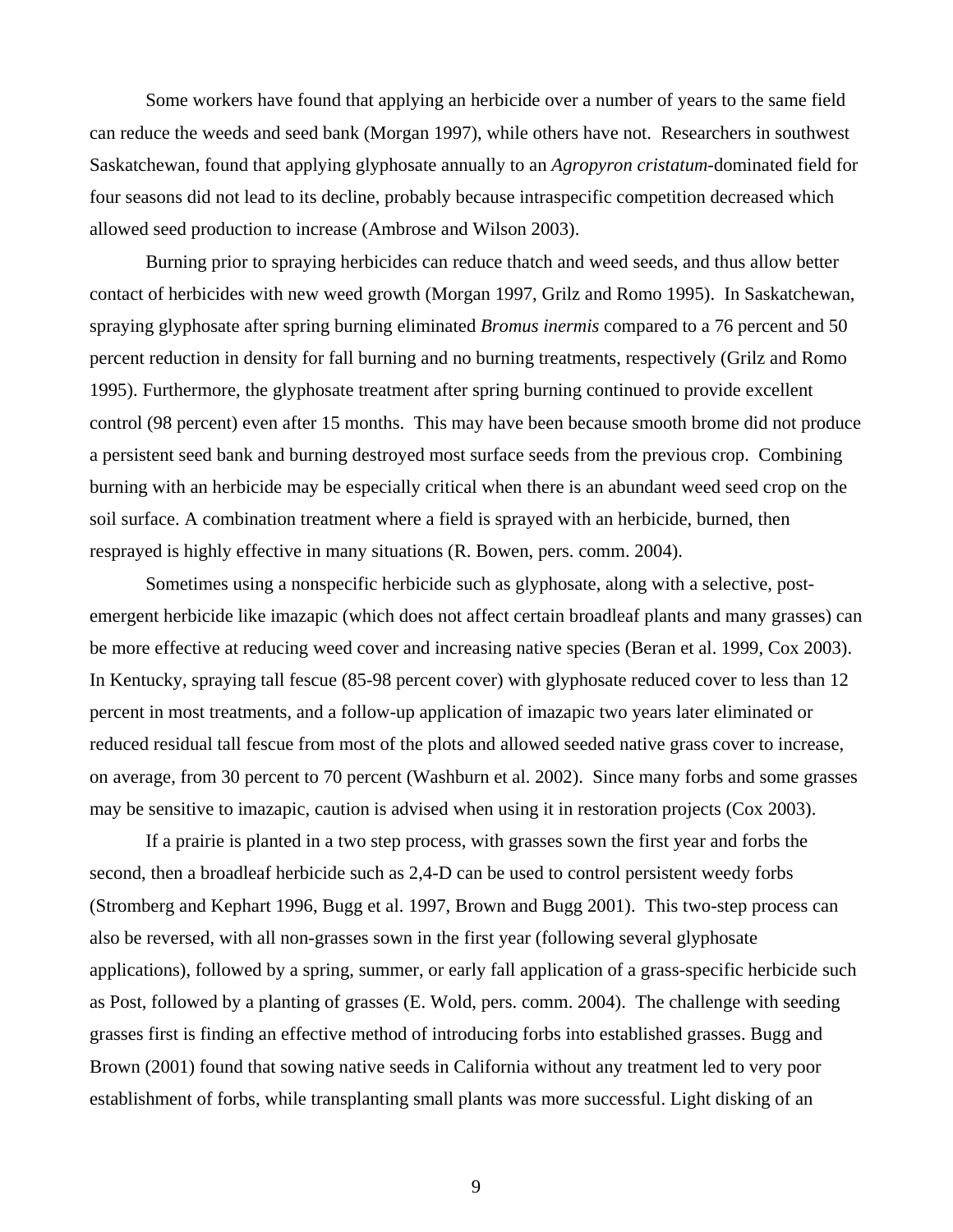Some workers have found that applying an herbicide over a number of years to the same field can reduce the weeds and seed bank (Morgan 1997), while others have not. Researchers in southwest Saskatchewan, found that applying glyphosate annually to an *Agropyron cristatum*-dominated field for four seasons did not lead to its decline, probably because intraspecific competition decreased which allowed seed production to increase (Ambrose and Wilson 2003).

Burning prior to spraying herbicides can reduce thatch and weed seeds, and thus allow better contact of herbicides with new weed growth (Morgan 1997, Grilz and Romo 1995). In Saskatchewan, spraying glyphosate after spring burning eliminated *Bromus inermis* compared to a 76 percent and 50 percent reduction in density for fall burning and no burning treatments, respectively (Grilz and Romo 1995). Furthermore, the glyphosate treatment after spring burning continued to provide excellent control (98 percent) even after 15 months. This may have been because smooth brome did not produce a persistent seed bank and burning destroyed most surface seeds from the previous crop. Combining burning with an herbicide may be especially critical when there is an abundant weed seed crop on the soil surface. A combination treatment where a field is sprayed with an herbicide, burned, then resprayed is highly effective in many situations (R. Bowen, pers. comm. 2004).

Sometimes using a nonspecific herbicide such as glyphosate, along with a selective, post-emergent herbicide like imazapic (which does not affect certain broadleaf plants and many grasses) can be more effective at reducing weed cover and increasing native species (Beran et al. 1999, Cox 2003). In Kentucky, spraying tall fescue (85-98 percent cover) with glyphosate reduced cover to less than 12 percent in most treatments, and a follow-up application of imazapic two years later eliminated or reduced residual tall fescue from most of the plots and allowed seeded native grass cover to increase, on average, from 30 percent to 70 percent (Washburn et al. 2002). Since many forbs and some grasses may be sensitive to imazapic, caution is advised when using it in restoration projects (Cox 2003).

If a prairie is planted in a two step process, with grasses sown the first year and forbs the second, then a broadleaf herbicide such as 2,4-D can be used to control persistent weedy forbs (Stromberg and Kephart 1996, Bugg et al. 1997, Brown and Bugg 2001). This two-step process can also be reversed, with all non-grasses sown in the first year (following several glyphosate applications), followed by a spring, summer, or early fall application of a grass-specific herbicide such as Post, followed by a planting of grasses (E. Wold, pers. comm. 2004). The challenge with seeding grasses first is finding an effective method of introducing forbs into established grasses. Bugg and Brown (2001) found that sowing native seeds in California without any treatment led to very poor establishment of forbs, while transplanting small plants was more successful. Light disking of an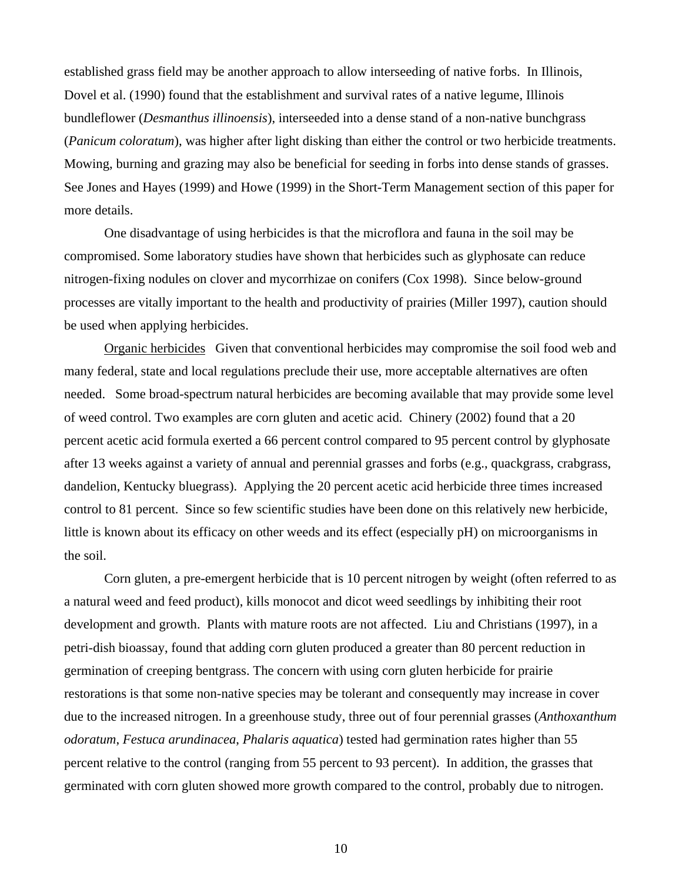established grass field may be another approach to allow interseeding of native forbs. In Illinois, Dovel et al. (1990) found that the establishment and survival rates of a native legume, Illinois bundleflower (*Desmanthus illinoensis*), interseeded into a dense stand of a non-native bunchgrass (*Panicum coloratum*), was higher after light disking than either the control or two herbicide treatments. Mowing, burning and grazing may also be beneficial for seeding in forbs into dense stands of grasses. See Jones and Hayes (1999) and Howe (1999) in the Short-Term Management section of this paper for more details.

One disadvantage of using herbicides is that the microflora and fauna in the soil may be compromised. Some laboratory studies have shown that herbicides such as glyphosate can reduce nitrogen-fixing nodules on clover and mycorrhizae on conifers (Cox 1998). Since below-ground processes are vitally important to the health and productivity of prairies (Miller 1997), caution should be used when applying herbicides.

<u>Organic herbicides</u> Given that conventional herbicides may compromise the soil food web and many federal, state and local regulations preclude their use, more acceptable alternatives are often needed. Some broad-spectrum natural herbicides are becoming available that may provide some level of weed control. Two examples are corn gluten and acetic acid. Chinery (2002) found that a 20 percent acetic acid formula exerted a 66 percent control compared to 95 percent control by glyphosate after 13 weeks against a variety of annual and perennial grasses and forbs (e.g., quackgrass, crabgrass, dandelion, Kentucky bluegrass). Applying the 20 percent acetic acid herbicide three times increased control to 81 percent. Since so few scientific studies have been done on this relatively new herbicide, little is known about its efficacy on other weeds and its effect (especially pH) on microorganisms in the soil.

Corn gluten, a pre-emergent herbicide that is 10 percent nitrogen by weight (often referred to as a natural weed and feed product), kills monocot and dicot weed seedlings by inhibiting their root development and growth. Plants with mature roots are not affected. Liu and Christians (1997), in a petri-dish bioassay, found that adding corn gluten produced a greater than 80 percent reduction in germination of creeping bentgrass. The concern with using corn gluten herbicide for prairie restorations is that some non-native species may be tolerant and consequently may increase in cover due to the increased nitrogen. In a greenhouse study, three out of four perennial grasses (*Anthoxanthum odoratum*, *Festuca arundinacea*, *Phalaris aquatica*) tested had germination rates higher than 55 percent relative to the control (ranging from 55 percent to 93 percent). In addition, the grasses that germinated with corn gluten showed more growth compared to the control, probably due to nitrogen.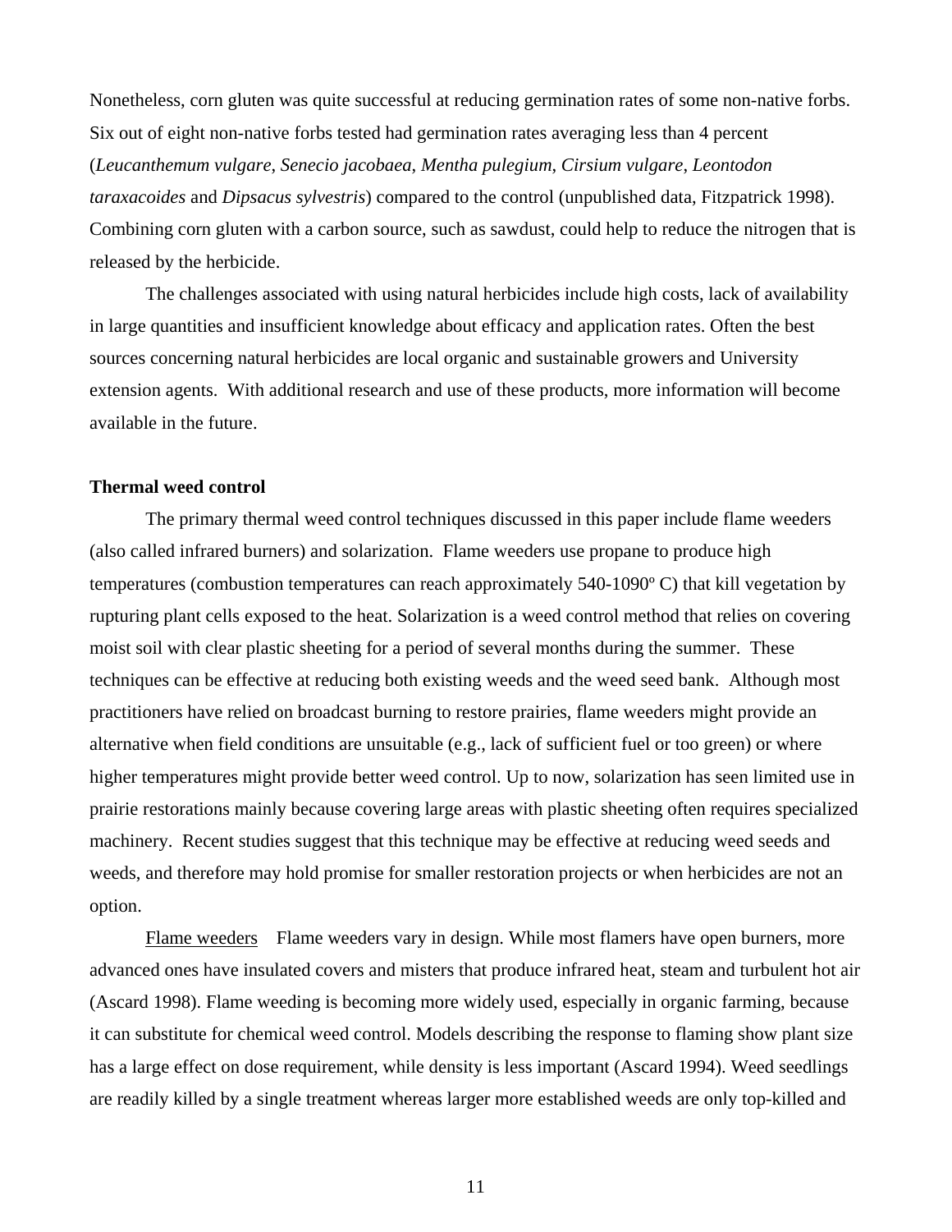Nonetheless, corn gluten was quite successful at reducing germination rates of some non-native forbs. Six out of eight non-native forbs tested had germination rates averaging less than 4 percent (*Leucanthemum vulgare*, *Senecio jacobaea*, *Mentha pulegium*, *Cirsium vulgare*, *Leontodon taraxacoides* and *Dipsacus sylvestris*) compared to the control (unpublished data, Fitzpatrick 1998). Combining corn gluten with a carbon source, such as sawdust, could help to reduce the nitrogen that is released by the herbicide.

The challenges associated with using natural herbicides include high costs, lack of availability in large quantities and insufficient knowledge about efficacy and application rates. Often the best sources concerning natural herbicides are local organic and sustainable growers and University extension agents. With additional research and use of these products, more information will become available in the future.

**Thermal weed control**

The primary thermal weed control techniques discussed in this paper include flame weeders (also called infrared burners) and solarization. Flame weeders use propane to produce high temperatures (combustion temperatures can reach approximately 540-1090º C) that kill vegetation by rupturing plant cells exposed to the heat. Solarization is a weed control method that relies on covering moist soil with clear plastic sheeting for a period of several months during the summer. These techniques can be effective at reducing both existing weeds and the weed seed bank. Although most practitioners have relied on broadcast burning to restore prairies, flame weeders might provide an alternative when field conditions are unsuitable (e.g., lack of sufficient fuel or too green) or where higher temperatures might provide better weed control. Up to now, solarization has seen limited use in prairie restorations mainly because covering large areas with plastic sheeting often requires specialized machinery. Recent studies suggest that this technique may be effective at reducing weed seeds and weeds, and therefore may hold promise for smaller restoration projects or when herbicides are not an option.

<u>Flame weeders</u> Flame weeders vary in design. While most flamers have open burners, more advanced ones have insulated covers and misters that produce infrared heat, steam and turbulent hot air (Ascard 1998). Flame weeding is becoming more widely used, especially in organic farming, because it can substitute for chemical weed control. Models describing the response to flaming show plant size has a large effect on dose requirement, while density is less important (Ascard 1994). Weed seedlings are readily killed by a single treatment whereas larger more established weeds are only top-killed and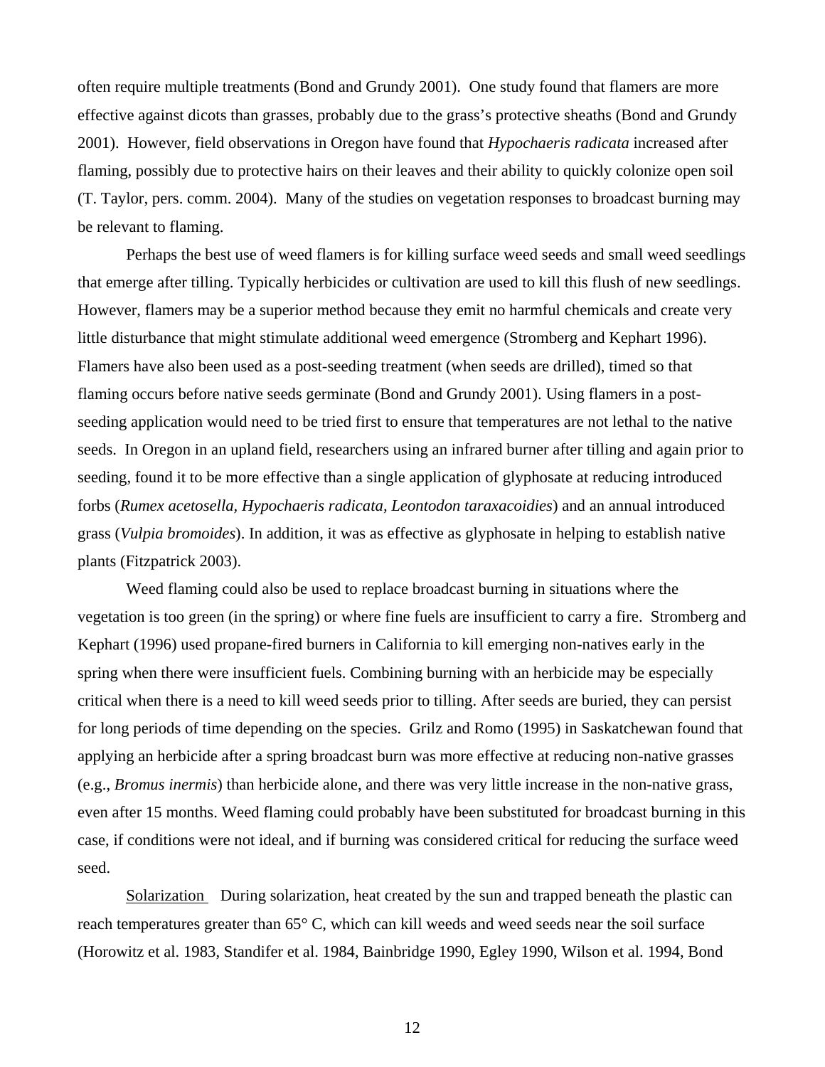often require multiple treatments (Bond and Grundy 2001). One study found that flamers are more effective against dicots than grasses, probably due to the grass's protective sheaths (Bond and Grundy 2001). However, field observations in Oregon have found that *Hypochaeris radicata* increased after flaming, possibly due to protective hairs on their leaves and their ability to quickly colonize open soil (T. Taylor, pers. comm. 2004). Many of the studies on vegetation responses to broadcast burning may be relevant to flaming.

Perhaps the best use of weed flamers is for killing surface weed seeds and small weed seedlings that emerge after tilling. Typically herbicides or cultivation are used to kill this flush of new seedlings. However, flamers may be a superior method because they emit no harmful chemicals and create very little disturbance that might stimulate additional weed emergence (Stromberg and Kephart 1996). Flamers have also been used as a post-seeding treatment (when seeds are drilled), timed so that flaming occurs before native seeds germinate (Bond and Grundy 2001). Using flamers in a post-seeding application would need to be tried first to ensure that temperatures are not lethal to the native seeds. In Oregon in an upland field, researchers using an infrared burner after tilling and again prior to seeding, found it to be more effective than a single application of glyphosate at reducing introduced forbs (*Rumex acetosella, Hypochaeris radicata, Leontodon taraxacoidies*) and an annual introduced grass (*Vulpia bromoides*). In addition, it was as effective as glyphosate in helping to establish native plants (Fitzpatrick 2003).

Weed flaming could also be used to replace broadcast burning in situations where the vegetation is too green (in the spring) or where fine fuels are insufficient to carry a fire. Stromberg and Kephart (1996) used propane-fired burners in California to kill emerging non-natives early in the spring when there were insufficient fuels. Combining burning with an herbicide may be especially critical when there is a need to kill weed seeds prior to tilling. After seeds are buried, they can persist for long periods of time depending on the species. Grilz and Romo (1995) in Saskatchewan found that applying an herbicide after a spring broadcast burn was more effective at reducing non-native grasses (e.g., *Bromus inermis*) than herbicide alone, and there was very little increase in the non-native grass, even after 15 months. Weed flaming could probably have been substituted for broadcast burning in this case, if conditions were not ideal, and if burning was considered critical for reducing the surface weed seed.

Solarization During solarization, heat created by the sun and trapped beneath the plastic can reach temperatures greater than 65° C, which can kill weeds and weed seeds near the soil surface (Horowitz et al. 1983, Standifer et al. 1984, Bainbridge 1990, Egley 1990, Wilson et al. 1994, Bond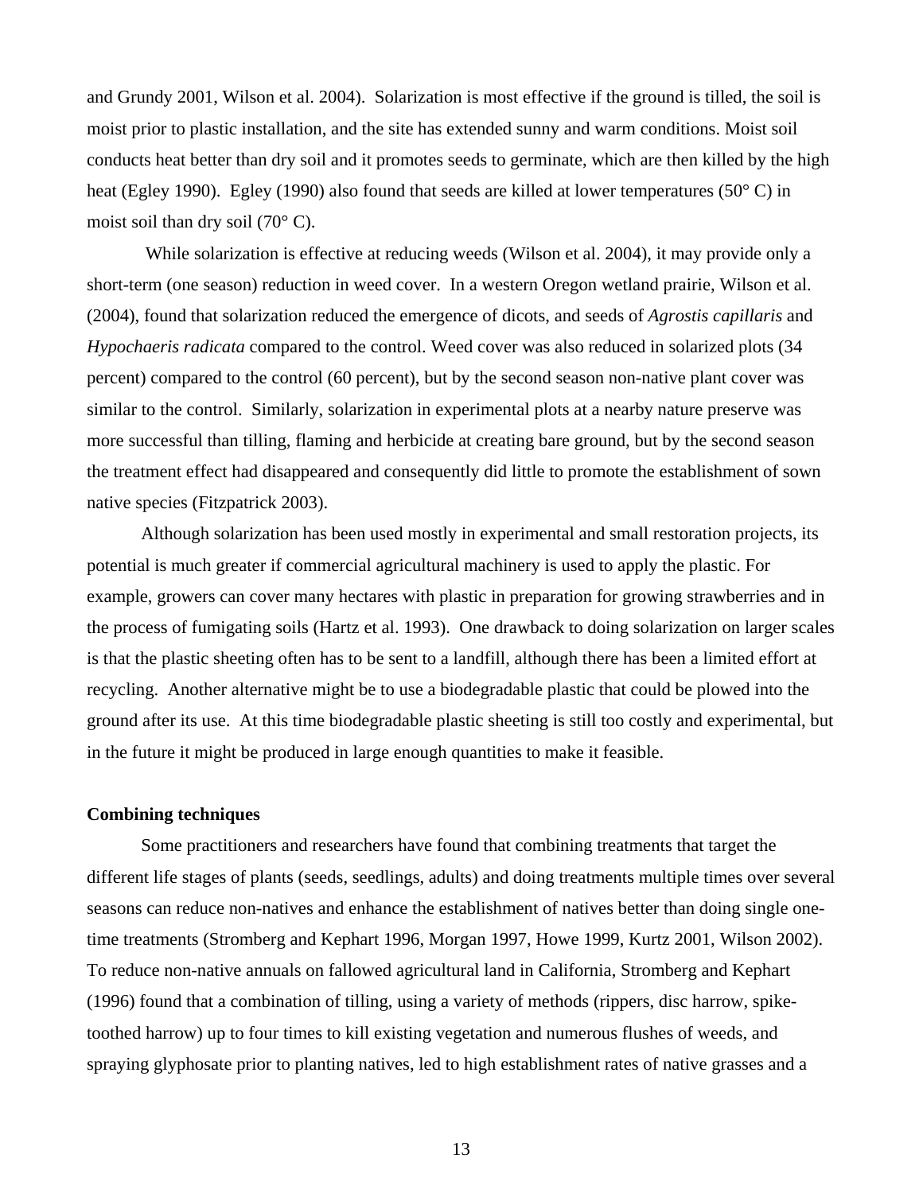and Grundy 2001, Wilson et al. 2004). Solarization is most effective if the ground is tilled, the soil is moist prior to plastic installation, and the site has extended sunny and warm conditions. Moist soil conducts heat better than dry soil and it promotes seeds to germinate, which are then killed by the high heat (Egley 1990). Egley (1990) also found that seeds are killed at lower temperatures (50° C) in moist soil than dry soil (70° C).

While solarization is effective at reducing weeds (Wilson et al. 2004), it may provide only a short-term (one season) reduction in weed cover. In a western Oregon wetland prairie, Wilson et al. (2004), found that solarization reduced the emergence of dicots, and seeds of *Agrostis capillaris* and *Hypochaeris radicata* compared to the control. Weed cover was also reduced in solarized plots (34 percent) compared to the control (60 percent), but by the second season non-native plant cover was similar to the control. Similarly, solarization in experimental plots at a nearby nature preserve was more successful than tilling, flaming and herbicide at creating bare ground, but by the second season the treatment effect had disappeared and consequently did little to promote the establishment of sown native species (Fitzpatrick 2003).

Although solarization has been used mostly in experimental and small restoration projects, its potential is much greater if commercial agricultural machinery is used to apply the plastic. For example, growers can cover many hectares with plastic in preparation for growing strawberries and in the process of fumigating soils (Hartz et al. 1993). One drawback to doing solarization on larger scales is that the plastic sheeting often has to be sent to a landfill, although there has been a limited effort at recycling. Another alternative might be to use a biodegradable plastic that could be plowed into the ground after its use. At this time biodegradable plastic sheeting is still too costly and experimental, but in the future it might be produced in large enough quantities to make it feasible.

**Combining techniques**

Some practitioners and researchers have found that combining treatments that target the different life stages of plants (seeds, seedlings, adults) and doing treatments multiple times over several seasons can reduce non-natives and enhance the establishment of natives better than doing single one-time treatments (Stromberg and Kephart 1996, Morgan 1997, Howe 1999, Kurtz 2001, Wilson 2002). To reduce non-native annuals on fallowed agricultural land in California, Stromberg and Kephart (1996) found that a combination of tilling, using a variety of methods (rippers, disc harrow, spike-toothed harrow) up to four times to kill existing vegetation and numerous flushes of weeds, and spraying glyphosate prior to planting natives, led to high establishment rates of native grasses and a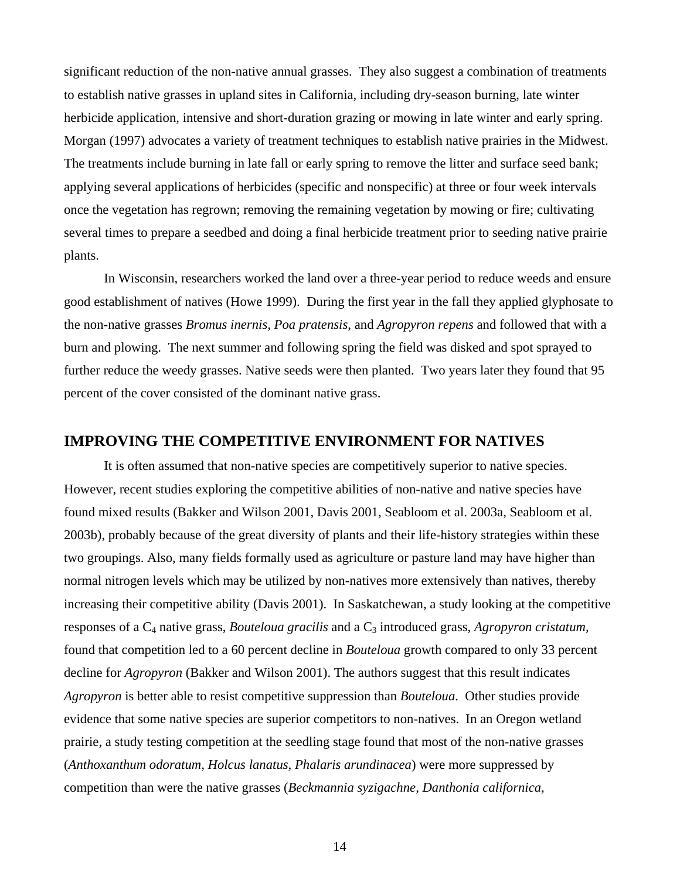significant reduction of the non-native annual grasses. They also suggest a combination of treatments to establish native grasses in upland sites in California, including dry-season burning, late winter herbicide application, intensive and short-duration grazing or mowing in late winter and early spring. Morgan (1997) advocates a variety of treatment techniques to establish native prairies in the Midwest. The treatments include burning in late fall or early spring to remove the litter and surface seed bank; applying several applications of herbicides (specific and nonspecific) at three or four week intervals once the vegetation has regrown; removing the remaining vegetation by mowing or fire; cultivating several times to prepare a seedbed and doing a final herbicide treatment prior to seeding native prairie plants.

In Wisconsin, researchers worked the land over a three-year period to reduce weeds and ensure good establishment of natives (Howe 1999). During the first year in the fall they applied glyphosate to the non-native grasses *Bromus inernis, Poa pratensis*, and *Agropyron repens* and followed that with a burn and plowing. The next summer and following spring the field was disked and spot sprayed to further reduce the weedy grasses. Native seeds were then planted. Two years later they found that 95 percent of the cover consisted of the dominant native grass.

## IMPROVING THE COMPETITIVE ENVIRONMENT FOR NATIVES

It is often assumed that non-native species are competitively superior to native species. However, recent studies exploring the competitive abilities of non-native and native species have found mixed results (Bakker and Wilson 2001, Davis 2001, Seabloom et al. 2003a, Seabloom et al. 2003b), probably because of the great diversity of plants and their life-history strategies within these two groupings. Also, many fields formally used as agriculture or pasture land may have higher than normal nitrogen levels which may be utilized by non-natives more extensively than natives, thereby increasing their competitive ability (Davis 2001). In Saskatchewan, a study looking at the competitive responses of a $C_4$ native grass, *Bouteloua gracilis* and a $C_3$ introduced grass, *Agropyron cristatum*, found that competition led to a 60 percent decline in *Bouteloua* growth compared to only 33 percent decline for *Agropyron* (Bakker and Wilson 2001). The authors suggest that this result indicates *Agropyron* is better able to resist competitive suppression than *Bouteloua*. Other studies provide evidence that some native species are superior competitors to non-natives. In an Oregon wetland prairie, a study testing competition at the seedling stage found that most of the non-native grasses (*Anthoxanthum odoratum, Holcus lanatus, Phalaris arundinacea*) were more suppressed by competition than were the native grasses (*Beckmannia syzigachne, Danthonia californica,*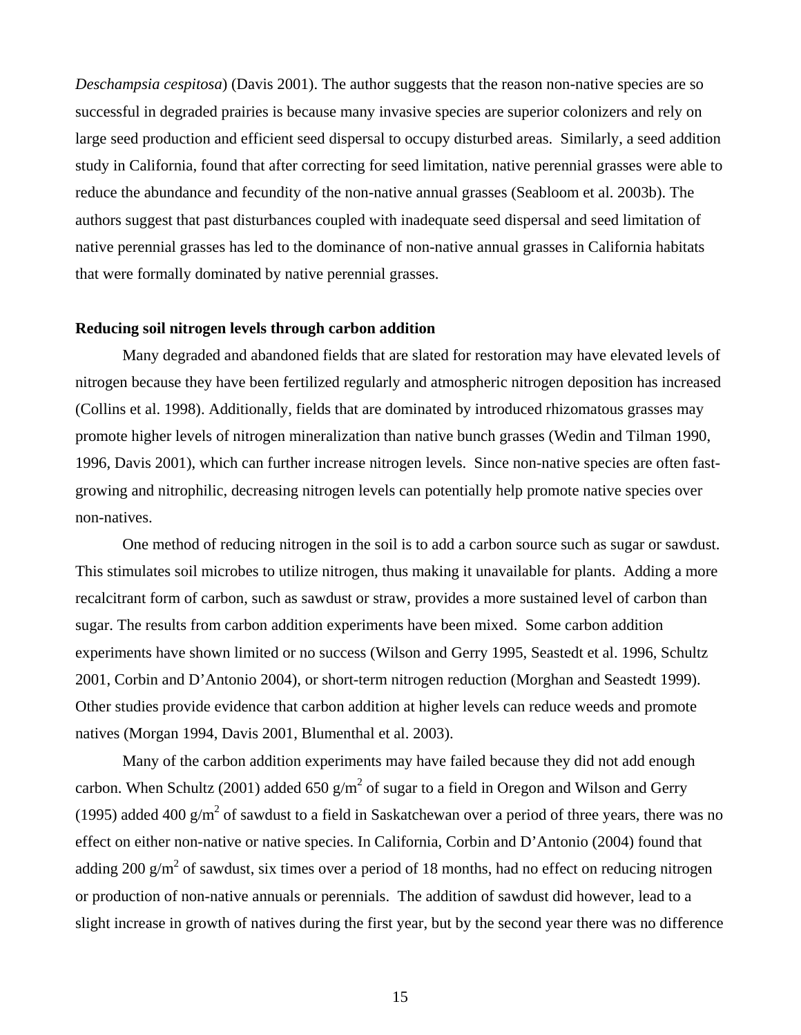*Deschampsia cespitosa*) (Davis 2001). The author suggests that the reason non-native species are so successful in degraded prairies is because many invasive species are superior colonizers and rely on large seed production and efficient seed dispersal to occupy disturbed areas. Similarly, a seed addition study in California, found that after correcting for seed limitation, native perennial grasses were able to reduce the abundance and fecundity of the non-native annual grasses (Seabloom et al. 2003b). The authors suggest that past disturbances coupled with inadequate seed dispersal and seed limitation of native perennial grasses has led to the dominance of non-native annual grasses in California habitats that were formally dominated by native perennial grasses.

**Reducing soil nitrogen levels through carbon addition**

Many degraded and abandoned fields that are slated for restoration may have elevated levels of nitrogen because they have been fertilized regularly and atmospheric nitrogen deposition has increased (Collins et al. 1998). Additionally, fields that are dominated by introduced rhizomatous grasses may promote higher levels of nitrogen mineralization than native bunch grasses (Wedin and Tilman 1990, 1996, Davis 2001), which can further increase nitrogen levels. Since non-native species are often fast-growing and nitrophilic, decreasing nitrogen levels can potentially help promote native species over non-natives.

One method of reducing nitrogen in the soil is to add a carbon source such as sugar or sawdust. This stimulates soil microbes to utilize nitrogen, thus making it unavailable for plants. Adding a more recalcitrant form of carbon, such as sawdust or straw, provides a more sustained level of carbon than sugar. The results from carbon addition experiments have been mixed. Some carbon addition experiments have shown limited or no success (Wilson and Gerry 1995, Seastedt et al. 1996, Schultz 2001, Corbin and D'Antonio 2004), or short-term nitrogen reduction (Morghan and Seastedt 1999). Other studies provide evidence that carbon addition at higher levels can reduce weeds and promote natives (Morgan 1994, Davis 2001, Blumenthal et al. 2003).

Many of the carbon addition experiments may have failed because they did not add enough carbon. When Schultz (2001) added 650 $g/m^2$ of sugar to a field in Oregon and Wilson and Gerry (1995) added 400 $g/m^2$ of sawdust to a field in Saskatchewan over a period of three years, there was no effect on either non-native or native species. In California, Corbin and D'Antonio (2004) found that adding 200 $g/m^2$ of sawdust, six times over a period of 18 months, had no effect on reducing nitrogen or production of non-native annuals or perennials. The addition of sawdust did however, lead to a slight increase in growth of natives during the first year, but by the second year there was no difference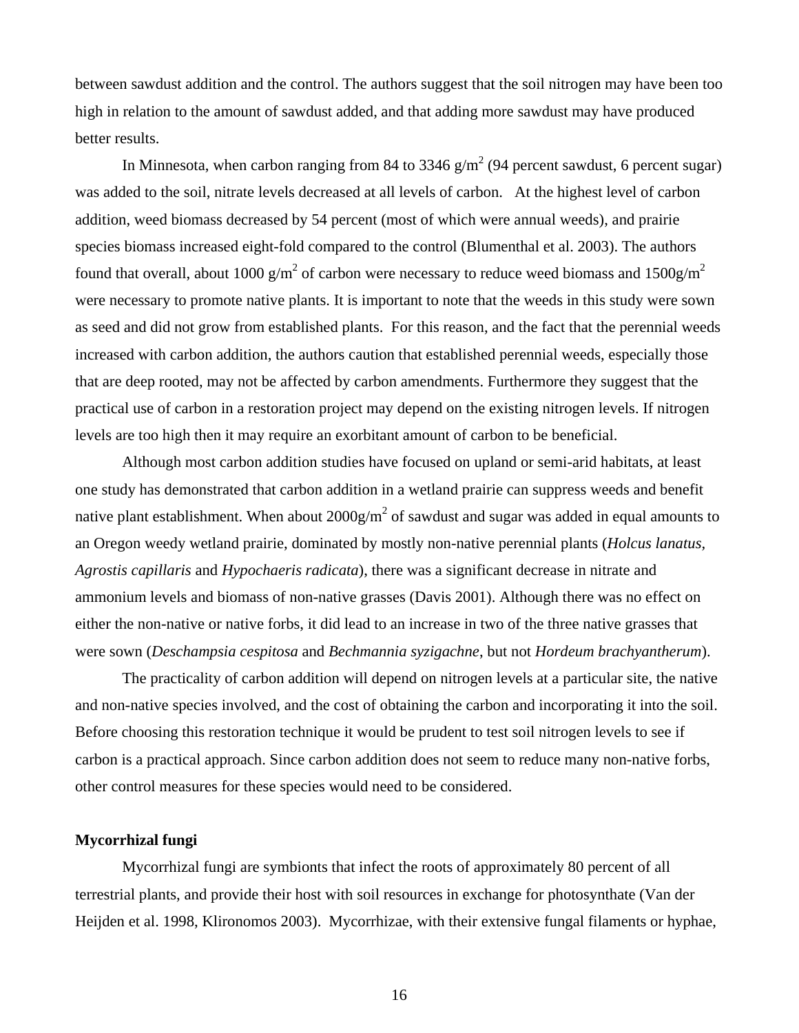between sawdust addition and the control. The authors suggest that the soil nitrogen may have been too high in relation to the amount of sawdust added, and that adding more sawdust may have produced better results.

In Minnesota, when carbon ranging from 84 to 3346 $g/m^2$ (94 percent sawdust, 6 percent sugar) was added to the soil, nitrate levels decreased at all levels of carbon. At the highest level of carbon addition, weed biomass decreased by 54 percent (most of which were annual weeds), and prairie species biomass increased eight-fold compared to the control (Blumenthal et al. 2003). The authors found that overall, about 1000 $g/m^2$ of carbon were necessary to reduce weed biomass and 1500$g/m^2$ were necessary to promote native plants. It is important to note that the weeds in this study were sown as seed and did not grow from established plants. For this reason, and the fact that the perennial weeds increased with carbon addition, the authors caution that established perennial weeds, especially those that are deep rooted, may not be affected by carbon amendments. Furthermore they suggest that the practical use of carbon in a restoration project may depend on the existing nitrogen levels. If nitrogen levels are too high then it may require an exorbitant amount of carbon to be beneficial.

Although most carbon addition studies have focused on upland or semi-arid habitats, at least one study has demonstrated that carbon addition in a wetland prairie can suppress weeds and benefit native plant establishment. When about 2000$g/m^2$ of sawdust and sugar was added in equal amounts to an Oregon weedy wetland prairie, dominated by mostly non-native perennial plants (*Holcus lanatus, Agrostis capillaris* and *Hypochaeris radicata*), there was a significant decrease in nitrate and ammonium levels and biomass of non-native grasses (Davis 2001). Although there was no effect on either the non-native or native forbs, it did lead to an increase in two of the three native grasses that were sown (*Deschampsia cespitosa* and *Bechmannia syzigachne*, but not *Hordeum brachyantherum*).

The practicality of carbon addition will depend on nitrogen levels at a particular site, the native and non-native species involved, and the cost of obtaining the carbon and incorporating it into the soil. Before choosing this restoration technique it would be prudent to test soil nitrogen levels to see if carbon is a practical approach. Since carbon addition does not seem to reduce many non-native forbs, other control measures for these species would need to be considered.

**Mycorrhizal fungi**

Mycorrhizal fungi are symbionts that infect the roots of approximately 80 percent of all terrestrial plants, and provide their host with soil resources in exchange for photosynthate (Van der Heijden et al. 1998, Klironomos 2003). Mycorrhizae, with their extensive fungal filaments or hyphae,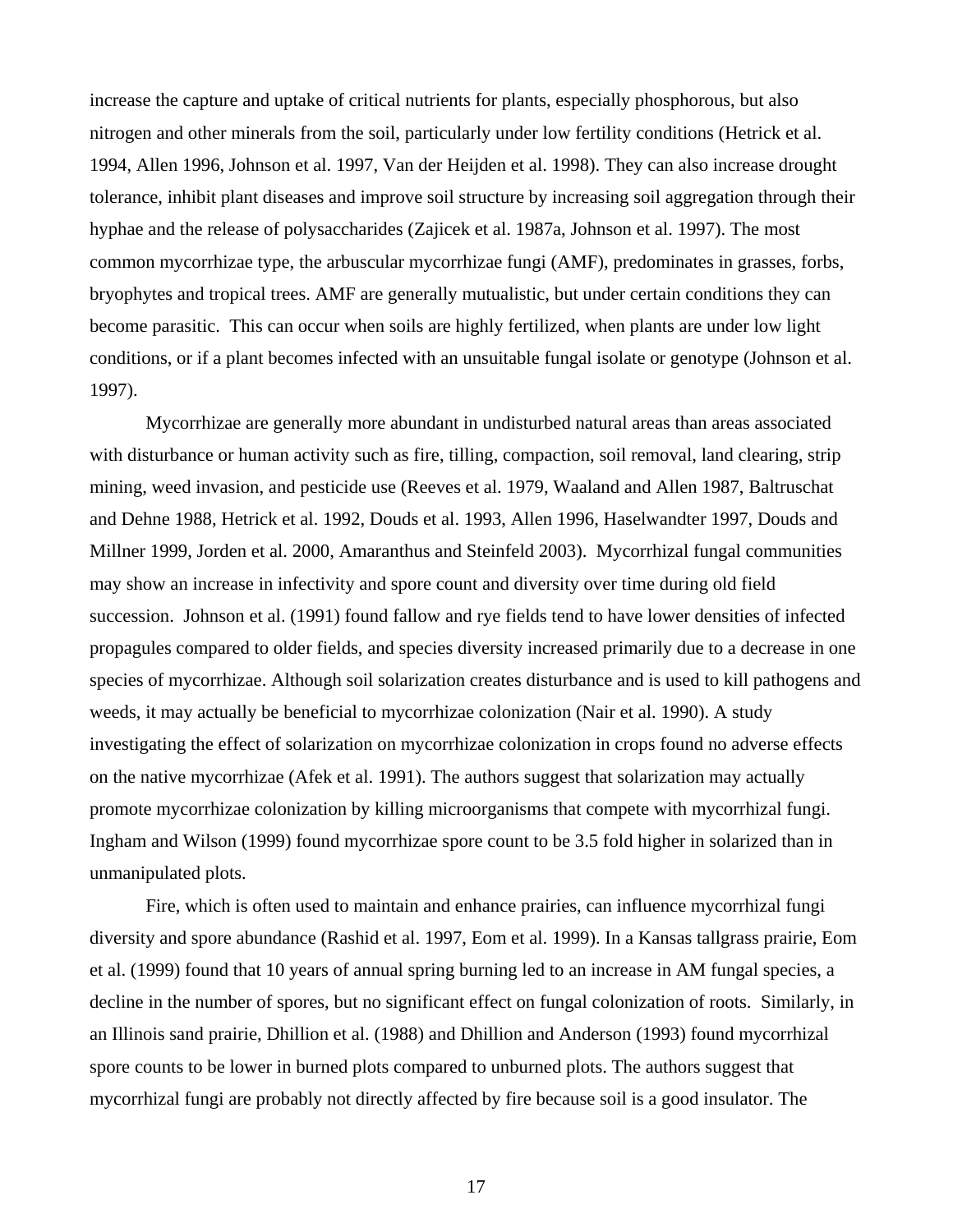increase the capture and uptake of critical nutrients for plants, especially phosphorous, but also nitrogen and other minerals from the soil, particularly under low fertility conditions (Hetrick et al. 1994, Allen 1996, Johnson et al. 1997, Van der Heijden et al. 1998). They can also increase drought tolerance, inhibit plant diseases and improve soil structure by increasing soil aggregation through their hyphae and the release of polysaccharides (Zajicek et al. 1987a, Johnson et al. 1997). The most common mycorrhizae type, the arbuscular mycorrhizae fungi (AMF), predominates in grasses, forbs, bryophytes and tropical trees. AMF are generally mutualistic, but under certain conditions they can become parasitic. This can occur when soils are highly fertilized, when plants are under low light conditions, or if a plant becomes infected with an unsuitable fungal isolate or genotype (Johnson et al. 1997).

Mycorrhizae are generally more abundant in undisturbed natural areas than areas associated with disturbance or human activity such as fire, tilling, compaction, soil removal, land clearing, strip mining, weed invasion, and pesticide use (Reeves et al. 1979, Waaland and Allen 1987, Baltruschat and Dehne 1988, Hetrick et al. 1992, Douds et al. 1993, Allen 1996, Haselwandter 1997, Douds and Millner 1999, Jorden et al. 2000, Amaranthus and Steinfeld 2003). Mycorrhizal fungal communities may show an increase in infectivity and spore count and diversity over time during old field succession. Johnson et al. (1991) found fallow and rye fields tend to have lower densities of infected propagules compared to older fields, and species diversity increased primarily due to a decrease in one species of mycorrhizae. Although soil solarization creates disturbance and is used to kill pathogens and weeds, it may actually be beneficial to mycorrhizae colonization (Nair et al. 1990). A study investigating the effect of solarization on mycorrhizae colonization in crops found no adverse effects on the native mycorrhizae (Afek et al. 1991). The authors suggest that solarization may actually promote mycorrhizae colonization by killing microorganisms that compete with mycorrhizal fungi. Ingham and Wilson (1999) found mycorrhizae spore count to be 3.5 fold higher in solarized than in unmanipulated plots.

Fire, which is often used to maintain and enhance prairies, can influence mycorrhizal fungi diversity and spore abundance (Rashid et al. 1997, Eom et al. 1999). In a Kansas tallgrass prairie, Eom et al. (1999) found that 10 years of annual spring burning led to an increase in AM fungal species, a decline in the number of spores, but no significant effect on fungal colonization of roots. Similarly, in an Illinois sand prairie, Dhillion et al. (1988) and Dhillion and Anderson (1993) found mycorrhizal spore counts to be lower in burned plots compared to unburned plots. The authors suggest that mycorrhizal fungi are probably not directly affected by fire because soil is a good insulator. The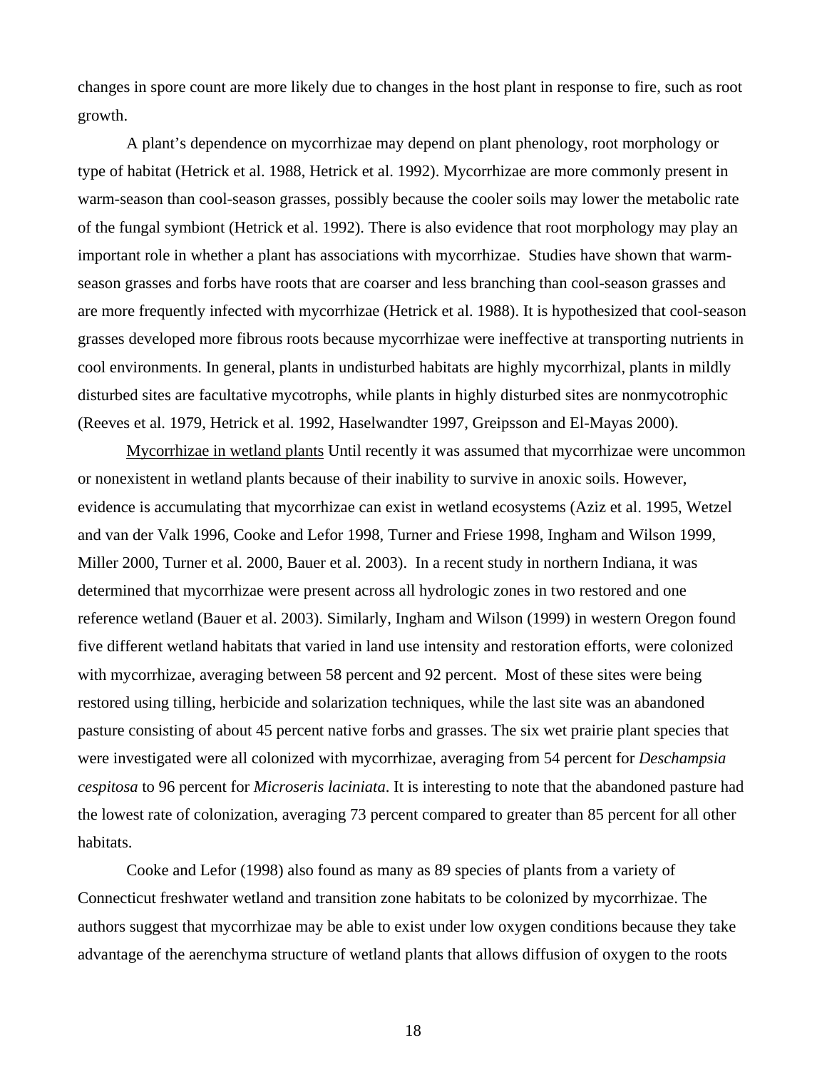changes in spore count are more likely due to changes in the host plant in response to fire, such as root growth.

A plant's dependence on mycorrhizae may depend on plant phenology, root morphology or type of habitat (Hetrick et al. 1988, Hetrick et al. 1992). Mycorrhizae are more commonly present in warm-season than cool-season grasses, possibly because the cooler soils may lower the metabolic rate of the fungal symbiont (Hetrick et al. 1992). There is also evidence that root morphology may play an important role in whether a plant has associations with mycorrhizae. Studies have shown that warm-season grasses and forbs have roots that are coarser and less branching than cool-season grasses and are more frequently infected with mycorrhizae (Hetrick et al. 1988). It is hypothesized that cool-season grasses developed more fibrous roots because mycorrhizae were ineffective at transporting nutrients in cool environments. In general, plants in undisturbed habitats are highly mycorrhizal, plants in mildly disturbed sites are facultative mycotrophs, while plants in highly disturbed sites are nonmycotrophic (Reeves et al. 1979, Hetrick et al. 1992, Haselwandter 1997, Greipsson and El-Mayas 2000).

<u>Mycorrhizae in wetland plants</u> Until recently it was assumed that mycorrhizae were uncommon or nonexistent in wetland plants because of their inability to survive in anoxic soils. However, evidence is accumulating that mycorrhizae can exist in wetland ecosystems (Aziz et al. 1995, Wetzel and van der Valk 1996, Cooke and Lefor 1998, Turner and Friese 1998, Ingham and Wilson 1999, Miller 2000, Turner et al. 2000, Bauer et al. 2003). In a recent study in northern Indiana, it was determined that mycorrhizae were present across all hydrologic zones in two restored and one reference wetland (Bauer et al. 2003). Similarly, Ingham and Wilson (1999) in western Oregon found five different wetland habitats that varied in land use intensity and restoration efforts, were colonized with mycorrhizae, averaging between 58 percent and 92 percent. Most of these sites were being restored using tilling, herbicide and solarization techniques, while the last site was an abandoned pasture consisting of about 45 percent native forbs and grasses. The six wet prairie plant species that were investigated were all colonized with mycorrhizae, averaging from 54 percent for *Deschampsia cespitosa* to 96 percent for *Microseris laciniata*. It is interesting to note that the abandoned pasture had the lowest rate of colonization, averaging 73 percent compared to greater than 85 percent for all other habitats.

Cooke and Lefor (1998) also found as many as 89 species of plants from a variety of Connecticut freshwater wetland and transition zone habitats to be colonized by mycorrhizae. The authors suggest that mycorrhizae may be able to exist under low oxygen conditions because they take advantage of the aerenchyma structure of wetland plants that allows diffusion of oxygen to the roots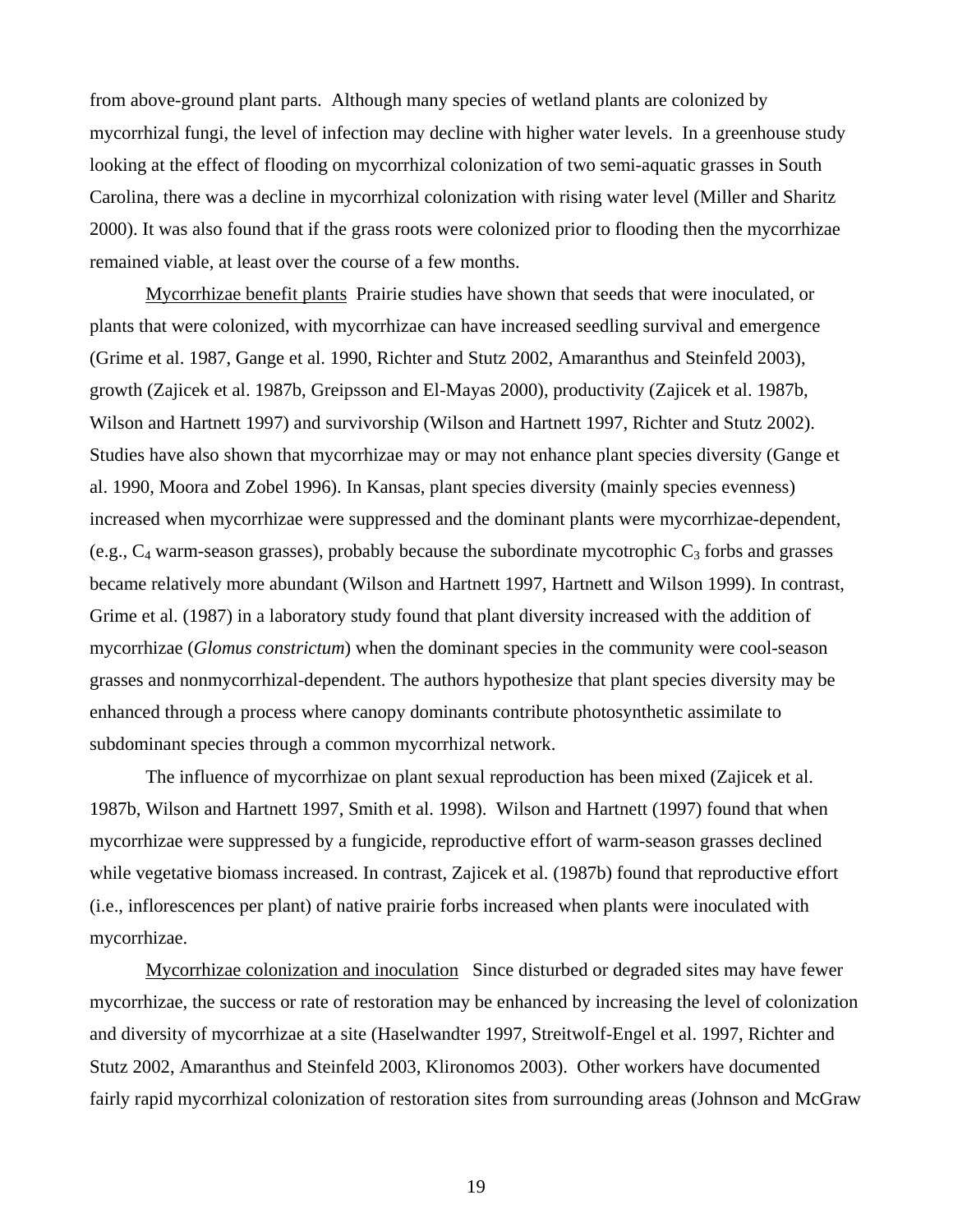from above-ground plant parts. Although many species of wetland plants are colonized by mycorrhizal fungi, the level of infection may decline with higher water levels. In a greenhouse study looking at the effect of flooding on mycorrhizal colonization of two semi-aquatic grasses in South Carolina, there was a decline in mycorrhizal colonization with rising water level (Miller and Sharitz 2000). It was also found that if the grass roots were colonized prior to flooding then the mycorrhizae remained viable, at least over the course of a few months.

<u>Mycorrhizae benefit plants</u> Prairie studies have shown that seeds that were inoculated, or plants that were colonized, with mycorrhizae can have increased seedling survival and emergence (Grime et al. 1987, Gange et al. 1990, Richter and Stutz 2002, Amaranthus and Steinfeld 2003), growth (Zajicek et al. 1987b, Greipsson and El-Mayas 2000), productivity (Zajicek et al. 1987b, Wilson and Hartnett 1997) and survivorship (Wilson and Hartnett 1997, Richter and Stutz 2002). Studies have also shown that mycorrhizae may or may not enhance plant species diversity (Gange et al. 1990, Moora and Zobel 1996). In Kansas, plant species diversity (mainly species evenness) increased when mycorrhizae were suppressed and the dominant plants were mycorrhizae-dependent, (e.g., $C_4$ warm-season grasses), probably because the subordinate mycotrophic $C_3$ forbs and grasses became relatively more abundant (Wilson and Hartnett 1997, Hartnett and Wilson 1999). In contrast, Grime et al. (1987) in a laboratory study found that plant diversity increased with the addition of mycorrhizae (*Glomus constrictum*) when the dominant species in the community were cool-season grasses and nonmycorrhizal-dependent. The authors hypothesize that plant species diversity may be enhanced through a process where canopy dominants contribute photosynthetic assimilate to subdominant species through a common mycorrhizal network.

The influence of mycorrhizae on plant sexual reproduction has been mixed (Zajicek et al. 1987b, Wilson and Hartnett 1997, Smith et al. 1998). Wilson and Hartnett (1997) found that when mycorrhizae were suppressed by a fungicide, reproductive effort of warm-season grasses declined while vegetative biomass increased. In contrast, Zajicek et al. (1987b) found that reproductive effort (i.e., inflorescences per plant) of native prairie forbs increased when plants were inoculated with mycorrhizae.

<u>Mycorrhizae colonization and inoculation</u> Since disturbed or degraded sites may have fewer mycorrhizae, the success or rate of restoration may be enhanced by increasing the level of colonization and diversity of mycorrhizae at a site (Haselwandter 1997, Streitwolf-Engel et al. 1997, Richter and Stutz 2002, Amaranthus and Steinfeld 2003, Klironomos 2003). Other workers have documented fairly rapid mycorrhizal colonization of restoration sites from surrounding areas (Johnson and McGraw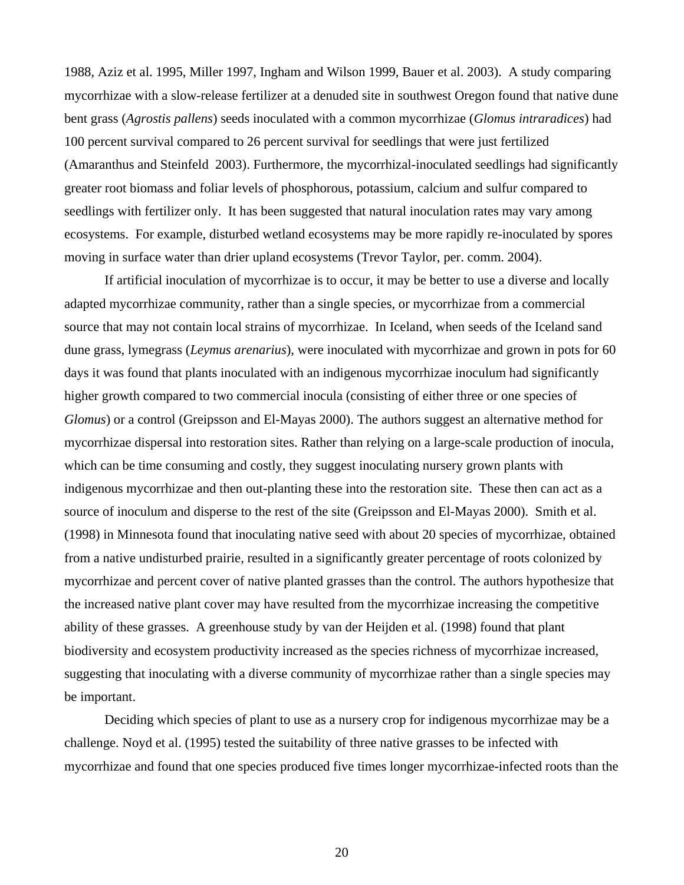1988, Aziz et al. 1995, Miller 1997, Ingham and Wilson 1999, Bauer et al. 2003). A study comparing mycorrhizae with a slow-release fertilizer at a denuded site in southwest Oregon found that native dune bent grass (*Agrostis pallens*) seeds inoculated with a common mycorrhizae (*Glomus intraradices*) had 100 percent survival compared to 26 percent survival for seedlings that were just fertilized (Amaranthus and Steinfeld 2003). Furthermore, the mycorrhizal-inoculated seedlings had significantly greater root biomass and foliar levels of phosphorous, potassium, calcium and sulfur compared to seedlings with fertilizer only. It has been suggested that natural inoculation rates may vary among ecosystems. For example, disturbed wetland ecosystems may be more rapidly re-inoculated by spores moving in surface water than drier upland ecosystems (Trevor Taylor, per. comm. 2004).

If artificial inoculation of mycorrhizae is to occur, it may be better to use a diverse and locally adapted mycorrhizae community, rather than a single species, or mycorrhizae from a commercial source that may not contain local strains of mycorrhizae. In Iceland, when seeds of the Iceland sand dune grass, lymegrass (*Leymus arenarius*), were inoculated with mycorrhizae and grown in pots for 60 days it was found that plants inoculated with an indigenous mycorrhizae inoculum had significantly higher growth compared to two commercial inocula (consisting of either three or one species of *Glomus*) or a control (Greipsson and El-Mayas 2000). The authors suggest an alternative method for mycorrhizae dispersal into restoration sites. Rather than relying on a large-scale production of inocula, which can be time consuming and costly, they suggest inoculating nursery grown plants with indigenous mycorrhizae and then out-planting these into the restoration site. These then can act as a source of inoculum and disperse to the rest of the site (Greipsson and El-Mayas 2000). Smith et al. (1998) in Minnesota found that inoculating native seed with about 20 species of mycorrhizae, obtained from a native undisturbed prairie, resulted in a significantly greater percentage of roots colonized by mycorrhizae and percent cover of native planted grasses than the control. The authors hypothesize that the increased native plant cover may have resulted from the mycorrhizae increasing the competitive ability of these grasses. A greenhouse study by van der Heijden et al. (1998) found that plant biodiversity and ecosystem productivity increased as the species richness of mycorrhizae increased, suggesting that inoculating with a diverse community of mycorrhizae rather than a single species may be important.

Deciding which species of plant to use as a nursery crop for indigenous mycorrhizae may be a challenge. Noyd et al. (1995) tested the suitability of three native grasses to be infected with mycorrhizae and found that one species produced five times longer mycorrhizae-infected roots than the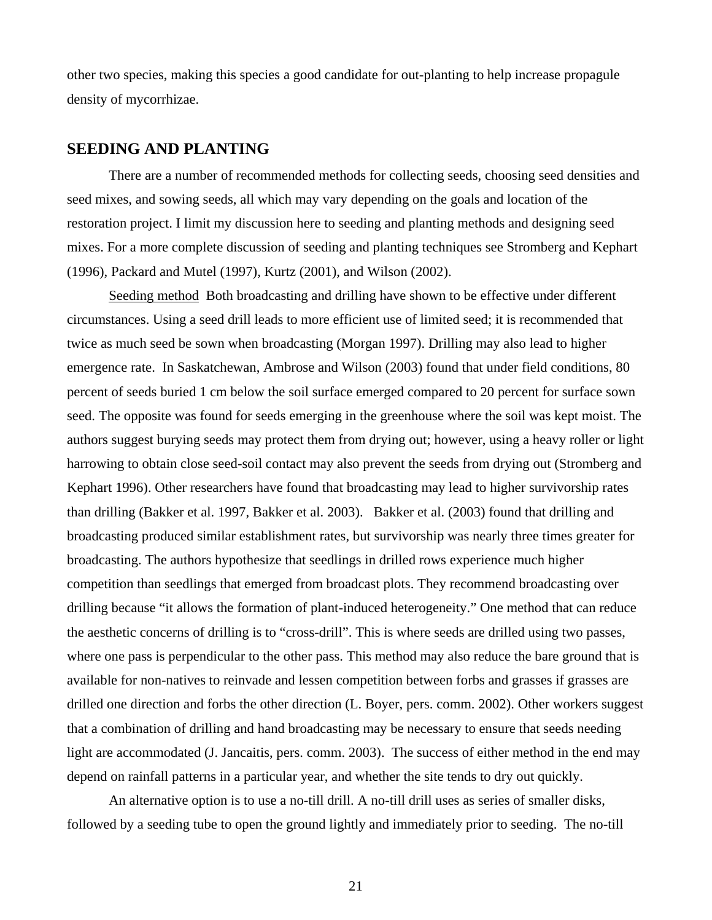other two species, making this species a good candidate for out-planting to help increase propagule density of mycorrhizae.

## SEEDING AND PLANTING

There are a number of recommended methods for collecting seeds, choosing seed densities and seed mixes, and sowing seeds, all which may vary depending on the goals and location of the restoration project. I limit my discussion here to seeding and planting methods and designing seed mixes. For a more complete discussion of seeding and planting techniques see Stromberg and Kephart (1996), Packard and Mutel (1997), Kurtz (2001), and Wilson (2002).

<u>Seeding method</u> Both broadcasting and drilling have shown to be effective under different circumstances. Using a seed drill leads to more efficient use of limited seed; it is recommended that twice as much seed be sown when broadcasting (Morgan 1997). Drilling may also lead to higher emergence rate. In Saskatchewan, Ambrose and Wilson (2003) found that under field conditions, 80 percent of seeds buried 1 cm below the soil surface emerged compared to 20 percent for surface sown seed. The opposite was found for seeds emerging in the greenhouse where the soil was kept moist. The authors suggest burying seeds may protect them from drying out; however, using a heavy roller or light harrowing to obtain close seed-soil contact may also prevent the seeds from drying out (Stromberg and Kephart 1996). Other researchers have found that broadcasting may lead to higher survivorship rates than drilling (Bakker et al. 1997, Bakker et al. 2003). Bakker et al. (2003) found that drilling and broadcasting produced similar establishment rates, but survivorship was nearly three times greater for broadcasting. The authors hypothesize that seedlings in drilled rows experience much higher competition than seedlings that emerged from broadcast plots. They recommend broadcasting over drilling because "it allows the formation of plant-induced heterogeneity." One method that can reduce the aesthetic concerns of drilling is to "cross-drill". This is where seeds are drilled using two passes, where one pass is perpendicular to the other pass. This method may also reduce the bare ground that is available for non-natives to reinvade and lessen competition between forbs and grasses if grasses are drilled one direction and forbs the other direction (L. Boyer, pers. comm. 2002). Other workers suggest that a combination of drilling and hand broadcasting may be necessary to ensure that seeds needing light are accommodated (J. Jancaitis, pers. comm. 2003). The success of either method in the end may depend on rainfall patterns in a particular year, and whether the site tends to dry out quickly.

An alternative option is to use a no-till drill. A no-till drill uses as series of smaller disks, followed by a seeding tube to open the ground lightly and immediately prior to seeding. The no-till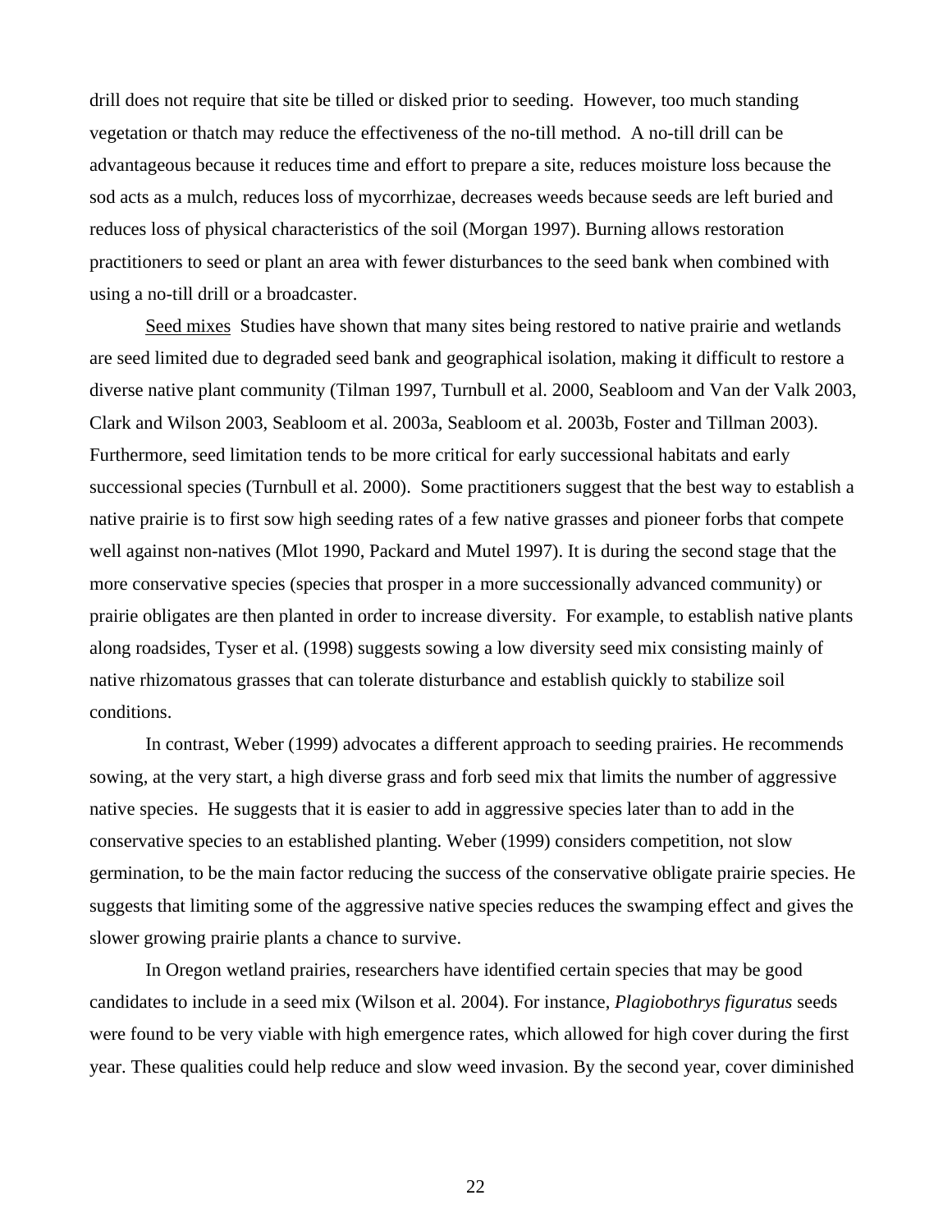drill does not require that site be tilled or disked prior to seeding. However, too much standing vegetation or thatch may reduce the effectiveness of the no-till method. A no-till drill can be advantageous because it reduces time and effort to prepare a site, reduces moisture loss because the sod acts as a mulch, reduces loss of mycorrhizae, decreases weeds because seeds are left buried and reduces loss of physical characteristics of the soil (Morgan 1997). Burning allows restoration practitioners to seed or plant an area with fewer disturbances to the seed bank when combined with using a no-till drill or a broadcaster.

Seed mixes Studies have shown that many sites being restored to native prairie and wetlands are seed limited due to degraded seed bank and geographical isolation, making it difficult to restore a diverse native plant community (Tilman 1997, Turnbull et al. 2000, Seabloom and Van der Valk 2003, Clark and Wilson 2003, Seabloom et al. 2003a, Seabloom et al. 2003b, Foster and Tillman 2003). Furthermore, seed limitation tends to be more critical for early successional habitats and early successional species (Turnbull et al. 2000). Some practitioners suggest that the best way to establish a native prairie is to first sow high seeding rates of a few native grasses and pioneer forbs that compete well against non-natives (Mlot 1990, Packard and Mutel 1997). It is during the second stage that the more conservative species (species that prosper in a more successionally advanced community) or prairie obligates are then planted in order to increase diversity. For example, to establish native plants along roadsides, Tyser et al. (1998) suggests sowing a low diversity seed mix consisting mainly of native rhizomatous grasses that can tolerate disturbance and establish quickly to stabilize soil conditions.

In contrast, Weber (1999) advocates a different approach to seeding prairies. He recommends sowing, at the very start, a high diverse grass and forb seed mix that limits the number of aggressive native species. He suggests that it is easier to add in aggressive species later than to add in the conservative species to an established planting. Weber (1999) considers competition, not slow germination, to be the main factor reducing the success of the conservative obligate prairie species. He suggests that limiting some of the aggressive native species reduces the swamping effect and gives the slower growing prairie plants a chance to survive.

In Oregon wetland prairies, researchers have identified certain species that may be good candidates to include in a seed mix (Wilson et al. 2004). For instance, *Plagiobothrys figuratus* seeds were found to be very viable with high emergence rates, which allowed for high cover during the first year. These qualities could help reduce and slow weed invasion. By the second year, cover diminished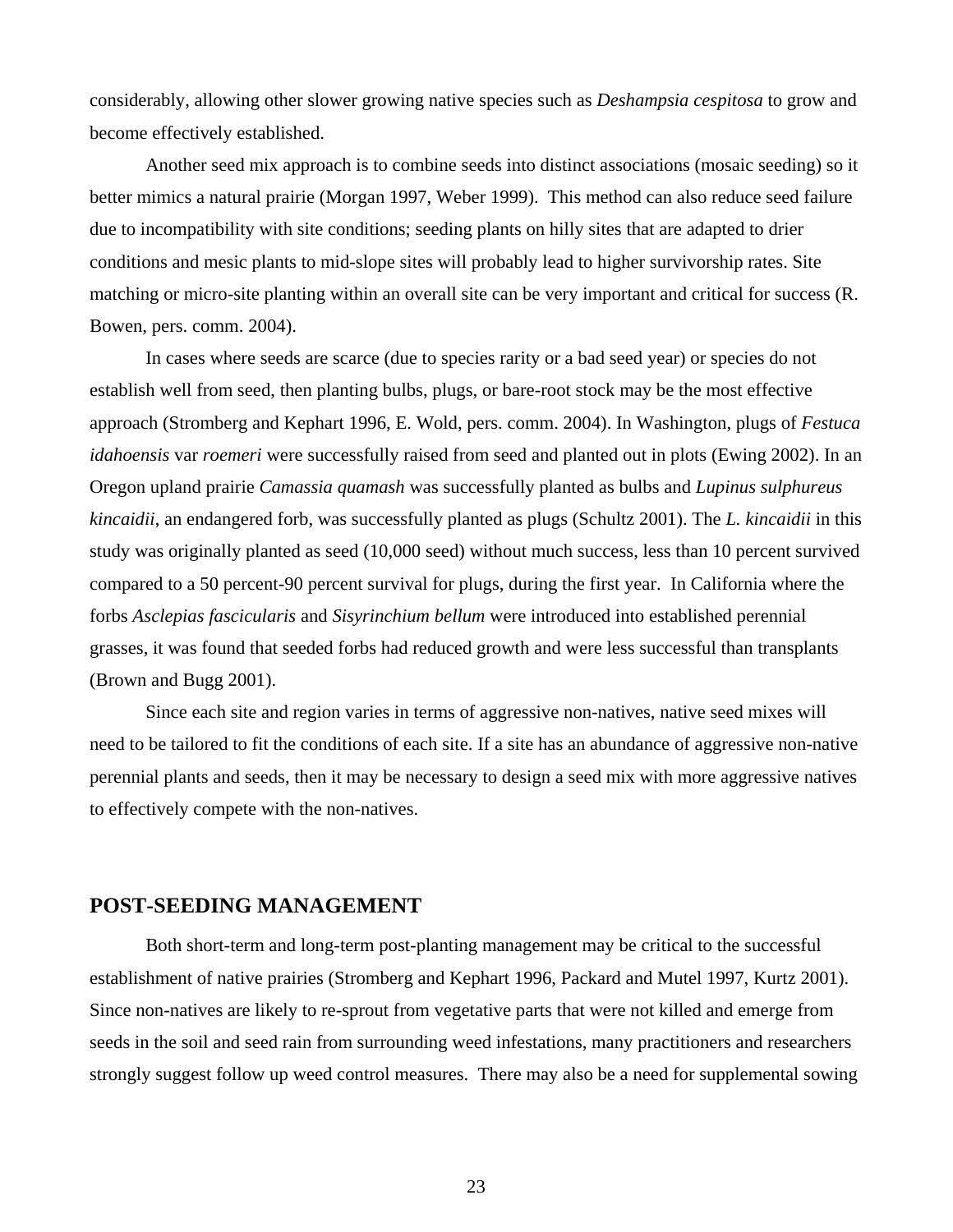considerably, allowing other slower growing native species such as *Deshampsia cespitosa* to grow and become effectively established.

Another seed mix approach is to combine seeds into distinct associations (mosaic seeding) so it better mimics a natural prairie (Morgan 1997, Weber 1999). This method can also reduce seed failure due to incompatibility with site conditions; seeding plants on hilly sites that are adapted to drier conditions and mesic plants to mid-slope sites will probably lead to higher survivorship rates. Site matching or micro-site planting within an overall site can be very important and critical for success (R. Bowen, pers. comm. 2004).

In cases where seeds are scarce (due to species rarity or a bad seed year) or species do not establish well from seed, then planting bulbs, plugs, or bare-root stock may be the most effective approach (Stromberg and Kephart 1996, E. Wold, pers. comm. 2004). In Washington, plugs of *Festuca idahoensis* var *roemeri* were successfully raised from seed and planted out in plots (Ewing 2002). In an Oregon upland prairie *Camassia quamash* was successfully planted as bulbs and *Lupinus sulphureus kincaidii*, an endangered forb, was successfully planted as plugs (Schultz 2001). The *L. kincaidii* in this study was originally planted as seed (10,000 seed) without much success, less than 10 percent survived compared to a 50 percent-90 percent survival for plugs, during the first year. In California where the forbs *Asclepias fascicularis* and *Sisyrinchium bellum* were introduced into established perennial grasses, it was found that seeded forbs had reduced growth and were less successful than transplants (Brown and Bugg 2001).

Since each site and region varies in terms of aggressive non-natives, native seed mixes will need to be tailored to fit the conditions of each site. If a site has an abundance of aggressive non-native perennial plants and seeds, then it may be necessary to design a seed mix with more aggressive natives to effectively compete with the non-natives.

## POST-SEEDING MANAGEMENT

Both short-term and long-term post-planting management may be critical to the successful establishment of native prairies (Stromberg and Kephart 1996, Packard and Mutel 1997, Kurtz 2001). Since non-natives are likely to re-sprout from vegetative parts that were not killed and emerge from seeds in the soil and seed rain from surrounding weed infestations, many practitioners and researchers strongly suggest follow up weed control measures. There may also be a need for supplemental sowing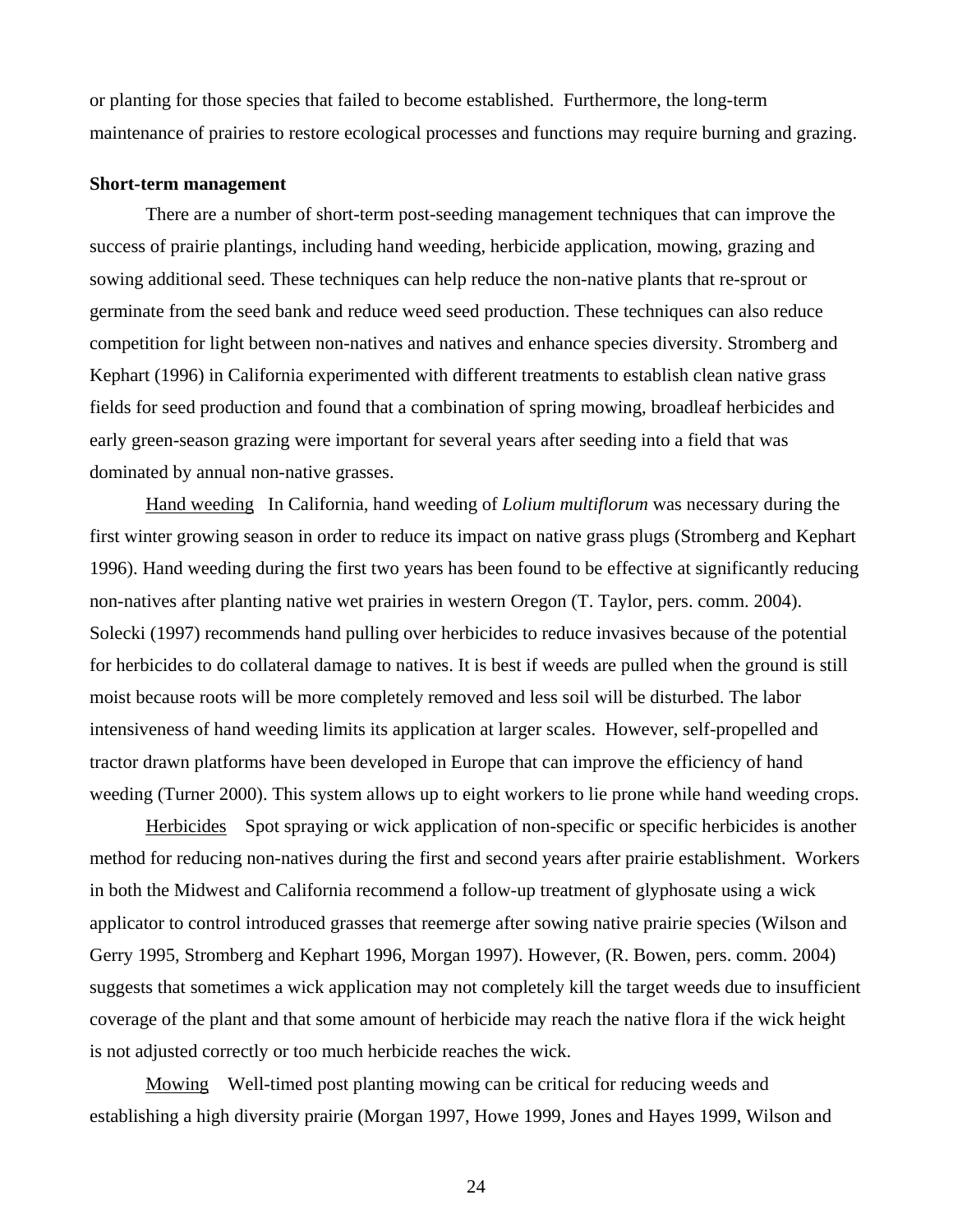or planting for those species that failed to become established. Furthermore, the long-term maintenance of prairies to restore ecological processes and functions may require burning and grazing.

**Short-term management**

There are a number of short-term post-seeding management techniques that can improve the success of prairie plantings, including hand weeding, herbicide application, mowing, grazing and sowing additional seed. These techniques can help reduce the non-native plants that re-sprout or germinate from the seed bank and reduce weed seed production. These techniques can also reduce competition for light between non-natives and natives and enhance species diversity. Stromberg and Kephart (1996) in California experimented with different treatments to establish clean native grass fields for seed production and found that a combination of spring mowing, broadleaf herbicides and early green-season grazing were important for several years after seeding into a field that was dominated by annual non-native grasses.

<u>Hand weeding</u> In California, hand weeding of *Lolium multiflorum* was necessary during the first winter growing season in order to reduce its impact on native grass plugs (Stromberg and Kephart 1996). Hand weeding during the first two years has been found to be effective at significantly reducing non-natives after planting native wet prairies in western Oregon (T. Taylor, pers. comm. 2004). Solecki (1997) recommends hand pulling over herbicides to reduce invasives because of the potential for herbicides to do collateral damage to natives. It is best if weeds are pulled when the ground is still moist because roots will be more completely removed and less soil will be disturbed. The labor intensiveness of hand weeding limits its application at larger scales. However, self-propelled and tractor drawn platforms have been developed in Europe that can improve the efficiency of hand weeding (Turner 2000). This system allows up to eight workers to lie prone while hand weeding crops.

<u>Herbicides</u> Spot spraying or wick application of non-specific or specific herbicides is another method for reducing non-natives during the first and second years after prairie establishment. Workers in both the Midwest and California recommend a follow-up treatment of glyphosate using a wick applicator to control introduced grasses that reemerge after sowing native prairie species (Wilson and Gerry 1995, Stromberg and Kephart 1996, Morgan 1997). However, (R. Bowen, pers. comm. 2004) suggests that sometimes a wick application may not completely kill the target weeds due to insufficient coverage of the plant and that some amount of herbicide may reach the native flora if the wick height is not adjusted correctly or too much herbicide reaches the wick.

<u>Mowing</u> Well-timed post planting mowing can be critical for reducing weeds and establishing a high diversity prairie (Morgan 1997, Howe 1999, Jones and Hayes 1999, Wilson and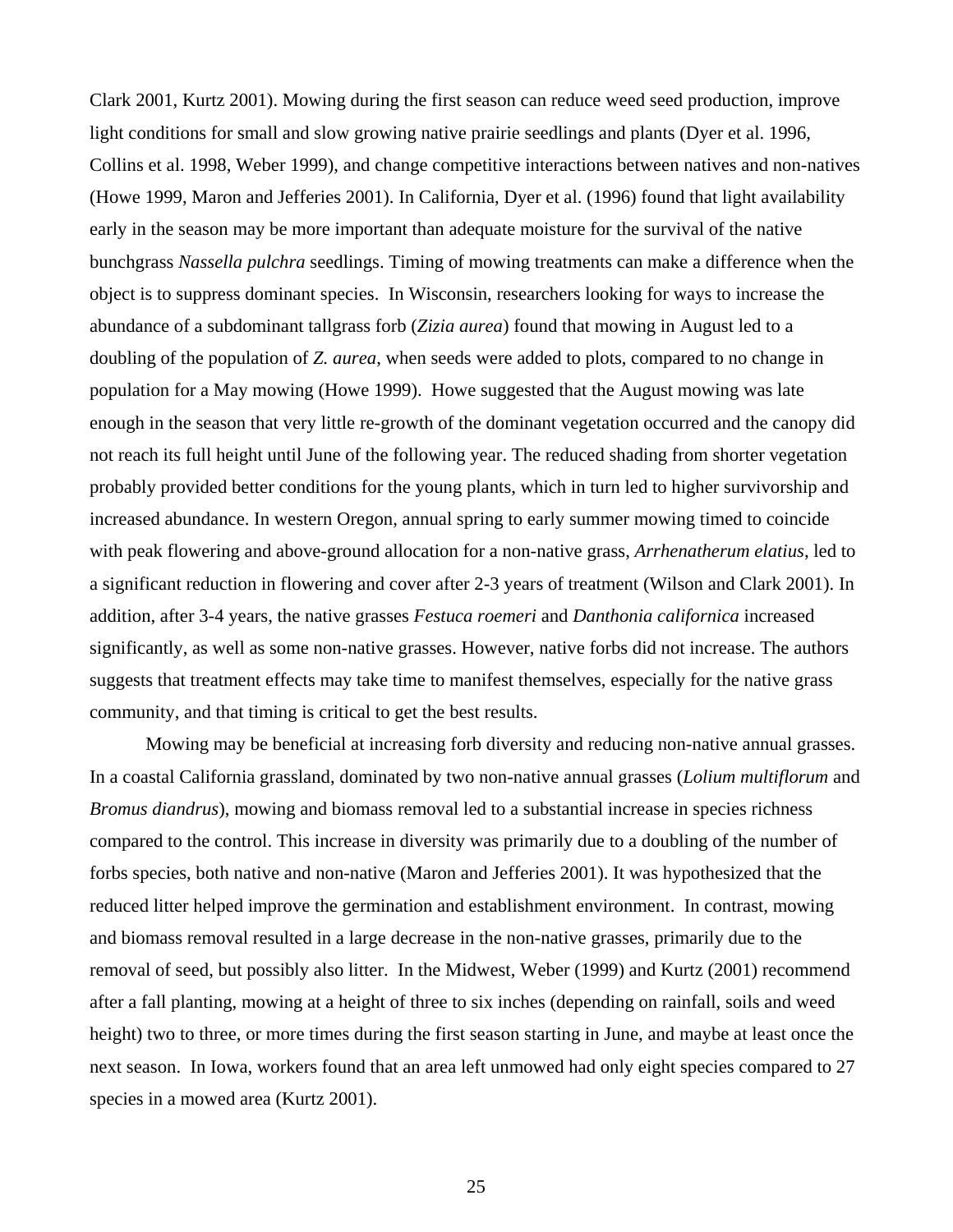Clark 2001, Kurtz 2001). Mowing during the first season can reduce weed seed production, improve light conditions for small and slow growing native prairie seedlings and plants (Dyer et al. 1996, Collins et al. 1998, Weber 1999), and change competitive interactions between natives and non-natives (Howe 1999, Maron and Jefferies 2001). In California, Dyer et al. (1996) found that light availability early in the season may be more important than adequate moisture for the survival of the native bunchgrass *Nassella pulchra* seedlings. Timing of mowing treatments can make a difference when the object is to suppress dominant species. In Wisconsin, researchers looking for ways to increase the abundance of a subdominant tallgrass forb (*Zizia aurea*) found that mowing in August led to a doubling of the population of *Z. aurea*, when seeds were added to plots, compared to no change in population for a May mowing (Howe 1999). Howe suggested that the August mowing was late enough in the season that very little re-growth of the dominant vegetation occurred and the canopy did not reach its full height until June of the following year. The reduced shading from shorter vegetation probably provided better conditions for the young plants, which in turn led to higher survivorship and increased abundance. In western Oregon, annual spring to early summer mowing timed to coincide with peak flowering and above-ground allocation for a non-native grass, *Arrhenatherum elatius*, led to a significant reduction in flowering and cover after 2-3 years of treatment (Wilson and Clark 2001). In addition, after 3-4 years, the native grasses *Festuca roemeri* and *Danthonia californica* increased significantly, as well as some non-native grasses. However, native forbs did not increase. The authors suggests that treatment effects may take time to manifest themselves, especially for the native grass community, and that timing is critical to get the best results.

Mowing may be beneficial at increasing forb diversity and reducing non-native annual grasses. In a coastal California grassland, dominated by two non-native annual grasses (*Lolium multiflorum* and *Bromus diandrus*), mowing and biomass removal led to a substantial increase in species richness compared to the control. This increase in diversity was primarily due to a doubling of the number of forbs species, both native and non-native (Maron and Jefferies 2001). It was hypothesized that the reduced litter helped improve the germination and establishment environment. In contrast, mowing and biomass removal resulted in a large decrease in the non-native grasses, primarily due to the removal of seed, but possibly also litter. In the Midwest, Weber (1999) and Kurtz (2001) recommend after a fall planting, mowing at a height of three to six inches (depending on rainfall, soils and weed height) two to three, or more times during the first season starting in June, and maybe at least once the next season. In Iowa, workers found that an area left unmowed had only eight species compared to 27 species in a mowed area (Kurtz 2001).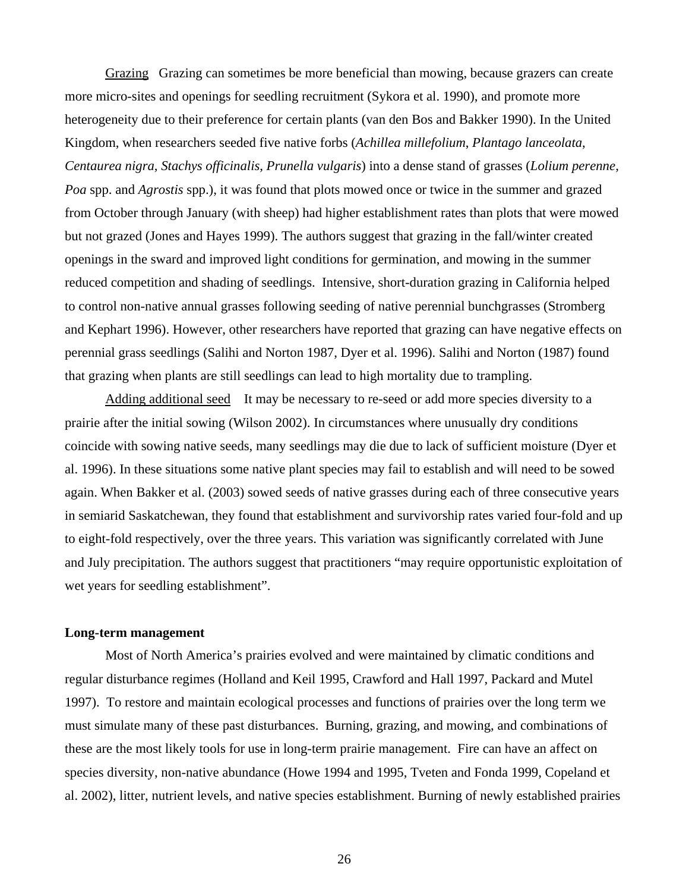Grazing   Grazing can sometimes be more beneficial than mowing, because grazers can create more micro-sites and openings for seedling recruitment (Sykora et al. 1990), and promote more heterogeneity due to their preference for certain plants (van den Bos and Bakker 1990). In the United Kingdom, when researchers seeded five native forbs (*Achillea millefolium*, *Plantago lanceolata*, *Centaurea nigra*, *Stachys officinalis*, *Prunella vulgaris*) into a dense stand of grasses (*Lolium perenne*, *Poa* spp. and *Agrostis* spp.), it was found that plots mowed once or twice in the summer and grazed from October through January (with sheep) had higher establishment rates than plots that were mowed but not grazed (Jones and Hayes 1999). The authors suggest that grazing in the fall/winter created openings in the sward and improved light conditions for germination, and mowing in the summer reduced competition and shading of seedlings. Intensive, short-duration grazing in California helped to control non-native annual grasses following seeding of native perennial bunchgrasses (Stromberg and Kephart 1996). However, other researchers have reported that grazing can have negative effects on perennial grass seedlings (Salihi and Norton 1987, Dyer et al. 1996). Salihi and Norton (1987) found that grazing when plants are still seedlings can lead to high mortality due to trampling.

Adding additional seed   It may be necessary to re-seed or add more species diversity to a prairie after the initial sowing (Wilson 2002). In circumstances where unusually dry conditions coincide with sowing native seeds, many seedlings may die due to lack of sufficient moisture (Dyer et al. 1996). In these situations some native plant species may fail to establish and will need to be sowed again. When Bakker et al. (2003) sowed seeds of native grasses during each of three consecutive years in semiarid Saskatchewan, they found that establishment and survivorship rates varied four-fold and up to eight-fold respectively, over the three years. This variation was significantly correlated with June and July precipitation. The authors suggest that practitioners "may require opportunistic exploitation of wet years for seedling establishment".

**Long-term management**

Most of North America's prairies evolved and were maintained by climatic conditions and regular disturbance regimes (Holland and Keil 1995, Crawford and Hall 1997, Packard and Mutel 1997). To restore and maintain ecological processes and functions of prairies over the long term we must simulate many of these past disturbances. Burning, grazing, and mowing, and combinations of these are the most likely tools for use in long-term prairie management. Fire can have an affect on species diversity, non-native abundance (Howe 1994 and 1995, Tveten and Fonda 1999, Copeland et al. 2002), litter, nutrient levels, and native species establishment. Burning of newly established prairies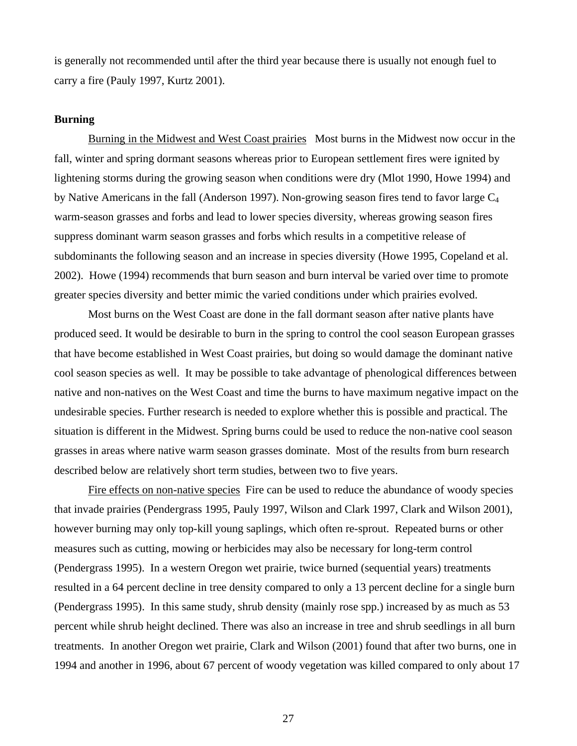is generally not recommended until after the third year because there is usually not enough fuel to carry a fire (Pauly 1997, Kurtz 2001).

**Burning**

Burning in the Midwest and West Coast prairies  Most burns in the Midwest now occur in the fall, winter and spring dormant seasons whereas prior to European settlement fires were ignited by lightening storms during the growing season when conditions were dry (Mlot 1990, Howe 1994) and by Native Americans in the fall (Anderson 1997). Non-growing season fires tend to favor large $C_4$ warm-season grasses and forbs and lead to lower species diversity, whereas growing season fires suppress dominant warm season grasses and forbs which results in a competitive release of subdominants the following season and an increase in species diversity (Howe 1995, Copeland et al. 2002). Howe (1994) recommends that burn season and burn interval be varied over time to promote greater species diversity and better mimic the varied conditions under which prairies evolved.

Most burns on the West Coast are done in the fall dormant season after native plants have produced seed. It would be desirable to burn in the spring to control the cool season European grasses that have become established in West Coast prairies, but doing so would damage the dominant native cool season species as well. It may be possible to take advantage of phenological differences between native and non-natives on the West Coast and time the burns to have maximum negative impact on the undesirable species. Further research is needed to explore whether this is possible and practical. The situation is different in the Midwest. Spring burns could be used to reduce the non-native cool season grasses in areas where native warm season grasses dominate. Most of the results from burn research described below are relatively short term studies, between two to five years.

Fire effects on non-native species  Fire can be used to reduce the abundance of woody species that invade prairies (Pendergrass 1995, Pauly 1997, Wilson and Clark 1997, Clark and Wilson 2001), however burning may only top-kill young saplings, which often re-sprout. Repeated burns or other measures such as cutting, mowing or herbicides may also be necessary for long-term control (Pendergrass 1995). In a western Oregon wet prairie, twice burned (sequential years) treatments resulted in a 64 percent decline in tree density compared to only a 13 percent decline for a single burn (Pendergrass 1995). In this same study, shrub density (mainly rose spp.) increased by as much as 53 percent while shrub height declined. There was also an increase in tree and shrub seedlings in all burn treatments. In another Oregon wet prairie, Clark and Wilson (2001) found that after two burns, one in 1994 and another in 1996, about 67 percent of woody vegetation was killed compared to only about 17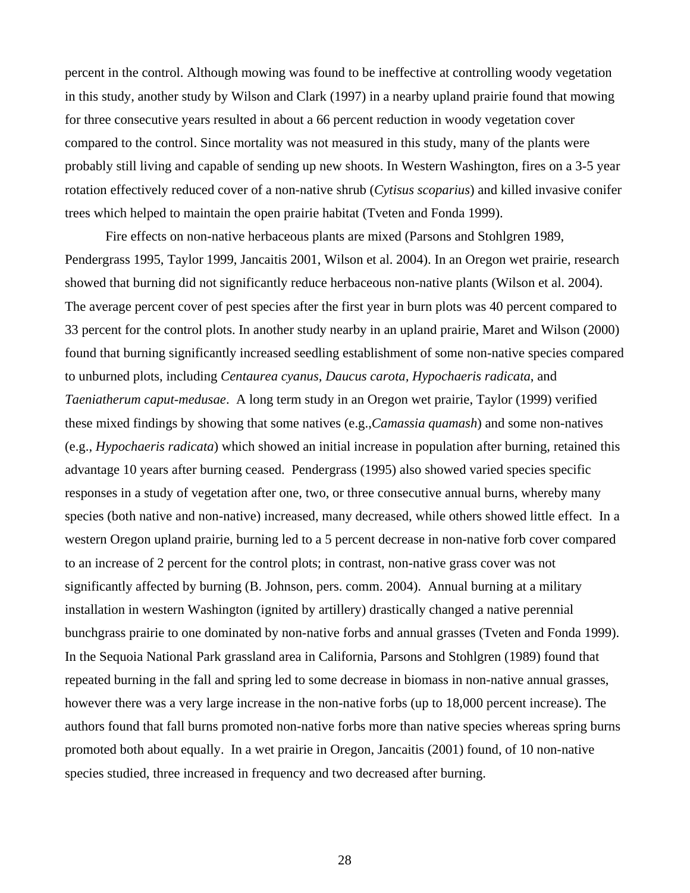percent in the control. Although mowing was found to be ineffective at controlling woody vegetation in this study, another study by Wilson and Clark (1997) in a nearby upland prairie found that mowing for three consecutive years resulted in about a 66 percent reduction in woody vegetation cover compared to the control. Since mortality was not measured in this study, many of the plants were probably still living and capable of sending up new shoots. In Western Washington, fires on a 3-5 year rotation effectively reduced cover of a non-native shrub (*Cytisus scoparius*) and killed invasive conifer trees which helped to maintain the open prairie habitat (Tveten and Fonda 1999).

Fire effects on non-native herbaceous plants are mixed (Parsons and Stohlgren 1989, Pendergrass 1995, Taylor 1999, Jancaitis 2001, Wilson et al. 2004). In an Oregon wet prairie, research showed that burning did not significantly reduce herbaceous non-native plants (Wilson et al. 2004). The average percent cover of pest species after the first year in burn plots was 40 percent compared to 33 percent for the control plots. In another study nearby in an upland prairie, Maret and Wilson (2000) found that burning significantly increased seedling establishment of some non-native species compared to unburned plots, including *Centaurea cyanus, Daucus carota, Hypochaeris radicata*, and *Taeniatherum caput-medusae*. A long term study in an Oregon wet prairie, Taylor (1999) verified these mixed findings by showing that some natives (e.g.,*Camassia quamash*) and some non-natives (e.g., *Hypochaeris radicata*) which showed an initial increase in population after burning, retained this advantage 10 years after burning ceased. Pendergrass (1995) also showed varied species specific responses in a study of vegetation after one, two, or three consecutive annual burns, whereby many species (both native and non-native) increased, many decreased, while others showed little effect. In a western Oregon upland prairie, burning led to a 5 percent decrease in non-native forb cover compared to an increase of 2 percent for the control plots; in contrast, non-native grass cover was not significantly affected by burning (B. Johnson, pers. comm. 2004). Annual burning at a military installation in western Washington (ignited by artillery) drastically changed a native perennial bunchgrass prairie to one dominated by non-native forbs and annual grasses (Tveten and Fonda 1999). In the Sequoia National Park grassland area in California, Parsons and Stohlgren (1989) found that repeated burning in the fall and spring led to some decrease in biomass in non-native annual grasses, however there was a very large increase in the non-native forbs (up to 18,000 percent increase). The authors found that fall burns promoted non-native forbs more than native species whereas spring burns promoted both about equally. In a wet prairie in Oregon, Jancaitis (2001) found, of 10 non-native species studied, three increased in frequency and two decreased after burning.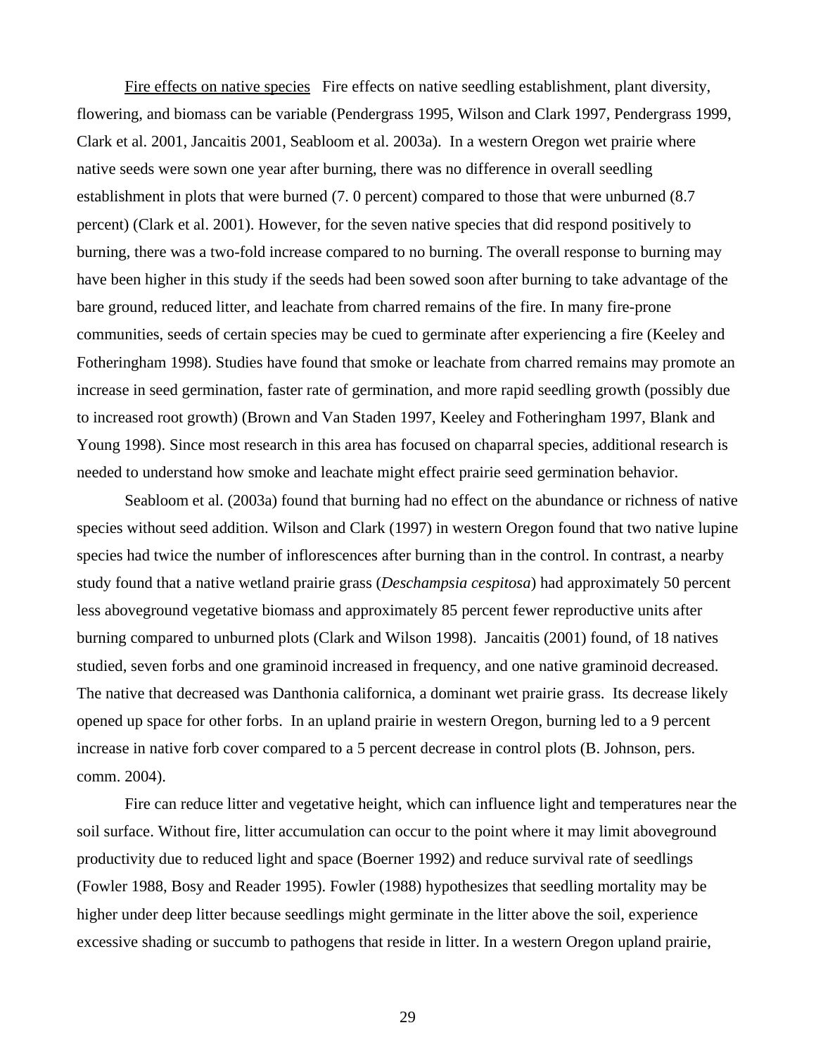Fire effects on native species Fire effects on native seedling establishment, plant diversity, flowering, and biomass can be variable (Pendergrass 1995, Wilson and Clark 1997, Pendergrass 1999, Clark et al. 2001, Jancaitis 2001, Seabloom et al. 2003a). In a western Oregon wet prairie where native seeds were sown one year after burning, there was no difference in overall seedling establishment in plots that were burned (7. 0 percent) compared to those that were unburned (8.7 percent) (Clark et al. 2001). However, for the seven native species that did respond positively to burning, there was a two-fold increase compared to no burning. The overall response to burning may have been higher in this study if the seeds had been sowed soon after burning to take advantage of the bare ground, reduced litter, and leachate from charred remains of the fire. In many fire-prone communities, seeds of certain species may be cued to germinate after experiencing a fire (Keeley and Fotheringham 1998). Studies have found that smoke or leachate from charred remains may promote an increase in seed germination, faster rate of germination, and more rapid seedling growth (possibly due to increased root growth) (Brown and Van Staden 1997, Keeley and Fotheringham 1997, Blank and Young 1998). Since most research in this area has focused on chaparral species, additional research is needed to understand how smoke and leachate might effect prairie seed germination behavior.

Seabloom et al. (2003a) found that burning had no effect on the abundance or richness of native species without seed addition. Wilson and Clark (1997) in western Oregon found that two native lupine species had twice the number of inflorescences after burning than in the control. In contrast, a nearby study found that a native wetland prairie grass (*Deschampsia cespitosa*) had approximately 50 percent less aboveground vegetative biomass and approximately 85 percent fewer reproductive units after burning compared to unburned plots (Clark and Wilson 1998). Jancaitis (2001) found, of 18 natives studied, seven forbs and one graminoid increased in frequency, and one native graminoid decreased. The native that decreased was Danthonia californica, a dominant wet prairie grass. Its decrease likely opened up space for other forbs. In an upland prairie in western Oregon, burning led to a 9 percent increase in native forb cover compared to a 5 percent decrease in control plots (B. Johnson, pers. comm. 2004).

Fire can reduce litter and vegetative height, which can influence light and temperatures near the soil surface. Without fire, litter accumulation can occur to the point where it may limit aboveground productivity due to reduced light and space (Boerner 1992) and reduce survival rate of seedlings (Fowler 1988, Bosy and Reader 1995). Fowler (1988) hypothesizes that seedling mortality may be higher under deep litter because seedlings might germinate in the litter above the soil, experience excessive shading or succumb to pathogens that reside in litter. In a western Oregon upland prairie,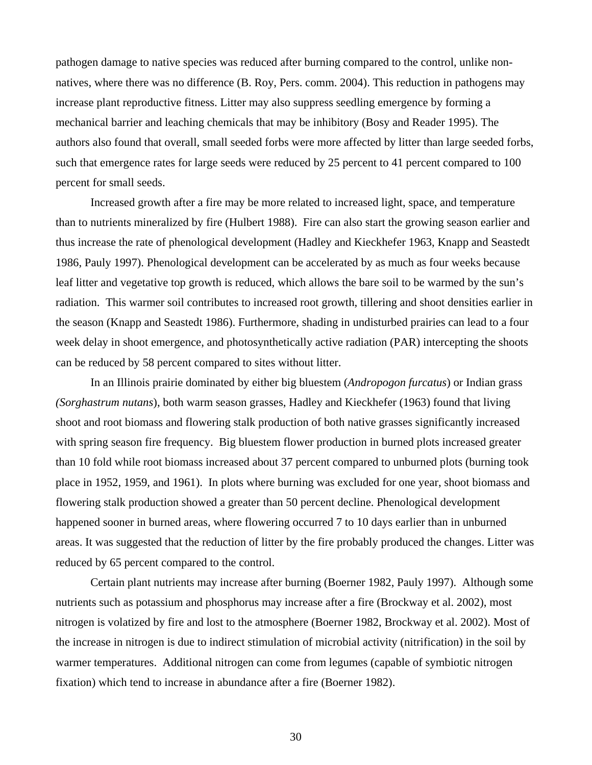pathogen damage to native species was reduced after burning compared to the control, unlike non-natives, where there was no difference (B. Roy, Pers. comm. 2004). This reduction in pathogens may increase plant reproductive fitness. Litter may also suppress seedling emergence by forming a mechanical barrier and leaching chemicals that may be inhibitory (Bosy and Reader 1995). The authors also found that overall, small seeded forbs were more affected by litter than large seeded forbs, such that emergence rates for large seeds were reduced by 25 percent to 41 percent compared to 100 percent for small seeds.

Increased growth after a fire may be more related to increased light, space, and temperature than to nutrients mineralized by fire (Hulbert 1988). Fire can also start the growing season earlier and thus increase the rate of phenological development (Hadley and Kieckhefer 1963, Knapp and Seastedt 1986, Pauly 1997). Phenological development can be accelerated by as much as four weeks because leaf litter and vegetative top growth is reduced, which allows the bare soil to be warmed by the sun's radiation. This warmer soil contributes to increased root growth, tillering and shoot densities earlier in the season (Knapp and Seastedt 1986). Furthermore, shading in undisturbed prairies can lead to a four week delay in shoot emergence, and photosynthetically active radiation (PAR) intercepting the shoots can be reduced by 58 percent compared to sites without litter.

In an Illinois prairie dominated by either big bluestem (*Andropogon furcatus*) or Indian grass (*Sorghastrum nutans*), both warm season grasses, Hadley and Kieckhefer (1963) found that living shoot and root biomass and flowering stalk production of both native grasses significantly increased with spring season fire frequency. Big bluestem flower production in burned plots increased greater than 10 fold while root biomass increased about 37 percent compared to unburned plots (burning took place in 1952, 1959, and 1961). In plots where burning was excluded for one year, shoot biomass and flowering stalk production showed a greater than 50 percent decline. Phenological development happened sooner in burned areas, where flowering occurred 7 to 10 days earlier than in unburned areas. It was suggested that the reduction of litter by the fire probably produced the changes. Litter was reduced by 65 percent compared to the control.

Certain plant nutrients may increase after burning (Boerner 1982, Pauly 1997). Although some nutrients such as potassium and phosphorus may increase after a fire (Brockway et al. 2002), most nitrogen is volatized by fire and lost to the atmosphere (Boerner 1982, Brockway et al. 2002). Most of the increase in nitrogen is due to indirect stimulation of microbial activity (nitrification) in the soil by warmer temperatures. Additional nitrogen can come from legumes (capable of symbiotic nitrogen fixation) which tend to increase in abundance after a fire (Boerner 1982).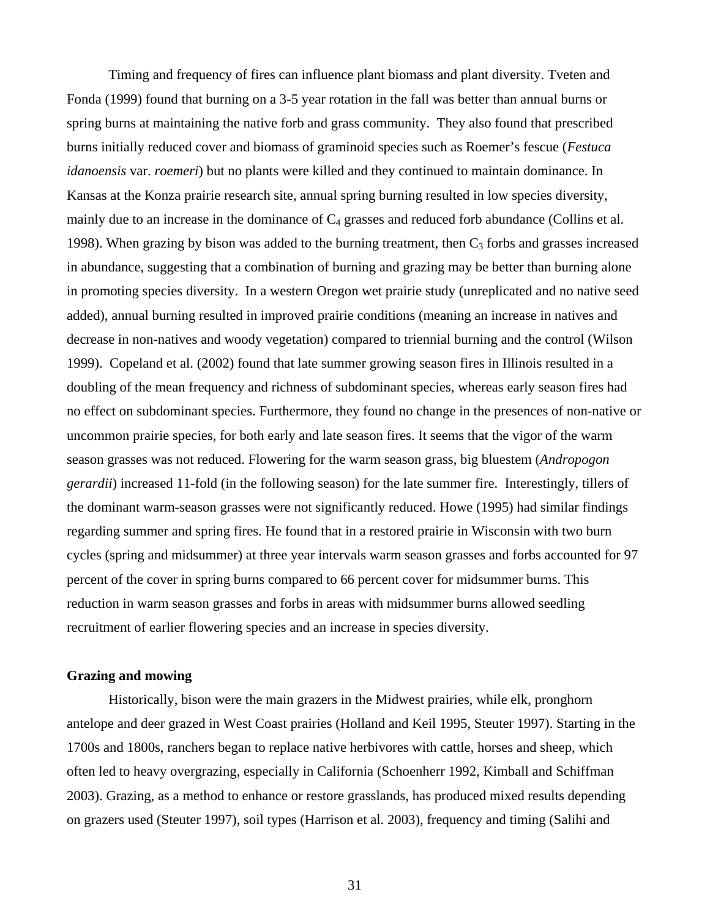Timing and frequency of fires can influence plant biomass and plant diversity. Tveten and Fonda (1999) found that burning on a 3-5 year rotation in the fall was better than annual burns or spring burns at maintaining the native forb and grass community. They also found that prescribed burns initially reduced cover and biomass of graminoid species such as Roemer's fescue (*Festuca idanoensis* var. *roemeri*) but no plants were killed and they continued to maintain dominance. In Kansas at the Konza prairie research site, annual spring burning resulted in low species diversity, mainly due to an increase in the dominance of $C_4$ grasses and reduced forb abundance (Collins et al. 1998). When grazing by bison was added to the burning treatment, then $C_3$ forbs and grasses increased in abundance, suggesting that a combination of burning and grazing may be better than burning alone in promoting species diversity. In a western Oregon wet prairie study (unreplicated and no native seed added), annual burning resulted in improved prairie conditions (meaning an increase in natives and decrease in non-natives and woody vegetation) compared to triennial burning and the control (Wilson 1999). Copeland et al. (2002) found that late summer growing season fires in Illinois resulted in a doubling of the mean frequency and richness of subdominant species, whereas early season fires had no effect on subdominant species. Furthermore, they found no change in the presences of non-native or uncommon prairie species, for both early and late season fires. It seems that the vigor of the warm season grasses was not reduced. Flowering for the warm season grass, big bluestem (*Andropogon gerardii*) increased 11-fold (in the following season) for the late summer fire. Interestingly, tillers of the dominant warm-season grasses were not significantly reduced. Howe (1995) had similar findings regarding summer and spring fires. He found that in a restored prairie in Wisconsin with two burn cycles (spring and midsummer) at three year intervals warm season grasses and forbs accounted for 97 percent of the cover in spring burns compared to 66 percent cover for midsummer burns. This reduction in warm season grasses and forbs in areas with midsummer burns allowed seedling recruitment of earlier flowering species and an increase in species diversity.

### Grazing and mowing

Historically, bison were the main grazers in the Midwest prairies, while elk, pronghorn antelope and deer grazed in West Coast prairies (Holland and Keil 1995, Steuter 1997). Starting in the 1700s and 1800s, ranchers began to replace native herbivores with cattle, horses and sheep, which often led to heavy overgrazing, especially in California (Schoenherr 1992, Kimball and Schiffman 2003). Grazing, as a method to enhance or restore grasslands, has produced mixed results depending on grazers used (Steuter 1997), soil types (Harrison et al. 2003), frequency and timing (Salihi and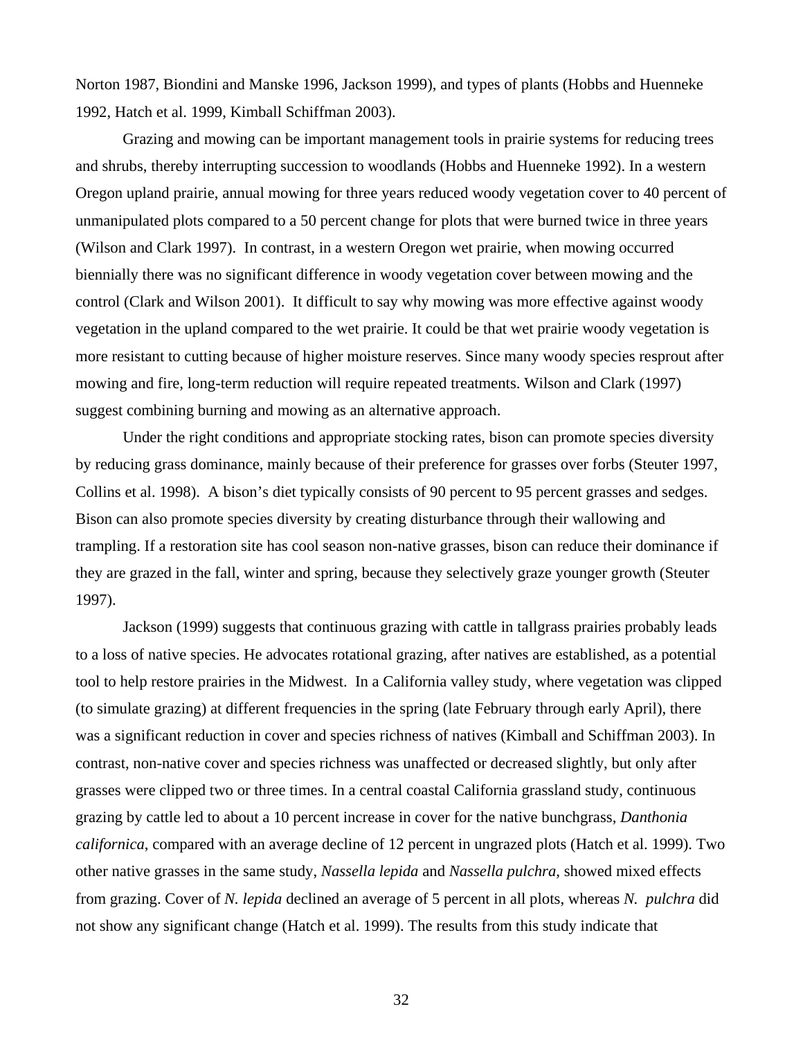Norton 1987, Biondini and Manske 1996, Jackson 1999), and types of plants (Hobbs and Huenneke 1992, Hatch et al. 1999, Kimball Schiffman 2003).

Grazing and mowing can be important management tools in prairie systems for reducing trees and shrubs, thereby interrupting succession to woodlands (Hobbs and Huenneke 1992). In a western Oregon upland prairie, annual mowing for three years reduced woody vegetation cover to 40 percent of unmanipulated plots compared to a 50 percent change for plots that were burned twice in three years (Wilson and Clark 1997). In contrast, in a western Oregon wet prairie, when mowing occurred biennially there was no significant difference in woody vegetation cover between mowing and the control (Clark and Wilson 2001). It difficult to say why mowing was more effective against woody vegetation in the upland compared to the wet prairie. It could be that wet prairie woody vegetation is more resistant to cutting because of higher moisture reserves. Since many woody species resprout after mowing and fire, long-term reduction will require repeated treatments. Wilson and Clark (1997) suggest combining burning and mowing as an alternative approach.

Under the right conditions and appropriate stocking rates, bison can promote species diversity by reducing grass dominance, mainly because of their preference for grasses over forbs (Steuter 1997, Collins et al. 1998). A bison's diet typically consists of 90 percent to 95 percent grasses and sedges. Bison can also promote species diversity by creating disturbance through their wallowing and trampling. If a restoration site has cool season non-native grasses, bison can reduce their dominance if they are grazed in the fall, winter and spring, because they selectively graze younger growth (Steuter 1997).

Jackson (1999) suggests that continuous grazing with cattle in tallgrass prairies probably leads to a loss of native species. He advocates rotational grazing, after natives are established, as a potential tool to help restore prairies in the Midwest. In a California valley study, where vegetation was clipped (to simulate grazing) at different frequencies in the spring (late February through early April), there was a significant reduction in cover and species richness of natives (Kimball and Schiffman 2003). In contrast, non-native cover and species richness was unaffected or decreased slightly, but only after grasses were clipped two or three times. In a central coastal California grassland study, continuous grazing by cattle led to about a 10 percent increase in cover for the native bunchgrass, *Danthonia californica*, compared with an average decline of 12 percent in ungrazed plots (Hatch et al. 1999). Two other native grasses in the same study, *Nassella lepida* and *Nassella pulchra,* showed mixed effects from grazing. Cover of *N. lepida* declined an average of 5 percent in all plots, whereas *N. pulchra* did not show any significant change (Hatch et al. 1999). The results from this study indicate that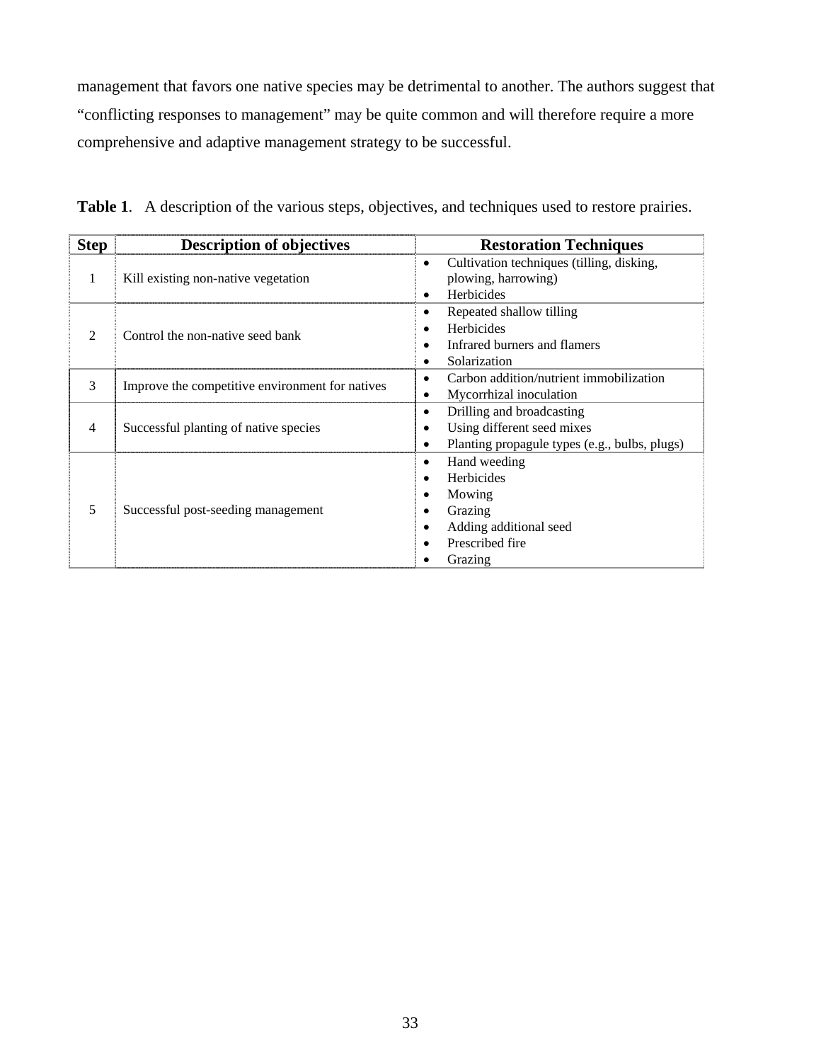management that favors one native species may be detrimental to another. The authors suggest that "conflicting responses to management" may be quite common and will therefore require a more comprehensive and adaptive management strategy to be successful.

**Table 1**. A description of the various steps, objectives, and techniques used to restore prairies.

| Step | Description of objectives | Restoration Techniques |
|---|---|---|
| 1 | Kill existing non-native vegetation | • Cultivation techniques (tilling, disking, plowing, harrowing)<br>• Herbicides |
| 2 | Control the non-native seed bank | • Repeated shallow tilling<br>• Herbicides<br>• Infrared burners and flamers<br>• Solarization |
| 3 | Improve the competitive environment for natives | • Carbon addition/nutrient immobilization<br>• Mycorrhizal inoculation |
| 4 | Successful planting of native species | • Drilling and broadcasting<br>• Using different seed mixes<br>• Planting propagule types (e.g., bulbs, plugs) |
| 5 | Successful post-seeding management | • Hand weeding<br>• Herbicides<br>• Mowing<br>• Grazing<br>• Adding additional seed<br>• Prescribed fire<br>• Grazing |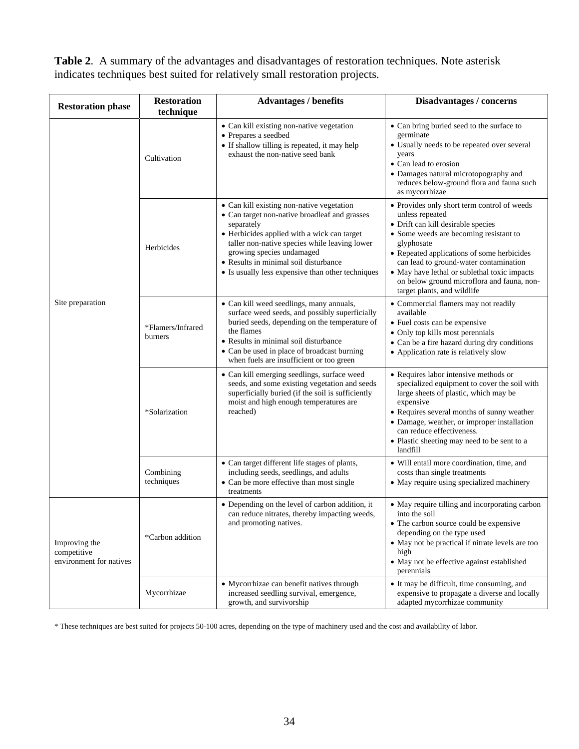**Table 2**. A summary of the advantages and disadvantages of restoration techniques. Note asterisk indicates techniques best suited for relatively small restoration projects.

| Restoration phase | Restoration technique | Advantages / benefits | Disadvantages / concerns |
|---|---|---|---|
| Site preparation | Cultivation | • Can kill existing non-native vegetation<br>• Prepares a seedbed<br>• If shallow tilling is repeated, it may help exhaust the non-native seed bank | • Can bring buried seed to the surface to germinate<br>• Usually needs to be repeated over several years<br>• Can lead to erosion<br>• Damages natural microtopography and reduces below-ground flora and fauna such as mycorrhizae |
| | Herbicides | • Can kill existing non-native vegetation<br>• Can target non-native broadleaf and grasses separately<br>• Herbicides applied with a wick can target taller non-native species while leaving lower growing species undamaged<br>• Results in minimal soil disturbance<br>• Is usually less expensive than other techniques | • Provides only short term control of weeds unless repeated<br>• Drift can kill desirable species<br>• Some weeds are becoming resistant to glyphosate<br>• Repeated applications of some herbicides can lead to ground-water contamination<br>• May have lethal or sublethal toxic impacts on below ground microflora and fauna, non-target plants, and wildlife |
| | *Flamers/Infrared burners | • Can kill weed seedlings, many annuals, surface weed seeds, and possibly superficially buried seeds, depending on the temperature of the flames<br>• Results in minimal soil disturbance<br>• Can be used in place of broadcast burning when fuels are insufficient or too green | • Commercial flamers may not readily available<br>• Fuel costs can be expensive<br>• Only top kills most perennials<br>• Can be a fire hazard during dry conditions<br>• Application rate is relatively slow |
| | *Solarization | • Can kill emerging seedlings, surface weed seeds, and some existing vegetation and seeds superficially buried (if the soil is sufficiently moist and high enough temperatures are reached) | • Requires labor intensive methods or specialized equipment to cover the soil with large sheets of plastic, which may be expensive<br>• Requires several months of sunny weather<br>• Damage, weather, or improper installation can reduce effectiveness.<br>• Plastic sheeting may need to be sent to a landfill |
| | Combining techniques | • Can target different life stages of plants, including seeds, seedlings, and adults<br>• Can be more effective than most single treatments | • Will entail more coordination, time, and costs than single treatments<br>• May require using specialized machinery |
| Improving the competitive environment for natives | *Carbon addition | • Depending on the level of carbon addition, it can reduce nitrates, thereby impacting weeds, and promoting natives. | • May require tilling and incorporating carbon into the soil<br>• The carbon source could be expensive depending on the type used<br>• May not be practical if nitrate levels are too high<br>• May not be effective against established perennials |
| | Mycorrhizae | • Mycorrhizae can benefit natives through increased seedling survival, emergence, growth, and survivorship | • It may be difficult, time consuming, and expensive to propagate a diverse and locally adapted mycorrhizae community |

* These techniques are best suited for projects 50-100 acres, depending on the type of machinery used and the cost and availability of labor.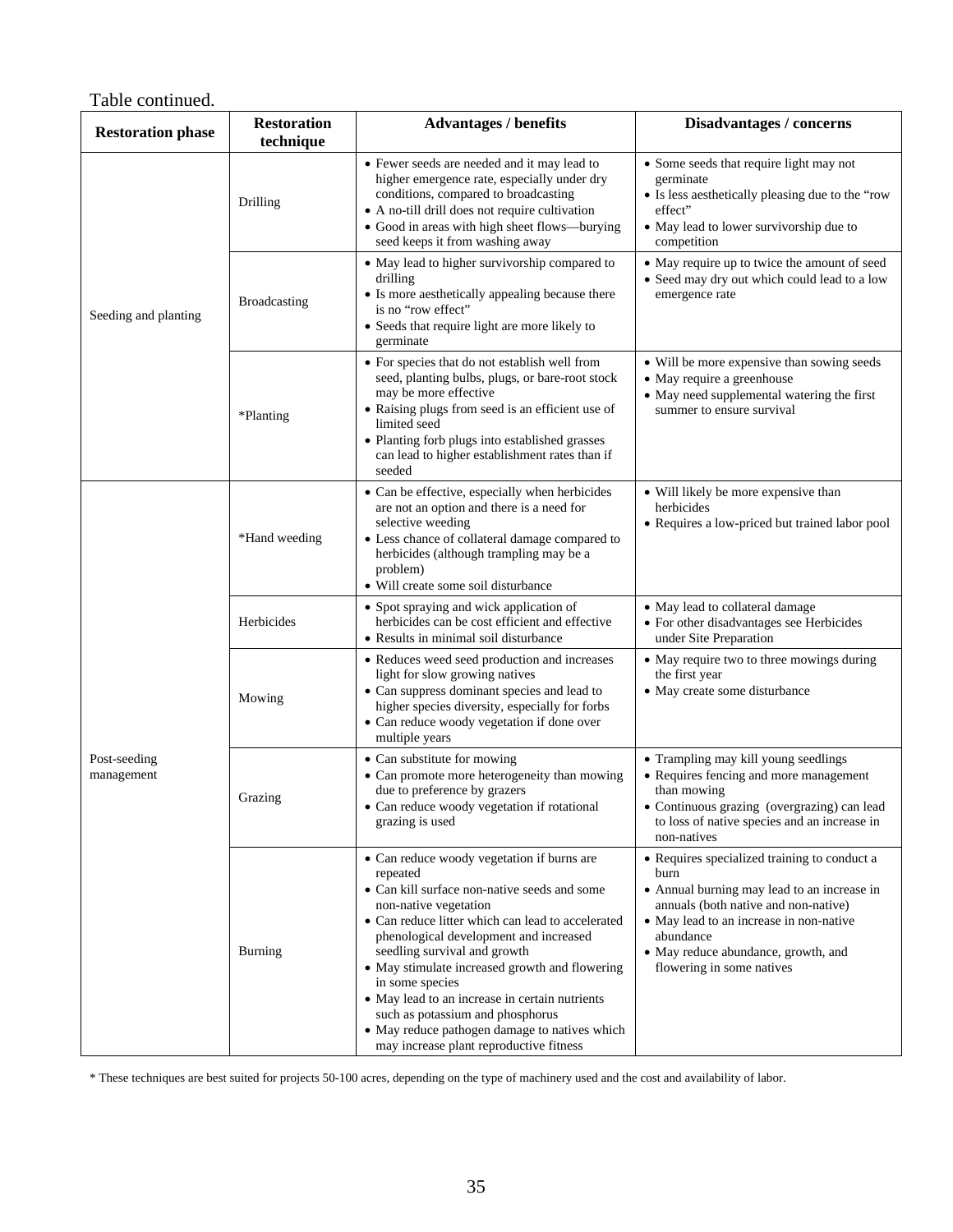Table continued.

| Restoration phase | Restoration technique | Advantages / benefits | Disadvantages / concerns |
|---|---|---|---|
| Seeding and planting | Drilling | • Fewer seeds are needed and it may lead to higher emergence rate, especially under dry conditions, compared to broadcasting<br>• A no-till drill does not require cultivation<br>• Good in areas with high sheet flows—burying seed keeps it from washing away | • Some seeds that require light may not germinate<br>• Is less aesthetically pleasing due to the "row effect"<br>• May lead to lower survivorship due to competition |
| | Broadcasting | • May lead to higher survivorship compared to drilling<br>• Is more aesthetically appealing because there is no "row effect"<br>• Seeds that require light are more likely to germinate | • May require up to twice the amount of seed<br>• Seed may dry out which could lead to a low emergence rate |
| | *Planting | • For species that do not establish well from seed, planting bulbs, plugs, or bare-root stock may be more effective<br>• Raising plugs from seed is an efficient use of limited seed<br>• Planting forb plugs into established grasses can lead to higher establishment rates than if seeded | • Will be more expensive than sowing seeds<br>• May require a greenhouse<br>• May need supplemental watering the first summer to ensure survival |
| Post-seeding management | *Hand weeding | • Can be effective, especially when herbicides are not an option and there is a need for selective weeding<br>• Less chance of collateral damage compared to herbicides (although trampling may be a problem)<br>• Will create some soil disturbance | • Will likely be more expensive than herbicides<br>• Requires a low-priced but trained labor pool |
| | Herbicides | • Spot spraying and wick application of herbicides can be cost efficient and effective<br>• Results in minimal soil disturbance | • May lead to collateral damage<br>• For other disadvantages see Herbicides under Site Preparation |
| | Mowing | • Reduces weed seed production and increases light for slow growing natives<br>• Can suppress dominant species and lead to higher species diversity, especially for forbs<br>• Can reduce woody vegetation if done over multiple years | • May require two to three mowings during the first year<br>• May create some disturbance |
| | Grazing | • Can substitute for mowing<br>• Can promote more heterogeneity than mowing due to preference by grazers<br>• Can reduce woody vegetation if rotational grazing is used | • Trampling may kill young seedlings<br>• Requires fencing and more management than mowing<br>• Continuous grazing (overgrazing) can lead to loss of native species and an increase in non-natives |
| | Burning | • Can reduce woody vegetation if burns are repeated<br>• Can kill surface non-native seeds and some non-native vegetation<br>• Can reduce litter which can lead to accelerated phenological development and increased seedling survival and growth<br>• May stimulate increased growth and flowering in some species<br>• May lead to an increase in certain nutrients such as potassium and phosphorus<br>• May reduce pathogen damage to natives which may increase plant reproductive fitness | • Requires specialized training to conduct a burn<br>• Annual burning may lead to an increase in annuals (both native and non-native)<br>• May lead to an increase in non-native abundance<br>• May reduce abundance, growth, and flowering in some natives |

* These techniques are best suited for projects 50-100 acres, depending on the type of machinery used and the cost and availability of labor.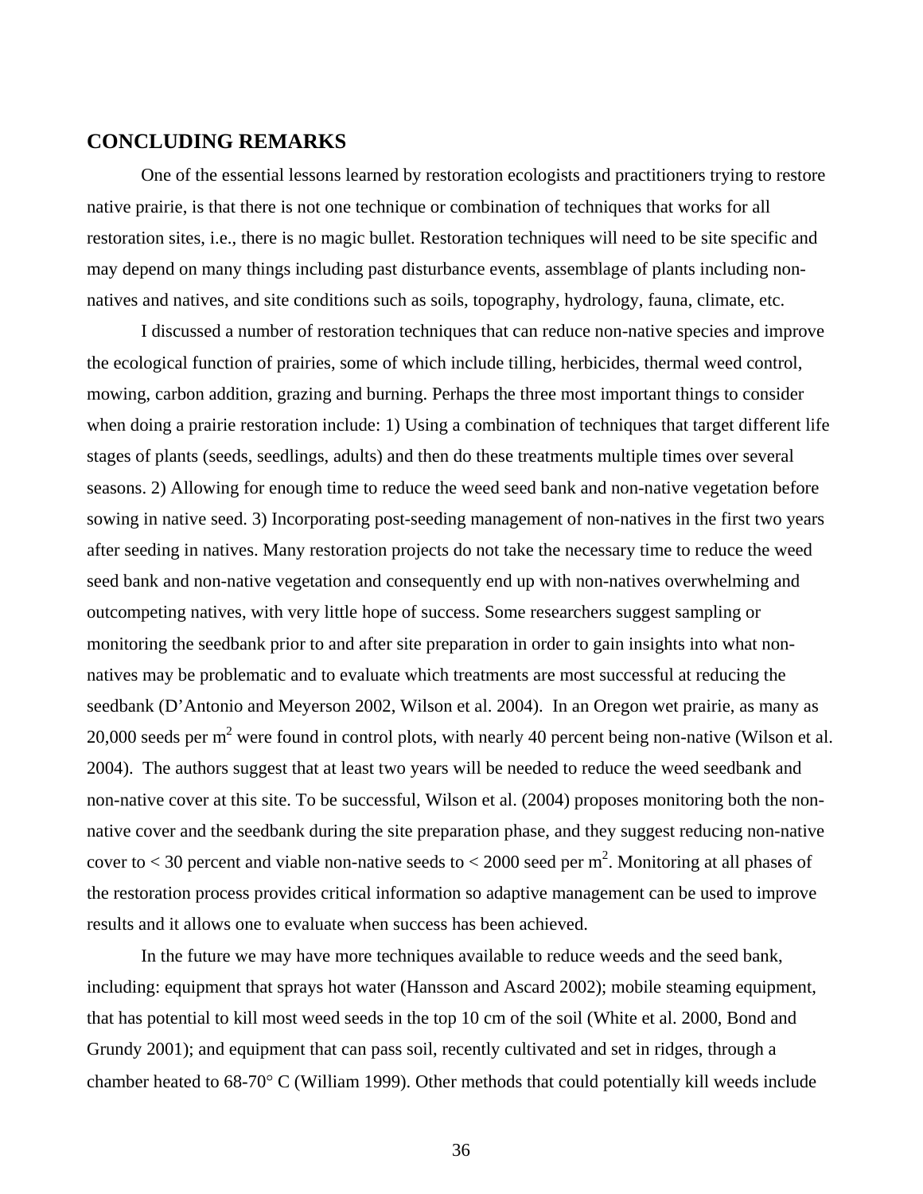## CONCLUDING REMARKS

One of the essential lessons learned by restoration ecologists and practitioners trying to restore native prairie, is that there is not one technique or combination of techniques that works for all restoration sites, i.e., there is no magic bullet. Restoration techniques will need to be site specific and may depend on many things including past disturbance events, assemblage of plants including non-natives and natives, and site conditions such as soils, topography, hydrology, fauna, climate, etc.

I discussed a number of restoration techniques that can reduce non-native species and improve the ecological function of prairies, some of which include tilling, herbicides, thermal weed control, mowing, carbon addition, grazing and burning. Perhaps the three most important things to consider when doing a prairie restoration include: 1) Using a combination of techniques that target different life stages of plants (seeds, seedlings, adults) and then do these treatments multiple times over several seasons. 2) Allowing for enough time to reduce the weed seed bank and non-native vegetation before sowing in native seed. 3) Incorporating post-seeding management of non-natives in the first two years after seeding in natives. Many restoration projects do not take the necessary time to reduce the weed seed bank and non-native vegetation and consequently end up with non-natives overwhelming and outcompeting natives, with very little hope of success. Some researchers suggest sampling or monitoring the seedbank prior to and after site preparation in order to gain insights into what non-natives may be problematic and to evaluate which treatments are most successful at reducing the seedbank (D'Antonio and Meyerson 2002, Wilson et al. 2004). In an Oregon wet prairie, as many as 20,000 seeds per $m^2$ were found in control plots, with nearly 40 percent being non-native (Wilson et al. 2004). The authors suggest that at least two years will be needed to reduce the weed seedbank and non-native cover at this site. To be successful, Wilson et al. (2004) proposes monitoring both the non-native cover and the seedbank during the site preparation phase, and they suggest reducing non-native cover to < 30 percent and viable non-native seeds to < 2000 seed per $m^2$. Monitoring at all phases of the restoration process provides critical information so adaptive management can be used to improve results and it allows one to evaluate when success has been achieved.

In the future we may have more techniques available to reduce weeds and the seed bank, including: equipment that sprays hot water (Hansson and Ascard 2002); mobile steaming equipment, that has potential to kill most weed seeds in the top 10 cm of the soil (White et al. 2000, Bond and Grundy 2001); and equipment that can pass soil, recently cultivated and set in ridges, through a chamber heated to 68-70° C (William 1999). Other methods that could potentially kill weeds include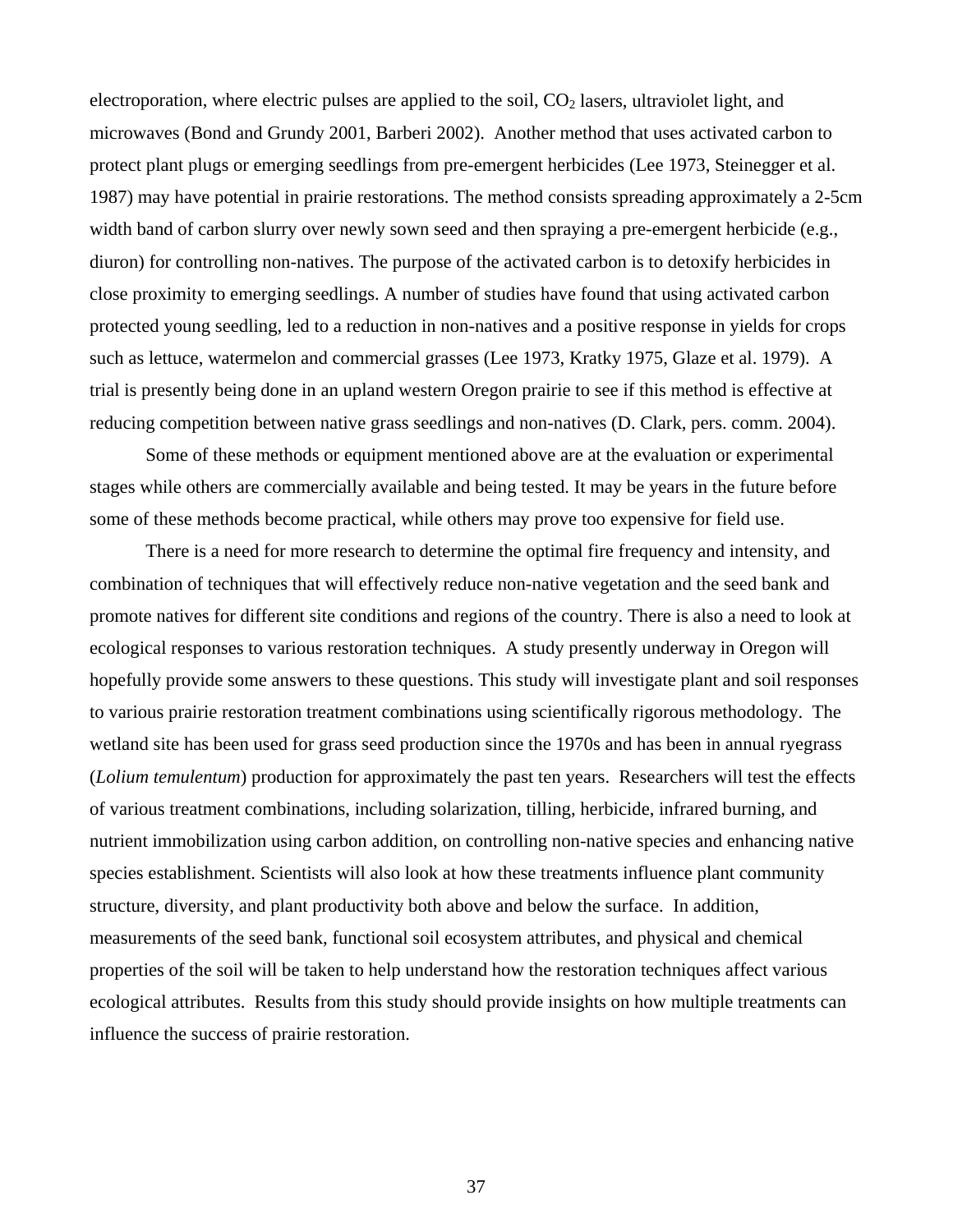electroporation, where electric pulses are applied to the soil, $CO_2$ lasers, ultraviolet light, and microwaves (Bond and Grundy 2001, Barberi 2002). Another method that uses activated carbon to protect plant plugs or emerging seedlings from pre-emergent herbicides (Lee 1973, Steinegger et al. 1987) may have potential in prairie restorations. The method consists spreading approximately a 2-5cm width band of carbon slurry over newly sown seed and then spraying a pre-emergent herbicide (e.g., diuron) for controlling non-natives. The purpose of the activated carbon is to detoxify herbicides in close proximity to emerging seedlings. A number of studies have found that using activated carbon protected young seedling, led to a reduction in non-natives and a positive response in yields for crops such as lettuce, watermelon and commercial grasses (Lee 1973, Kratky 1975, Glaze et al. 1979). A trial is presently being done in an upland western Oregon prairie to see if this method is effective at reducing competition between native grass seedlings and non-natives (D. Clark, pers. comm. 2004).

Some of these methods or equipment mentioned above are at the evaluation or experimental stages while others are commercially available and being tested. It may be years in the future before some of these methods become practical, while others may prove too expensive for field use.

There is a need for more research to determine the optimal fire frequency and intensity, and combination of techniques that will effectively reduce non-native vegetation and the seed bank and promote natives for different site conditions and regions of the country. There is also a need to look at ecological responses to various restoration techniques. A study presently underway in Oregon will hopefully provide some answers to these questions. This study will investigate plant and soil responses to various prairie restoration treatment combinations using scientifically rigorous methodology. The wetland site has been used for grass seed production since the 1970s and has been in annual ryegrass (*Lolium temulentum*) production for approximately the past ten years. Researchers will test the effects of various treatment combinations, including solarization, tilling, herbicide, infrared burning, and nutrient immobilization using carbon addition, on controlling non-native species and enhancing native species establishment. Scientists will also look at how these treatments influence plant community structure, diversity, and plant productivity both above and below the surface. In addition, measurements of the seed bank, functional soil ecosystem attributes, and physical and chemical properties of the soil will be taken to help understand how the restoration techniques affect various ecological attributes. Results from this study should provide insights on how multiple treatments can influence the success of prairie restoration.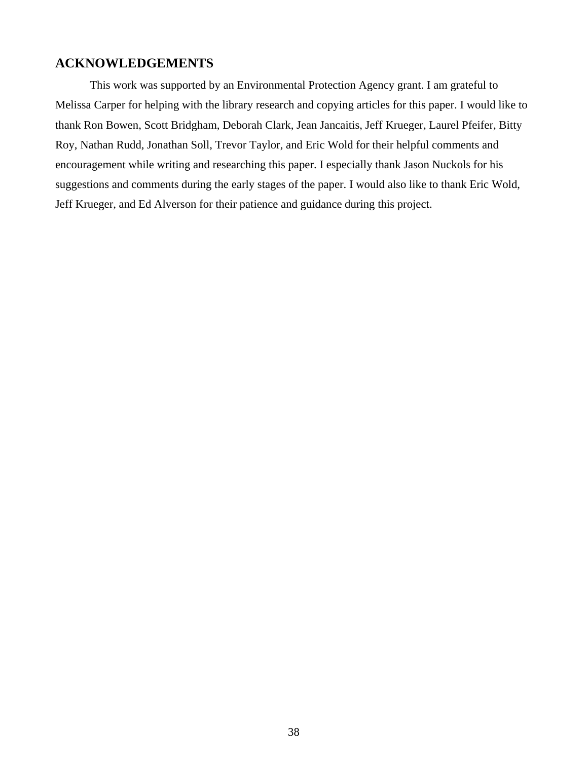## ACKNOWLEDGEMENTS

This work was supported by an Environmental Protection Agency grant. I am grateful to Melissa Carper for helping with the library research and copying articles for this paper. I would like to thank Ron Bowen, Scott Bridgham, Deborah Clark, Jean Jancaitis, Jeff Krueger, Laurel Pfeifer, Bitty Roy, Nathan Rudd, Jonathan Soll, Trevor Taylor, and Eric Wold for their helpful comments and encouragement while writing and researching this paper. I especially thank Jason Nuckols for his suggestions and comments during the early stages of the paper. I would also like to thank Eric Wold, Jeff Krueger, and Ed Alverson for their patience and guidance during this project.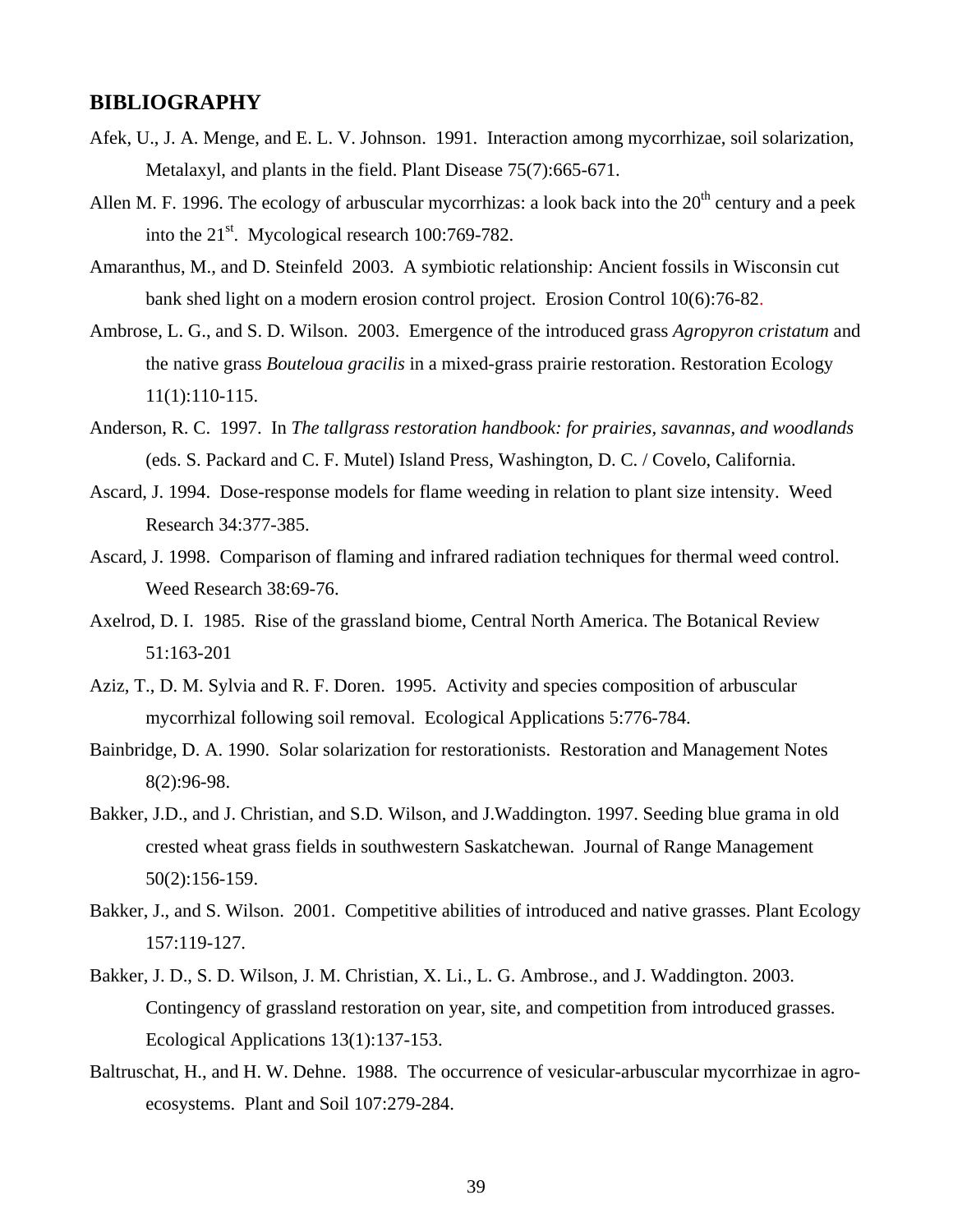## BIBLIOGRAPHY

Afek, U., J. A. Menge, and E. L. V. Johnson. 1991. Interaction among mycorrhizae, soil solarization, Metalaxyl, and plants in the field. Plant Disease 75(7):665-671.

Allen M. F. 1996. The ecology of arbuscular mycorrhizas: a look back into the 20th century and a peek into the 21st. Mycological research 100:769-782.

Amaranthus, M., and D. Steinfeld 2003. A symbiotic relationship: Ancient fossils in Wisconsin cut bank shed light on a modern erosion control project. Erosion Control 10(6):76-82.

Ambrose, L. G., and S. D. Wilson. 2003. Emergence of the introduced grass *Agropyron cristatum* and the native grass *Bouteloua gracilis* in a mixed-grass prairie restoration. Restoration Ecology 11(1):110-115.

Anderson, R. C. 1997. In *The tallgrass restoration handbook: for prairies, savannas, and woodlands* (eds. S. Packard and C. F. Mutel) Island Press, Washington, D. C. / Covelo, California.

Ascard, J. 1994. Dose-response models for flame weeding in relation to plant size intensity. Weed Research 34:377-385.

Ascard, J. 1998. Comparison of flaming and infrared radiation techniques for thermal weed control. Weed Research 38:69-76.

Axelrod, D. I. 1985. Rise of the grassland biome, Central North America. The Botanical Review 51:163-201

Aziz, T., D. M. Sylvia and R. F. Doren. 1995. Activity and species composition of arbuscular mycorrhizal following soil removal. Ecological Applications 5:776-784.

Bainbridge, D. A. 1990. Solar solarization for restorationists. Restoration and Management Notes 8(2):96-98.

Bakker, J.D., and J. Christian, and S.D. Wilson, and J.Waddington. 1997. Seeding blue grama in old crested wheat grass fields in southwestern Saskatchewan. Journal of Range Management 50(2):156-159.

Bakker, J., and S. Wilson. 2001. Competitive abilities of introduced and native grasses. Plant Ecology 157:119-127.

Bakker, J. D., S. D. Wilson, J. M. Christian, X. Li., L. G. Ambrose., and J. Waddington. 2003. Contingency of grassland restoration on year, site, and competition from introduced grasses. Ecological Applications 13(1):137-153.

Baltruschat, H., and H. W. Dehne. 1988. The occurrence of vesicular-arbuscular mycorrhizae in agro-ecosystems. Plant and Soil 107:279-284.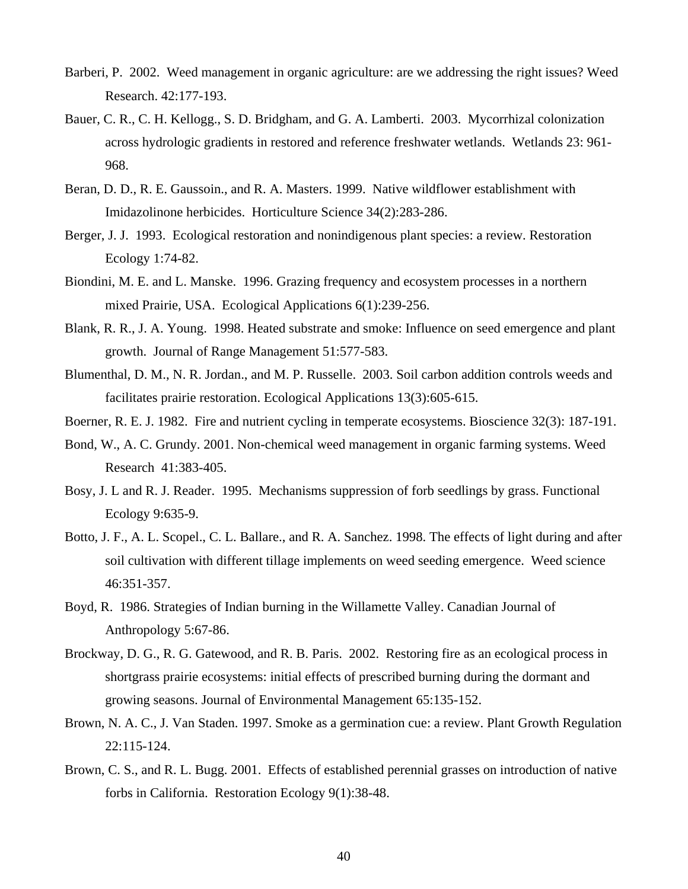Barberi, P. 2002. Weed management in organic agriculture: are we addressing the right issues? Weed Research. 42:177-193.

Bauer, C. R., C. H. Kellogg., S. D. Bridgham, and G. A. Lamberti. 2003. Mycorrhizal colonization across hydrologic gradients in restored and reference freshwater wetlands. Wetlands 23: 961-968.

Beran, D. D., R. E. Gaussoin., and R. A. Masters. 1999. Native wildflower establishment with Imidazolinone herbicides. Horticulture Science 34(2):283-286.

Berger, J. J. 1993. Ecological restoration and nonindigenous plant species: a review. Restoration Ecology 1:74-82.

Biondini, M. E. and L. Manske. 1996. Grazing frequency and ecosystem processes in a northern mixed Prairie, USA. Ecological Applications 6(1):239-256.

Blank, R. R., J. A. Young. 1998. Heated substrate and smoke: Influence on seed emergence and plant growth. Journal of Range Management 51:577-583.

Blumenthal, D. M., N. R. Jordan., and M. P. Russelle. 2003. Soil carbon addition controls weeds and facilitates prairie restoration. Ecological Applications 13(3):605-615.

Boerner, R. E. J. 1982. Fire and nutrient cycling in temperate ecosystems. Bioscience 32(3): 187-191.

Bond, W., A. C. Grundy. 2001. Non-chemical weed management in organic farming systems. Weed Research 41:383-405.

Bosy, J. L and R. J. Reader. 1995. Mechanisms suppression of forb seedlings by grass. Functional Ecology 9:635-9.

Botto, J. F., A. L. Scopel., C. L. Ballare., and R. A. Sanchez. 1998. The effects of light during and after soil cultivation with different tillage implements on weed seeding emergence. Weed science 46:351-357.

Boyd, R. 1986. Strategies of Indian burning in the Willamette Valley. Canadian Journal of Anthropology 5:67-86.

Brockway, D. G., R. G. Gatewood, and R. B. Paris. 2002. Restoring fire as an ecological process in shortgrass prairie ecosystems: initial effects of prescribed burning during the dormant and growing seasons. Journal of Environmental Management 65:135-152.

Brown, N. A. C., J. Van Staden. 1997. Smoke as a germination cue: a review. Plant Growth Regulation 22:115-124.

Brown, C. S., and R. L. Bugg. 2001. Effects of established perennial grasses on introduction of native forbs in California. Restoration Ecology 9(1):38-48.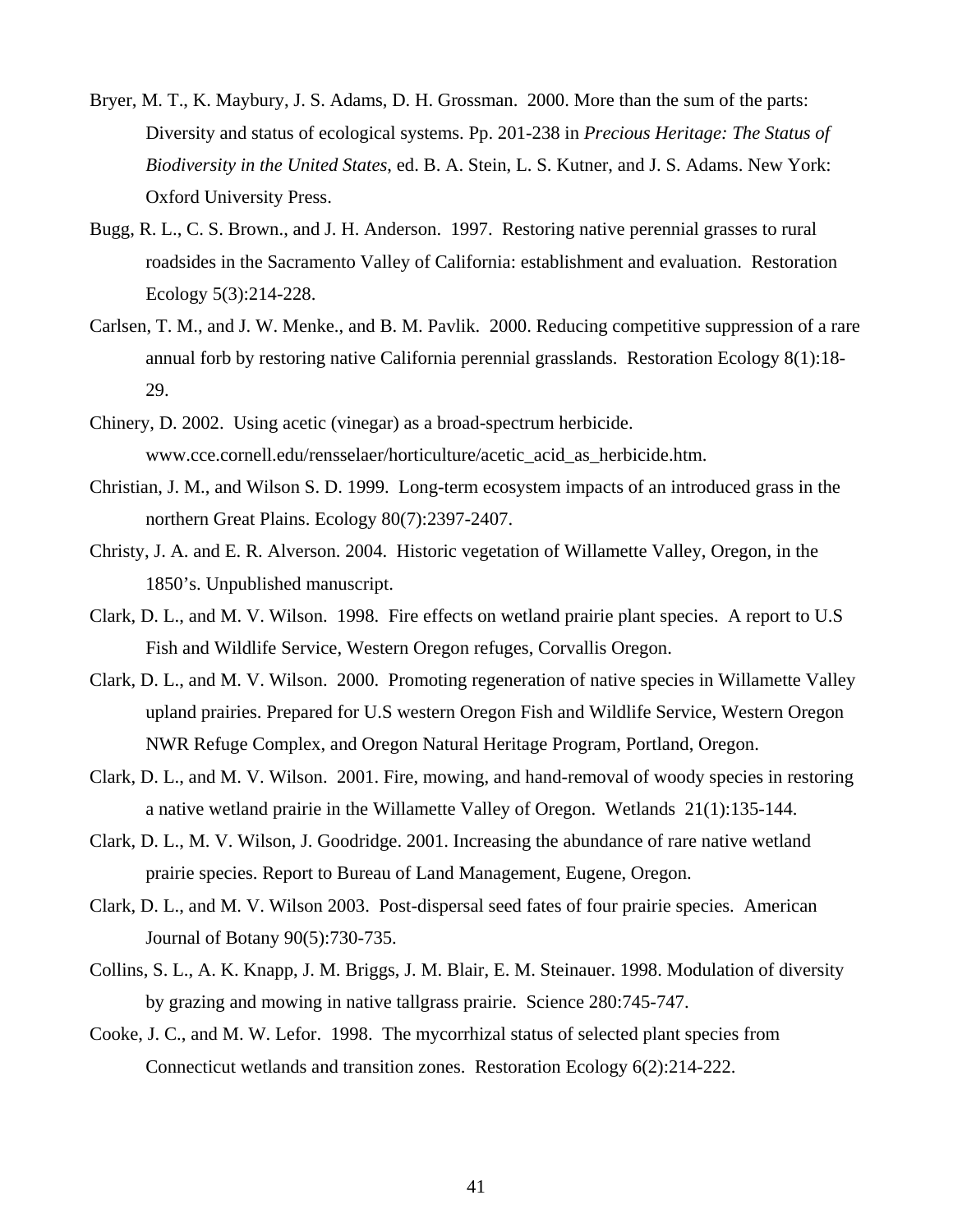Bryer, M. T., K. Maybury, J. S. Adams, D. H. Grossman. 2000. More than the sum of the parts: Diversity and status of ecological systems. Pp. 201-238 in *Precious Heritage: The Status of Biodiversity in the United States*, ed. B. A. Stein, L. S. Kutner, and J. S. Adams. New York: Oxford University Press.

Bugg, R. L., C. S. Brown., and J. H. Anderson. 1997. Restoring native perennial grasses to rural roadsides in the Sacramento Valley of California: establishment and evaluation. Restoration Ecology 5(3):214-228.

Carlsen, T. M., and J. W. Menke., and B. M. Pavlik. 2000. Reducing competitive suppression of a rare annual forb by restoring native California perennial grasslands. Restoration Ecology 8(1):18-29.

Chinery, D. 2002. Using acetic (vinegar) as a broad-spectrum herbicide. www.cce.cornell.edu/rensselaer/horticulture/acetic_acid_as_herbicide.htm.

Christian, J. M., and Wilson S. D. 1999. Long-term ecosystem impacts of an introduced grass in the northern Great Plains. Ecology 80(7):2397-2407.

Christy, J. A. and E. R. Alverson. 2004. Historic vegetation of Willamette Valley, Oregon, in the 1850's. Unpublished manuscript.

Clark, D. L., and M. V. Wilson. 1998. Fire effects on wetland prairie plant species. A report to U.S Fish and Wildlife Service, Western Oregon refuges, Corvallis Oregon.

Clark, D. L., and M. V. Wilson. 2000. Promoting regeneration of native species in Willamette Valley upland prairies. Prepared for U.S western Oregon Fish and Wildlife Service, Western Oregon NWR Refuge Complex, and Oregon Natural Heritage Program, Portland, Oregon.

Clark, D. L., and M. V. Wilson. 2001. Fire, mowing, and hand-removal of woody species in restoring a native wetland prairie in the Willamette Valley of Oregon. Wetlands 21(1):135-144.

Clark, D. L., M. V. Wilson, J. Goodridge. 2001. Increasing the abundance of rare native wetland prairie species. Report to Bureau of Land Management, Eugene, Oregon.

Clark, D. L., and M. V. Wilson 2003. Post-dispersal seed fates of four prairie species. American Journal of Botany 90(5):730-735.

Collins, S. L., A. K. Knapp, J. M. Briggs, J. M. Blair, E. M. Steinauer. 1998. Modulation of diversity by grazing and mowing in native tallgrass prairie. Science 280:745-747.

Cooke, J. C., and M. W. Lefor. 1998. The mycorrhizal status of selected plant species from Connecticut wetlands and transition zones. Restoration Ecology 6(2):214-222.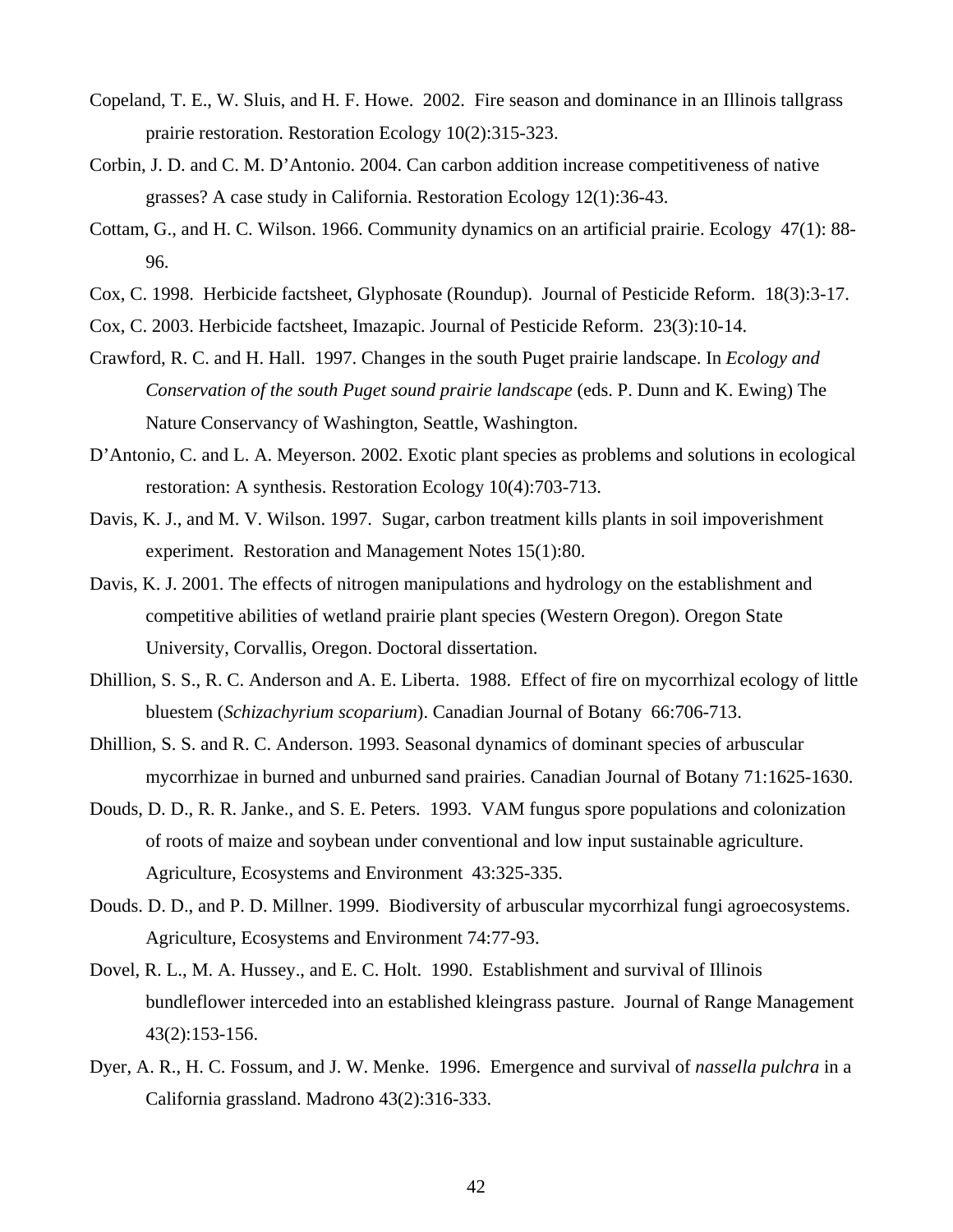Copeland, T. E., W. Sluis, and H. F. Howe. 2002. Fire season and dominance in an Illinois tallgrass prairie restoration. Restoration Ecology 10(2):315-323.

Corbin, J. D. and C. M. D'Antonio. 2004. Can carbon addition increase competitiveness of native grasses? A case study in California. Restoration Ecology 12(1):36-43.

Cottam, G., and H. C. Wilson. 1966. Community dynamics on an artificial prairie. Ecology 47(1): 88-96.

Cox, C. 1998. Herbicide factsheet, Glyphosate (Roundup). Journal of Pesticide Reform. 18(3):3-17.

Cox, C. 2003. Herbicide factsheet, Imazapic. Journal of Pesticide Reform. 23(3):10-14.

Crawford, R. C. and H. Hall. 1997. Changes in the south Puget prairie landscape. In *Ecology and Conservation of the south Puget sound prairie landscape* (eds. P. Dunn and K. Ewing) The Nature Conservancy of Washington, Seattle, Washington.

D'Antonio, C. and L. A. Meyerson. 2002. Exotic plant species as problems and solutions in ecological restoration: A synthesis. Restoration Ecology 10(4):703-713.

Davis, K. J., and M. V. Wilson. 1997. Sugar, carbon treatment kills plants in soil impoverishment experiment. Restoration and Management Notes 15(1):80.

Davis, K. J. 2001. The effects of nitrogen manipulations and hydrology on the establishment and competitive abilities of wetland prairie plant species (Western Oregon). Oregon State University, Corvallis, Oregon. Doctoral dissertation.

Dhillion, S. S., R. C. Anderson and A. E. Liberta. 1988. Effect of fire on mycorrhizal ecology of little bluestem (*Schizachyrium scoparium*). Canadian Journal of Botany 66:706-713.

Dhillion, S. S. and R. C. Anderson. 1993. Seasonal dynamics of dominant species of arbuscular mycorrhizae in burned and unburned sand prairies. Canadian Journal of Botany 71:1625-1630.

Douds, D. D., R. R. Janke., and S. E. Peters. 1993. VAM fungus spore populations and colonization of roots of maize and soybean under conventional and low input sustainable agriculture. Agriculture, Ecosystems and Environment 43:325-335.

Douds. D. D., and P. D. Millner. 1999. Biodiversity of arbuscular mycorrhizal fungi agroecosystems. Agriculture, Ecosystems and Environment 74:77-93.

Dovel, R. L., M. A. Hussey., and E. C. Holt. 1990. Establishment and survival of Illinois bundleflower interceded into an established kleingrass pasture. Journal of Range Management 43(2):153-156.

Dyer, A. R., H. C. Fossum, and J. W. Menke. 1996. Emergence and survival of *nassella pulchra* in a California grassland. Madrono 43(2):316-333.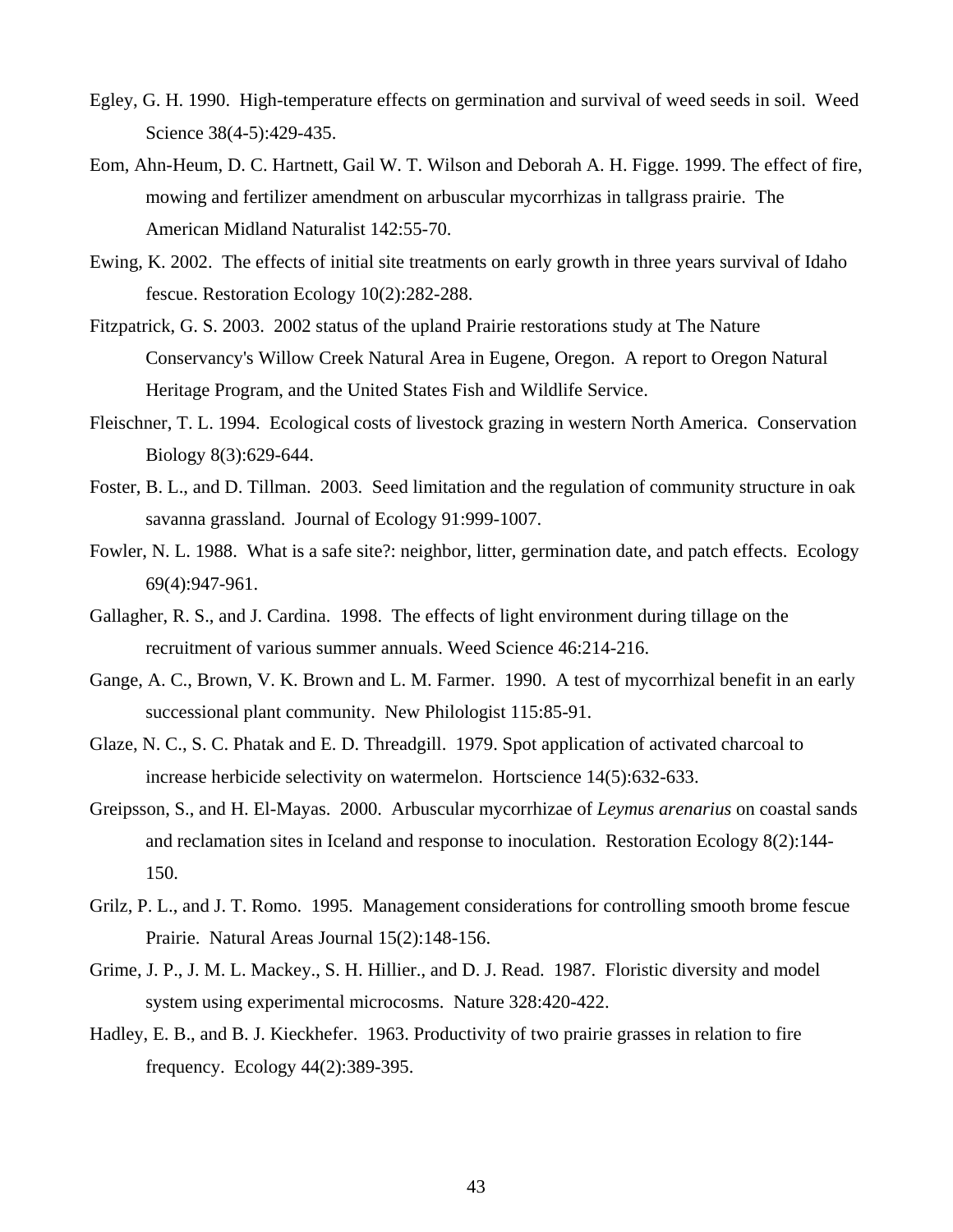Egley, G. H. 1990. High-temperature effects on germination and survival of weed seeds in soil. Weed Science 38(4-5):429-435.

Eom, Ahn-Heum, D. C. Hartnett, Gail W. T. Wilson and Deborah A. H. Figge. 1999. The effect of fire, mowing and fertilizer amendment on arbuscular mycorrhizas in tallgrass prairie. The American Midland Naturalist 142:55-70.

Ewing, K. 2002. The effects of initial site treatments on early growth in three years survival of Idaho fescue. Restoration Ecology 10(2):282-288.

Fitzpatrick, G. S. 2003. 2002 status of the upland Prairie restorations study at The Nature Conservancy's Willow Creek Natural Area in Eugene, Oregon. A report to Oregon Natural Heritage Program, and the United States Fish and Wildlife Service.

Fleischner, T. L. 1994. Ecological costs of livestock grazing in western North America. Conservation Biology 8(3):629-644.

Foster, B. L., and D. Tillman. 2003. Seed limitation and the regulation of community structure in oak savanna grassland. Journal of Ecology 91:999-1007.

Fowler, N. L. 1988. What is a safe site?: neighbor, litter, germination date, and patch effects. Ecology 69(4):947-961.

Gallagher, R. S., and J. Cardina. 1998. The effects of light environment during tillage on the recruitment of various summer annuals. Weed Science 46:214-216.

Gange, A. C., Brown, V. K. Brown and L. M. Farmer. 1990. A test of mycorrhizal benefit in an early successional plant community. New Philologist 115:85-91.

Glaze, N. C., S. C. Phatak and E. D. Threadgill. 1979. Spot application of activated charcoal to increase herbicide selectivity on watermelon. Hortscience 14(5):632-633.

Greipsson, S., and H. El-Mayas. 2000. Arbuscular mycorrhizae of *Leymus arenarius* on coastal sands and reclamation sites in Iceland and response to inoculation. Restoration Ecology 8(2):144-150.

Grilz, P. L., and J. T. Romo. 1995. Management considerations for controlling smooth brome fescue Prairie. Natural Areas Journal 15(2):148-156.

Grime, J. P., J. M. L. Mackey., S. H. Hillier., and D. J. Read. 1987. Floristic diversity and model system using experimental microcosms. Nature 328:420-422.

Hadley, E. B., and B. J. Kieckhefer. 1963. Productivity of two prairie grasses in relation to fire frequency. Ecology 44(2):389-395.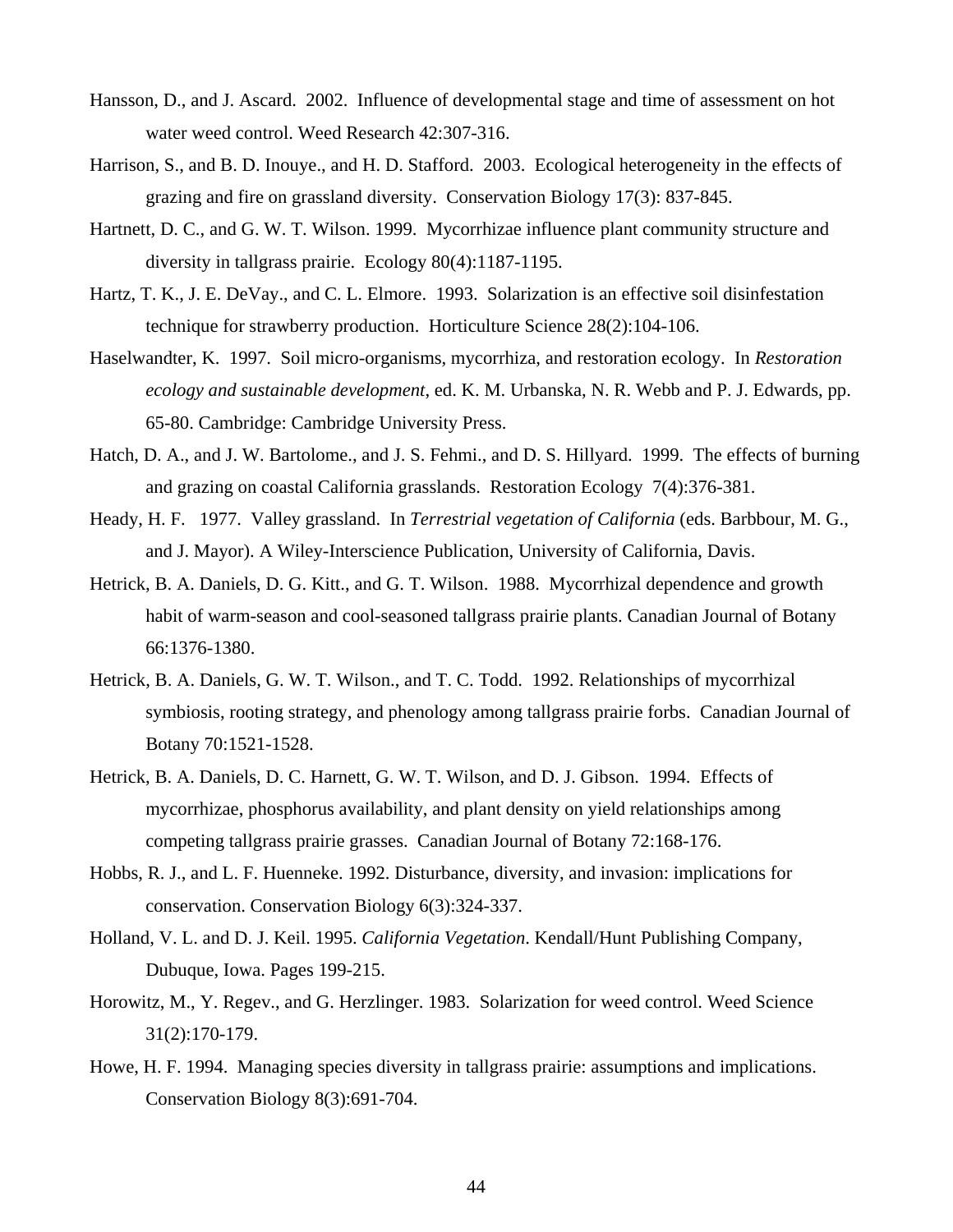Hansson, D., and J. Ascard. 2002. Influence of developmental stage and time of assessment on hot water weed control. Weed Research 42:307-316.

Harrison, S., and B. D. Inouye., and H. D. Stafford. 2003. Ecological heterogeneity in the effects of grazing and fire on grassland diversity. Conservation Biology 17(3): 837-845.

Hartnett, D. C., and G. W. T. Wilson. 1999. Mycorrhizae influence plant community structure and diversity in tallgrass prairie. Ecology 80(4):1187-1195.

Hartz, T. K., J. E. DeVay., and C. L. Elmore. 1993. Solarization is an effective soil disinfestation technique for strawberry production. Horticulture Science 28(2):104-106.

Haselwandter, K. 1997. Soil micro-organisms, mycorrhiza, and restoration ecology. In *Restoration ecology and sustainable development*, ed. K. M. Urbanska, N. R. Webb and P. J. Edwards, pp. 65-80. Cambridge: Cambridge University Press.

Hatch, D. A., and J. W. Bartolome., and J. S. Fehmi., and D. S. Hillyard. 1999. The effects of burning and grazing on coastal California grasslands. Restoration Ecology 7(4):376-381.

Heady, H. F. 1977. Valley grassland. In *Terrestrial vegetation of California* (eds. Barbbour, M. G., and J. Mayor). A Wiley-Interscience Publication, University of California, Davis.

Hetrick, B. A. Daniels, D. G. Kitt., and G. T. Wilson. 1988. Mycorrhizal dependence and growth habit of warm-season and cool-seasoned tallgrass prairie plants. Canadian Journal of Botany 66:1376-1380.

Hetrick, B. A. Daniels, G. W. T. Wilson., and T. C. Todd. 1992. Relationships of mycorrhizal symbiosis, rooting strategy, and phenology among tallgrass prairie forbs. Canadian Journal of Botany 70:1521-1528.

Hetrick, B. A. Daniels, D. C. Harnett, G. W. T. Wilson, and D. J. Gibson. 1994. Effects of mycorrhizae, phosphorus availability, and plant density on yield relationships among competing tallgrass prairie grasses. Canadian Journal of Botany 72:168-176.

Hobbs, R. J., and L. F. Huenneke. 1992. Disturbance, diversity, and invasion: implications for conservation. Conservation Biology 6(3):324-337.

Holland, V. L. and D. J. Keil. 1995. *California Vegetation*. Kendall/Hunt Publishing Company, Dubuque, Iowa. Pages 199-215.

Horowitz, M., Y. Regev., and G. Herzlinger. 1983. Solarization for weed control. Weed Science 31(2):170-179.

Howe, H. F. 1994. Managing species diversity in tallgrass prairie: assumptions and implications. Conservation Biology 8(3):691-704.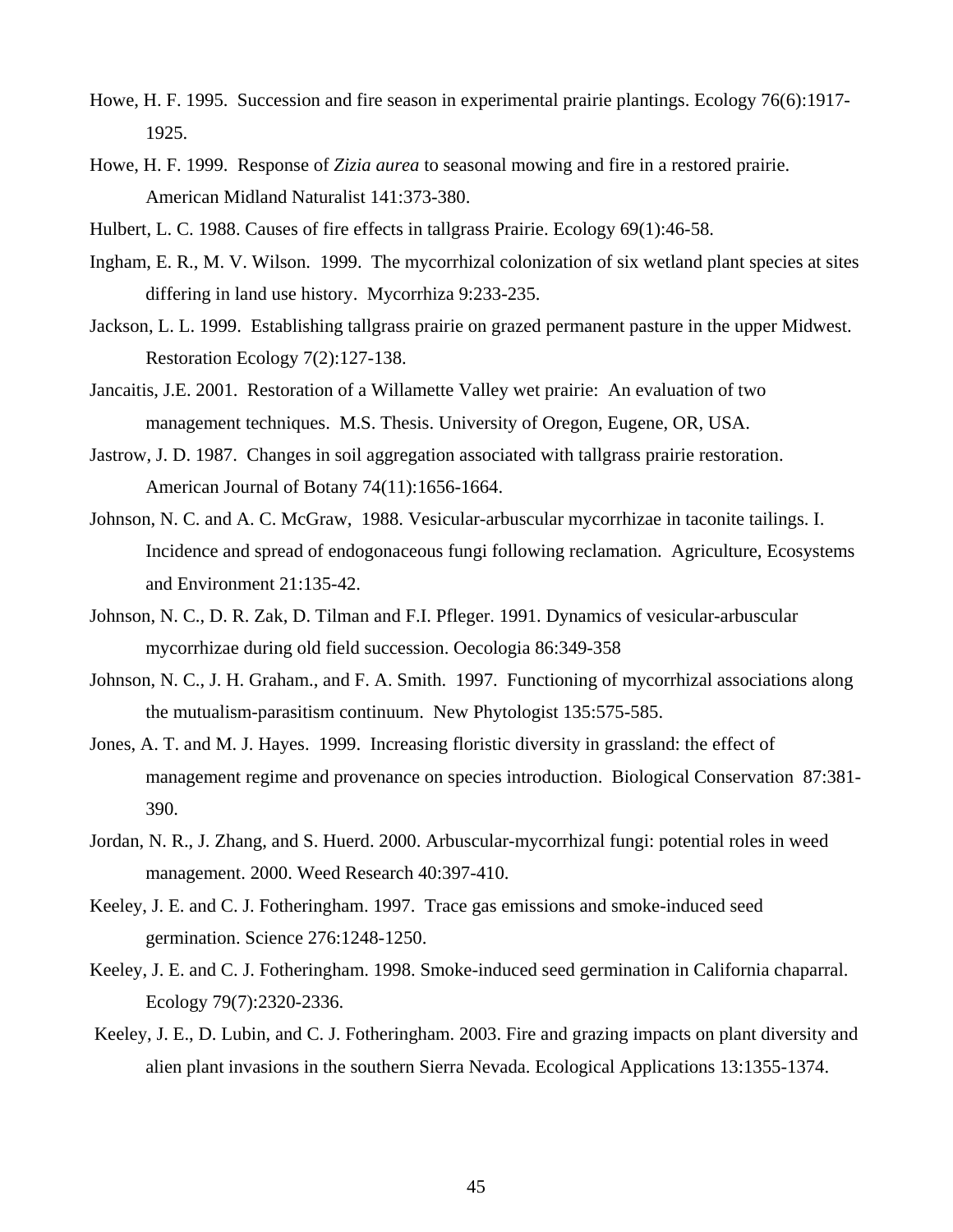Howe, H. F. 1995. Succession and fire season in experimental prairie plantings. Ecology 76(6):1917-1925.

Howe, H. F. 1999. Response of *Zizia aurea* to seasonal mowing and fire in a restored prairie. American Midland Naturalist 141:373-380.

Hulbert, L. C. 1988. Causes of fire effects in tallgrass Prairie. Ecology 69(1):46-58.

Ingham, E. R., M. V. Wilson. 1999. The mycorrhizal colonization of six wetland plant species at sites differing in land use history. Mycorrhiza 9:233-235.

Jackson, L. L. 1999. Establishing tallgrass prairie on grazed permanent pasture in the upper Midwest. Restoration Ecology 7(2):127-138.

Jancaitis, J.E. 2001. Restoration of a Willamette Valley wet prairie: An evaluation of two management techniques. M.S. Thesis. University of Oregon, Eugene, OR, USA.

Jastrow, J. D. 1987. Changes in soil aggregation associated with tallgrass prairie restoration. American Journal of Botany 74(11):1656-1664.

Johnson, N. C. and A. C. McGraw, 1988. Vesicular-arbuscular mycorrhizae in taconite tailings. I. Incidence and spread of endogonaceous fungi following reclamation. Agriculture, Ecosystems and Environment 21:135-42.

Johnson, N. C., D. R. Zak, D. Tilman and F.I. Pfleger. 1991. Dynamics of vesicular-arbuscular mycorrhizae during old field succession. Oecologia 86:349-358

Johnson, N. C., J. H. Graham., and F. A. Smith. 1997. Functioning of mycorrhizal associations along the mutualism-parasitism continuum. New Phytologist 135:575-585.

Jones, A. T. and M. J. Hayes. 1999. Increasing floristic diversity in grassland: the effect of management regime and provenance on species introduction. Biological Conservation 87:381-390.

Jordan, N. R., J. Zhang, and S. Huerd. 2000. Arbuscular-mycorrhizal fungi: potential roles in weed management. 2000. Weed Research 40:397-410.

Keeley, J. E. and C. J. Fotheringham. 1997. Trace gas emissions and smoke-induced seed germination. Science 276:1248-1250.

Keeley, J. E. and C. J. Fotheringham. 1998. Smoke-induced seed germination in California chaparral. Ecology 79(7):2320-2336.

Keeley, J. E., D. Lubin, and C. J. Fotheringham. 2003. Fire and grazing impacts on plant diversity and alien plant invasions in the southern Sierra Nevada. Ecological Applications 13:1355-1374.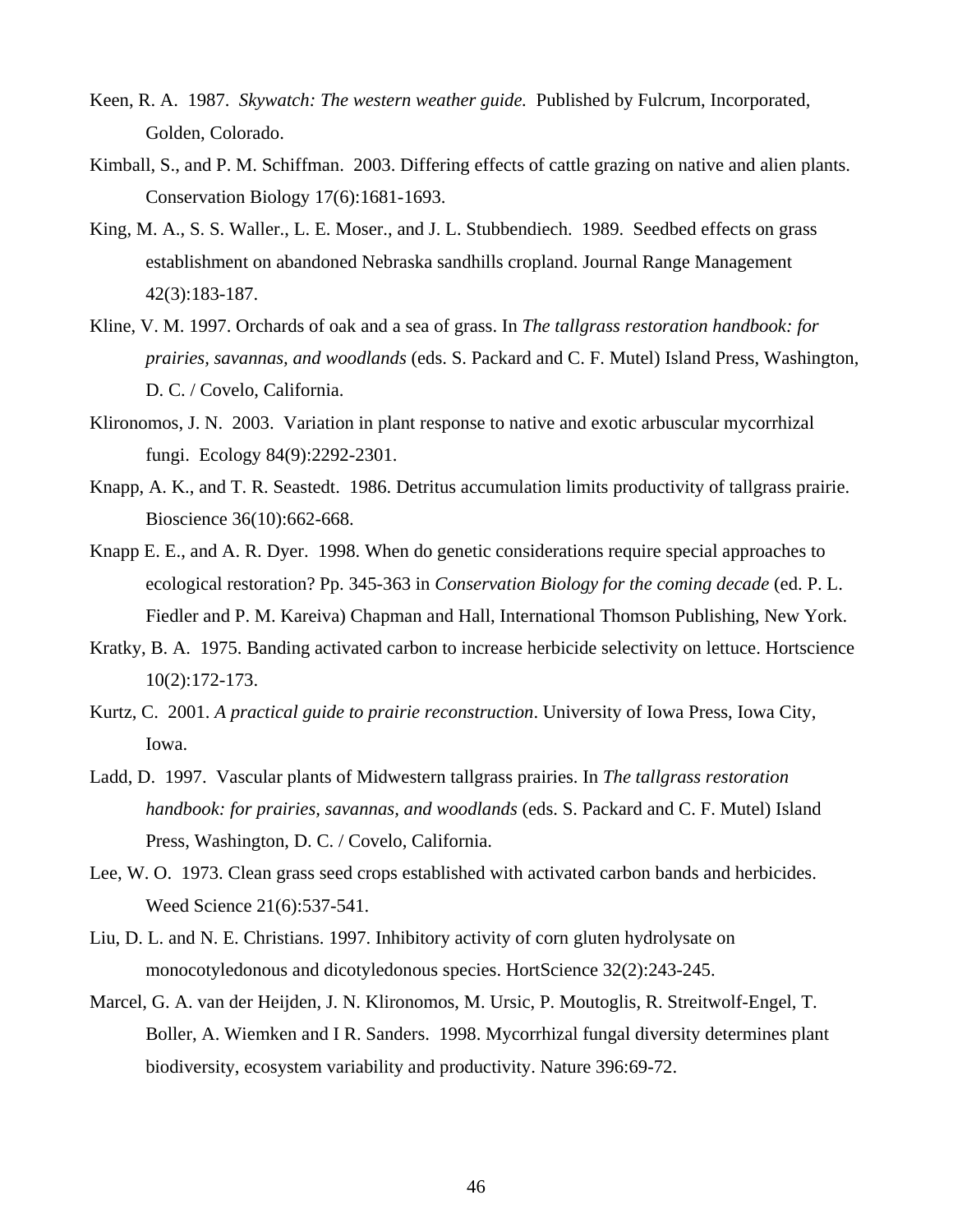Keen, R. A. 1987. *Skywatch: The western weather guide.* Published by Fulcrum, Incorporated, Golden, Colorado.

Kimball, S., and P. M. Schiffman. 2003. Differing effects of cattle grazing on native and alien plants. Conservation Biology 17(6):1681-1693.

King, M. A., S. S. Waller., L. E. Moser., and J. L. Stubbendiech. 1989. Seedbed effects on grass establishment on abandoned Nebraska sandhills cropland. Journal Range Management 42(3):183-187.

Kline, V. M. 1997. Orchards of oak and a sea of grass. In *The tallgrass restoration handbook: for prairies, savannas, and woodlands* (eds. S. Packard and C. F. Mutel) Island Press, Washington, D. C. / Covelo, California.

Klironomos, J. N. 2003. Variation in plant response to native and exotic arbuscular mycorrhizal fungi. Ecology 84(9):2292-2301.

Knapp, A. K., and T. R. Seastedt. 1986. Detritus accumulation limits productivity of tallgrass prairie. Bioscience 36(10):662-668.

Knapp E. E., and A. R. Dyer. 1998. When do genetic considerations require special approaches to ecological restoration? Pp. 345-363 in *Conservation Biology for the coming decade* (ed. P. L. Fiedler and P. M. Kareiva) Chapman and Hall, International Thomson Publishing, New York.

Kratky, B. A. 1975. Banding activated carbon to increase herbicide selectivity on lettuce. Hortscience 10(2):172-173.

Kurtz, C. 2001. *A practical guide to prairie reconstruction*. University of Iowa Press, Iowa City, Iowa.

Ladd, D. 1997. Vascular plants of Midwestern tallgrass prairies. In *The tallgrass restoration handbook: for prairies, savannas, and woodlands* (eds. S. Packard and C. F. Mutel) Island Press, Washington, D. C. / Covelo, California.

Lee, W. O. 1973. Clean grass seed crops established with activated carbon bands and herbicides. Weed Science 21(6):537-541.

Liu, D. L. and N. E. Christians. 1997. Inhibitory activity of corn gluten hydrolysate on monocotyledonous and dicotyledonous species. HortScience 32(2):243-245.

Marcel, G. A. van der Heijden, J. N. Klironomos, M. Ursic, P. Moutoglis, R. Streitwolf-Engel, T. Boller, A. Wiemken and I R. Sanders. 1998. Mycorrhizal fungal diversity determines plant biodiversity, ecosystem variability and productivity. Nature 396:69-72.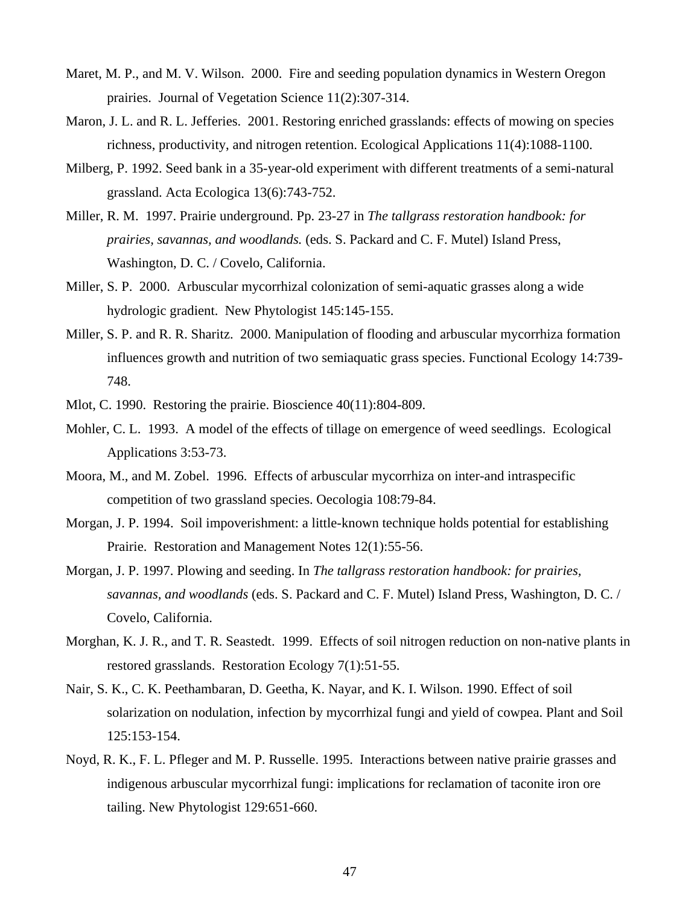Maret, M. P., and M. V. Wilson. 2000. Fire and seeding population dynamics in Western Oregon prairies. Journal of Vegetation Science 11(2):307-314.

Maron, J. L. and R. L. Jefferies. 2001. Restoring enriched grasslands: effects of mowing on species richness, productivity, and nitrogen retention. Ecological Applications 11(4):1088-1100.

Milberg, P. 1992. Seed bank in a 35-year-old experiment with different treatments of a semi-natural grassland. Acta Ecologica 13(6):743-752.

Miller, R. M. 1997. Prairie underground. Pp. 23-27 in *The tallgrass restoration handbook: for prairies, savannas, and woodlands.* (eds. S. Packard and C. F. Mutel) Island Press, Washington, D. C. / Covelo, California.

Miller, S. P. 2000. Arbuscular mycorrhizal colonization of semi-aquatic grasses along a wide hydrologic gradient. New Phytologist 145:145-155.

Miller, S. P. and R. R. Sharitz. 2000. Manipulation of flooding and arbuscular mycorrhiza formation influences growth and nutrition of two semiaquatic grass species. Functional Ecology 14:739-748.

Mlot, C. 1990. Restoring the prairie. Bioscience 40(11):804-809.

Mohler, C. L. 1993. A model of the effects of tillage on emergence of weed seedlings. Ecological Applications 3:53-73.

Moora, M., and M. Zobel. 1996. Effects of arbuscular mycorrhiza on inter-and intraspecific competition of two grassland species. Oecologia 108:79-84.

Morgan, J. P. 1994. Soil impoverishment: a little-known technique holds potential for establishing Prairie. Restoration and Management Notes 12(1):55-56.

Morgan, J. P. 1997. Plowing and seeding. In *The tallgrass restoration handbook: for prairies, savannas, and woodlands* (eds. S. Packard and C. F. Mutel) Island Press, Washington, D. C. / Covelo, California.

Morghan, K. J. R., and T. R. Seastedt. 1999. Effects of soil nitrogen reduction on non-native plants in restored grasslands. Restoration Ecology 7(1):51-55.

Nair, S. K., C. K. Peethambaran, D. Geetha, K. Nayar, and K. I. Wilson. 1990. Effect of soil solarization on nodulation, infection by mycorrhizal fungi and yield of cowpea. Plant and Soil 125:153-154.

Noyd, R. K., F. L. Pfleger and M. P. Russelle. 1995. Interactions between native prairie grasses and indigenous arbuscular mycorrhizal fungi: implications for reclamation of taconite iron ore tailing. New Phytologist 129:651-660.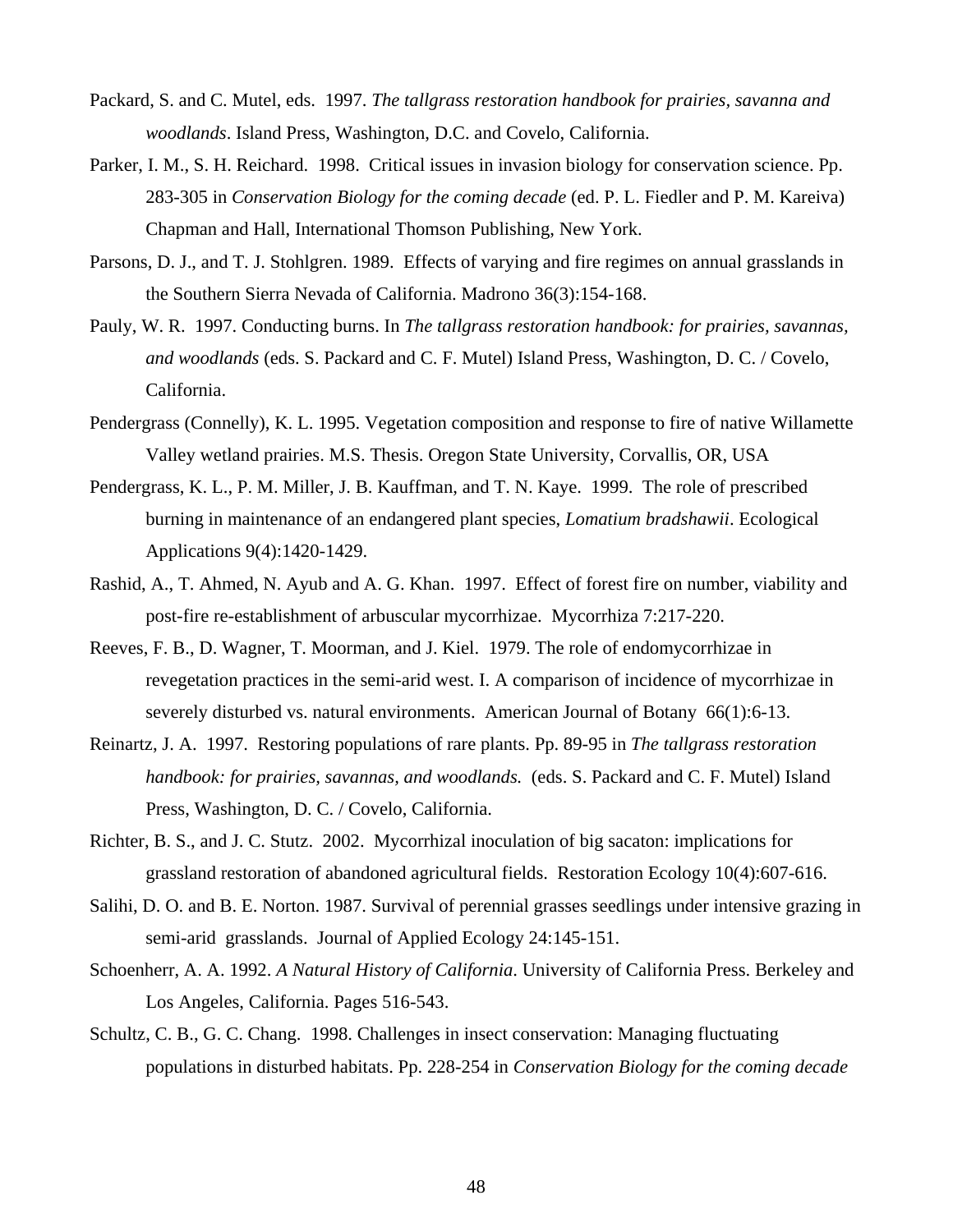Packard, S. and C. Mutel, eds. 1997. *The tallgrass restoration handbook for prairies, savanna and woodlands*. Island Press, Washington, D.C. and Covelo, California.

Parker, I. M., S. H. Reichard. 1998. Critical issues in invasion biology for conservation science. Pp. 283-305 in *Conservation Biology for the coming decade* (ed. P. L. Fiedler and P. M. Kareiva) Chapman and Hall, International Thomson Publishing, New York.

Parsons, D. J., and T. J. Stohlgren. 1989. Effects of varying and fire regimes on annual grasslands in the Southern Sierra Nevada of California. Madrono 36(3):154-168.

Pauly, W. R. 1997. Conducting burns. In *The tallgrass restoration handbook: for prairies, savannas, and woodlands* (eds. S. Packard and C. F. Mutel) Island Press, Washington, D. C. / Covelo, California.

Pendergrass (Connelly), K. L. 1995. Vegetation composition and response to fire of native Willamette Valley wetland prairies. M.S. Thesis. Oregon State University, Corvallis, OR, USA

Pendergrass, K. L., P. M. Miller, J. B. Kauffman, and T. N. Kaye. 1999. The role of prescribed burning in maintenance of an endangered plant species, *Lomatium bradshawii*. Ecological Applications 9(4):1420-1429.

Rashid, A., T. Ahmed, N. Ayub and A. G. Khan. 1997. Effect of forest fire on number, viability and post-fire re-establishment of arbuscular mycorrhizae. Mycorrhiza 7:217-220.

Reeves, F. B., D. Wagner, T. Moorman, and J. Kiel. 1979. The role of endomycorrhizae in revegetation practices in the semi-arid west. I. A comparison of incidence of mycorrhizae in severely disturbed vs. natural environments. American Journal of Botany 66(1):6-13.

Reinartz, J. A. 1997. Restoring populations of rare plants. Pp. 89-95 in *The tallgrass restoration handbook: for prairies, savannas, and woodlands.* (eds. S. Packard and C. F. Mutel) Island Press, Washington, D. C. / Covelo, California.

Richter, B. S., and J. C. Stutz. 2002. Mycorrhizal inoculation of big sacaton: implications for grassland restoration of abandoned agricultural fields. Restoration Ecology 10(4):607-616.

Salihi, D. O. and B. E. Norton. 1987. Survival of perennial grasses seedlings under intensive grazing in semi-arid grasslands. Journal of Applied Ecology 24:145-151.

Schoenherr, A. A. 1992. *A Natural History of California*. University of California Press. Berkeley and Los Angeles, California. Pages 516-543.

Schultz, C. B., G. C. Chang. 1998. Challenges in insect conservation: Managing fluctuating populations in disturbed habitats. Pp. 228-254 in *Conservation Biology for the coming decade*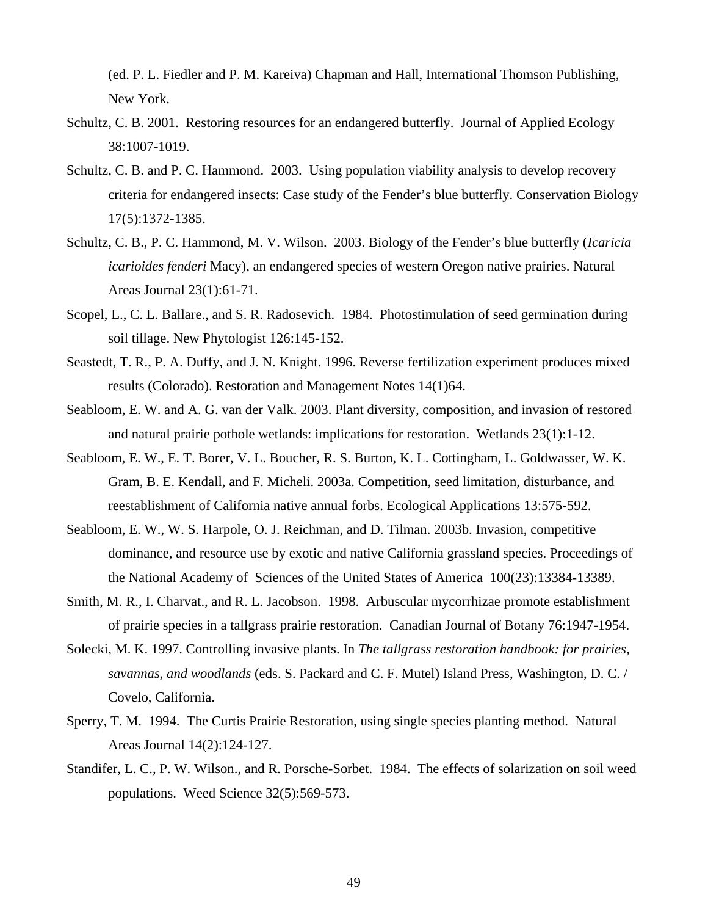(ed. P. L. Fiedler and P. M. Kareiva) Chapman and Hall, International Thomson Publishing, New York.

Schultz, C. B. 2001. Restoring resources for an endangered butterfly. Journal of Applied Ecology 38:1007-1019.

Schultz, C. B. and P. C. Hammond. 2003. Using population viability analysis to develop recovery criteria for endangered insects: Case study of the Fender's blue butterfly. Conservation Biology 17(5):1372-1385.

Schultz, C. B., P. C. Hammond, M. V. Wilson. 2003. Biology of the Fender's blue butterfly (*Icaricia icarioides fenderi* Macy), an endangered species of western Oregon native prairies. Natural Areas Journal 23(1):61-71.

Scopel, L., C. L. Ballare., and S. R. Radosevich. 1984. Photostimulation of seed germination during soil tillage. New Phytologist 126:145-152.

Seastedt, T. R., P. A. Duffy, and J. N. Knight. 1996. Reverse fertilization experiment produces mixed results (Colorado). Restoration and Management Notes 14(1)64.

Seabloom, E. W. and A. G. van der Valk. 2003. Plant diversity, composition, and invasion of restored and natural prairie pothole wetlands: implications for restoration. Wetlands 23(1):1-12.

Seabloom, E. W., E. T. Borer, V. L. Boucher, R. S. Burton, K. L. Cottingham, L. Goldwasser, W. K. Gram, B. E. Kendall, and F. Micheli. 2003a. Competition, seed limitation, disturbance, and reestablishment of California native annual forbs. Ecological Applications 13:575-592.

Seabloom, E. W., W. S. Harpole, O. J. Reichman, and D. Tilman. 2003b. Invasion, competitive dominance, and resource use by exotic and native California grassland species. Proceedings of the National Academy of Sciences of the United States of America 100(23):13384-13389.

Smith, M. R., I. Charvat., and R. L. Jacobson. 1998. Arbuscular mycorrhizae promote establishment of prairie species in a tallgrass prairie restoration. Canadian Journal of Botany 76:1947-1954.

Solecki, M. K. 1997. Controlling invasive plants. In *The tallgrass restoration handbook: for prairies, savannas, and woodlands* (eds. S. Packard and C. F. Mutel) Island Press, Washington, D. C. / Covelo, California.

Sperry, T. M. 1994. The Curtis Prairie Restoration, using single species planting method. Natural Areas Journal 14(2):124-127.

Standifer, L. C., P. W. Wilson., and R. Porsche-Sorbet. 1984. The effects of solarization on soil weed populations. Weed Science 32(5):569-573.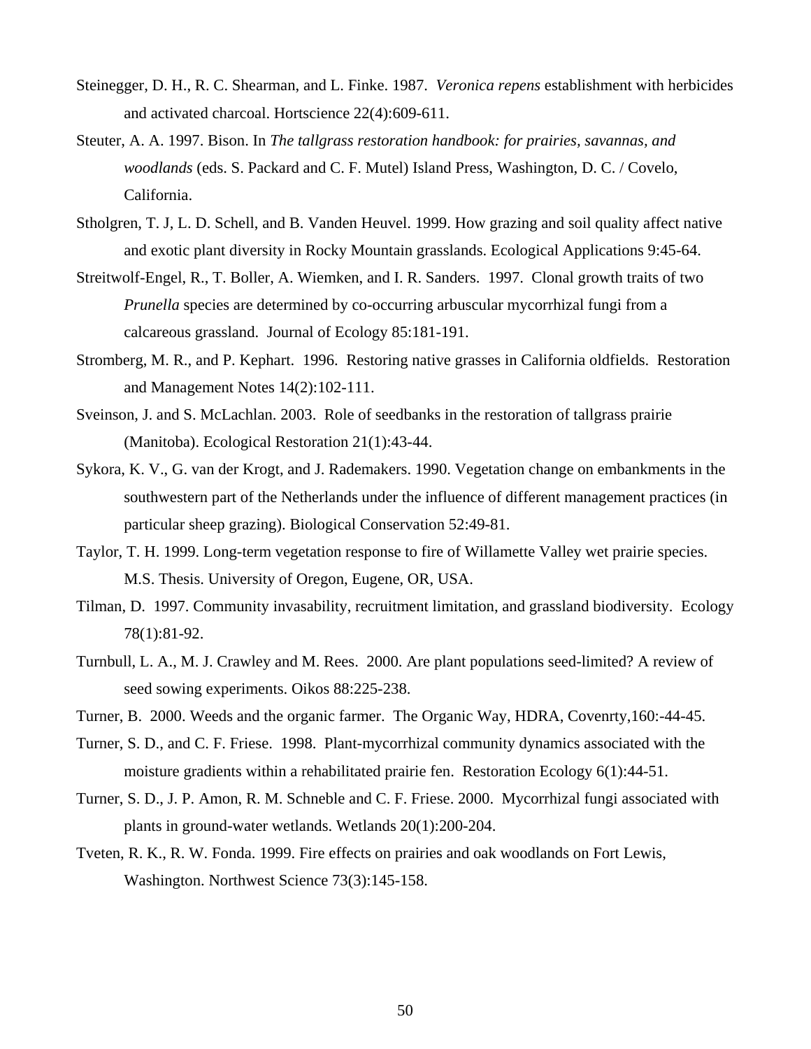Steinegger, D. H., R. C. Shearman, and L. Finke. 1987. *Veronica repens* establishment with herbicides and activated charcoal. Hortscience 22(4):609-611.

Steuter, A. A. 1997. Bison. In *The tallgrass restoration handbook: for prairies, savannas, and woodlands* (eds. S. Packard and C. F. Mutel) Island Press, Washington, D. C. / Covelo, California.

Stholgren, T. J, L. D. Schell, and B. Vanden Heuvel. 1999. How grazing and soil quality affect native and exotic plant diversity in Rocky Mountain grasslands. Ecological Applications 9:45-64.

Streitwolf-Engel, R., T. Boller, A. Wiemken, and I. R. Sanders. 1997. Clonal growth traits of two *Prunella* species are determined by co-occurring arbuscular mycorrhizal fungi from a calcareous grassland. Journal of Ecology 85:181-191.

Stromberg, M. R., and P. Kephart. 1996. Restoring native grasses in California oldfields. Restoration and Management Notes 14(2):102-111.

Sveinson, J. and S. McLachlan. 2003. Role of seedbanks in the restoration of tallgrass prairie (Manitoba). Ecological Restoration 21(1):43-44.

Sykora, K. V., G. van der Krogt, and J. Rademakers. 1990. Vegetation change on embankments in the southwestern part of the Netherlands under the influence of different management practices (in particular sheep grazing). Biological Conservation 52:49-81.

Taylor, T. H. 1999. Long-term vegetation response to fire of Willamette Valley wet prairie species. M.S. Thesis. University of Oregon, Eugene, OR, USA.

Tilman, D. 1997. Community invasability, recruitment limitation, and grassland biodiversity. Ecology 78(1):81-92.

Turnbull, L. A., M. J. Crawley and M. Rees. 2000. Are plant populations seed-limited? A review of seed sowing experiments. Oikos 88:225-238.

Turner, B. 2000. Weeds and the organic farmer. The Organic Way, HDRA, Covenrty,160:-44-45.

Turner, S. D., and C. F. Friese. 1998. Plant-mycorrhizal community dynamics associated with the moisture gradients within a rehabilitated prairie fen. Restoration Ecology 6(1):44-51.

Turner, S. D., J. P. Amon, R. M. Schneble and C. F. Friese. 2000. Mycorrhizal fungi associated with plants in ground-water wetlands. Wetlands 20(1):200-204.

Tveten, R. K., R. W. Fonda. 1999. Fire effects on prairies and oak woodlands on Fort Lewis, Washington. Northwest Science 73(3):145-158.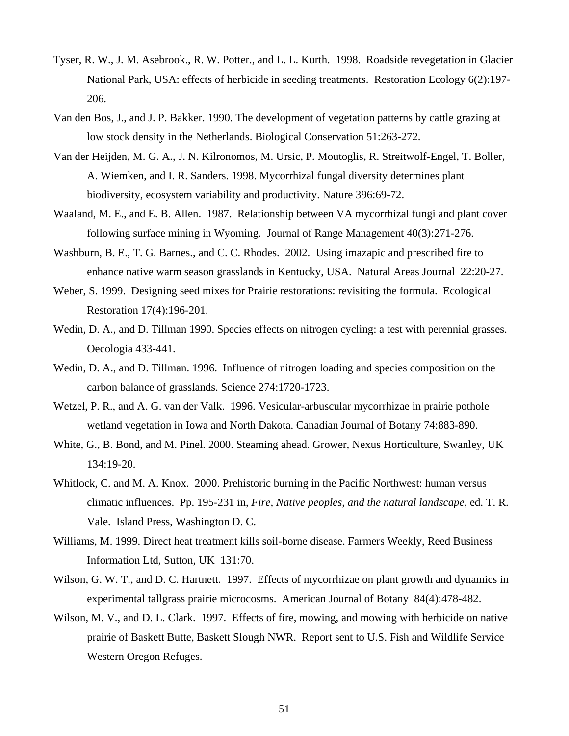Tyser, R. W., J. M. Asebrook., R. W. Potter., and L. L. Kurth. 1998. Roadside revegetation in Glacier National Park, USA: effects of herbicide in seeding treatments. Restoration Ecology 6(2):197-206.

Van den Bos, J., and J. P. Bakker. 1990. The development of vegetation patterns by cattle grazing at low stock density in the Netherlands. Biological Conservation 51:263-272.

Van der Heijden, M. G. A., J. N. Kilronomos, M. Ursic, P. Moutoglis, R. Streitwolf-Engel, T. Boller, A. Wiemken, and I. R. Sanders. 1998. Mycorrhizal fungal diversity determines plant biodiversity, ecosystem variability and productivity. Nature 396:69-72.

Waaland, M. E., and E. B. Allen. 1987. Relationship between VA mycorrhizal fungi and plant cover following surface mining in Wyoming. Journal of Range Management 40(3):271-276.

Washburn, B. E., T. G. Barnes., and C. C. Rhodes. 2002. Using imazapic and prescribed fire to enhance native warm season grasslands in Kentucky, USA. Natural Areas Journal 22:20-27.

Weber, S. 1999. Designing seed mixes for Prairie restorations: revisiting the formula. Ecological Restoration 17(4):196-201.

Wedin, D. A., and D. Tillman 1990. Species effects on nitrogen cycling: a test with perennial grasses. Oecologia 433-441.

Wedin, D. A., and D. Tillman. 1996. Influence of nitrogen loading and species composition on the carbon balance of grasslands. Science 274:1720-1723.

Wetzel, P. R., and A. G. van der Valk. 1996. Vesicular-arbuscular mycorrhizae in prairie pothole wetland vegetation in Iowa and North Dakota. Canadian Journal of Botany 74:883-890.

White, G., B. Bond, and M. Pinel. 2000. Steaming ahead. Grower, Nexus Horticulture, Swanley, UK 134:19-20.

Whitlock, C. and M. A. Knox. 2000. Prehistoric burning in the Pacific Northwest: human versus climatic influences. Pp. 195-231 in, *Fire, Native peoples, and the natural landscape*, ed. T. R. Vale. Island Press, Washington D. C.

Williams, M. 1999. Direct heat treatment kills soil-borne disease. Farmers Weekly, Reed Business Information Ltd, Sutton, UK 131:70.

Wilson, G. W. T., and D. C. Hartnett. 1997. Effects of mycorrhizae on plant growth and dynamics in experimental tallgrass prairie microcosms. American Journal of Botany 84(4):478-482.

Wilson, M. V., and D. L. Clark. 1997. Effects of fire, mowing, and mowing with herbicide on native prairie of Baskett Butte, Baskett Slough NWR. Report sent to U.S. Fish and Wildlife Service Western Oregon Refuges.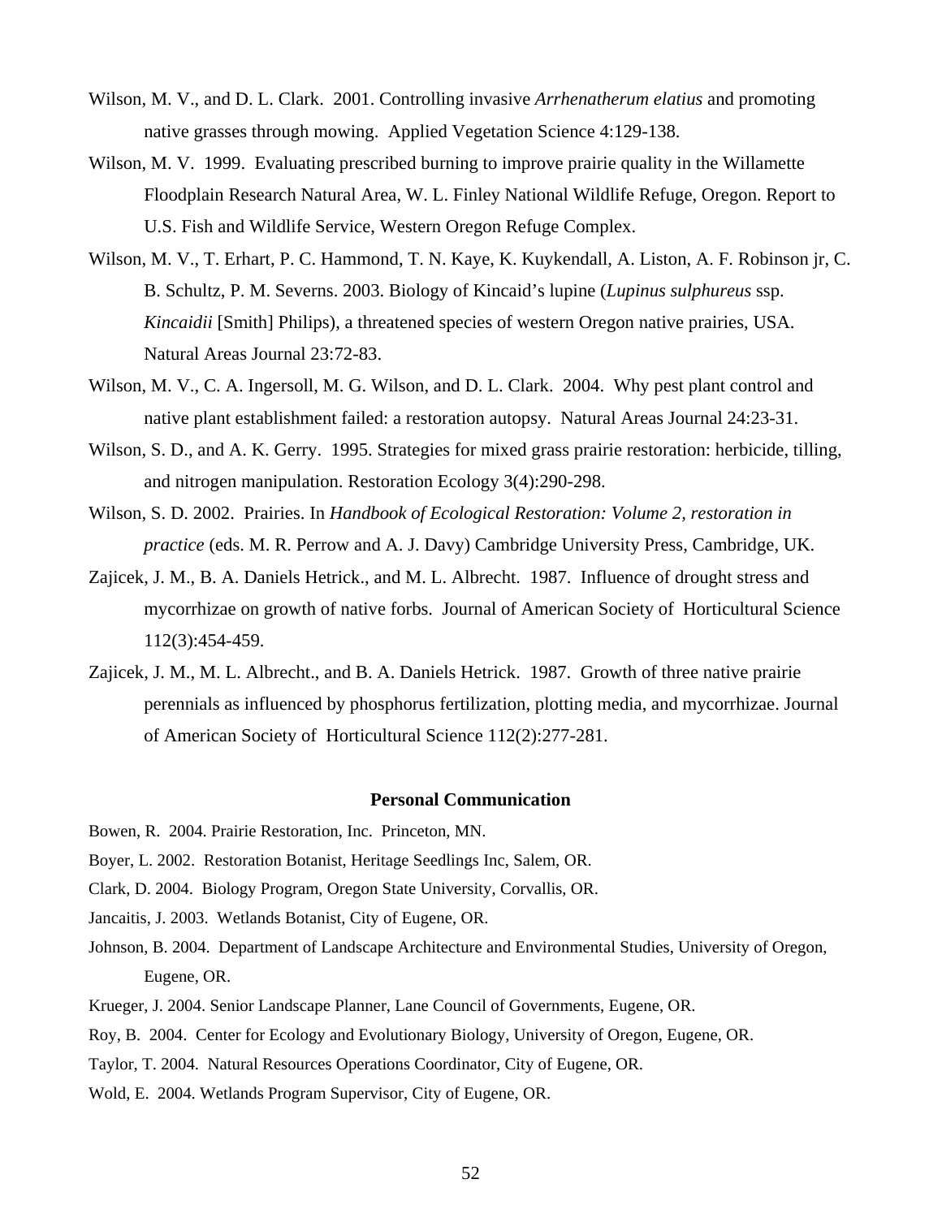Wilson, M. V., and D. L. Clark. 2001. Controlling invasive *Arrhenatherum elatius* and promoting native grasses through mowing. Applied Vegetation Science 4:129-138.

Wilson, M. V. 1999. Evaluating prescribed burning to improve prairie quality in the Willamette Floodplain Research Natural Area, W. L. Finley National Wildlife Refuge, Oregon. Report to U.S. Fish and Wildlife Service, Western Oregon Refuge Complex.

Wilson, M. V., T. Erhart, P. C. Hammond, T. N. Kaye, K. Kuykendall, A. Liston, A. F. Robinson jr, C. B. Schultz, P. M. Severns. 2003. Biology of Kincaid's lupine (*Lupinus sulphureus* ssp. *Kincaidii* [Smith] Philips), a threatened species of western Oregon native prairies, USA. Natural Areas Journal 23:72-83.

Wilson, M. V., C. A. Ingersoll, M. G. Wilson, and D. L. Clark. 2004. Why pest plant control and native plant establishment failed: a restoration autopsy. Natural Areas Journal 24:23-31.

Wilson, S. D., and A. K. Gerry. 1995. Strategies for mixed grass prairie restoration: herbicide, tilling, and nitrogen manipulation. Restoration Ecology 3(4):290-298.

Wilson, S. D. 2002. Prairies. In *Handbook of Ecological Restoration: Volume 2, restoration in practice* (eds. M. R. Perrow and A. J. Davy) Cambridge University Press, Cambridge, UK.

Zajicek, J. M., B. A. Daniels Hetrick., and M. L. Albrecht. 1987. Influence of drought stress and mycorrhizae on growth of native forbs. Journal of American Society of Horticultural Science 112(3):454-459.

Zajicek, J. M., M. L. Albrecht., and B. A. Daniels Hetrick. 1987. Growth of three native prairie perennials as influenced by phosphorus fertilization, plotting media, and mycorrhizae. Journal of American Society of Horticultural Science 112(2):277-281.

## Personal Communication

Bowen, R. 2004. Prairie Restoration, Inc. Princeton, MN.

Boyer, L. 2002. Restoration Botanist, Heritage Seedlings Inc, Salem, OR.

Clark, D. 2004. Biology Program, Oregon State University, Corvallis, OR.

Jancaitis, J. 2003. Wetlands Botanist, City of Eugene, OR.

Johnson, B. 2004. Department of Landscape Architecture and Environmental Studies, University of Oregon, Eugene, OR.

Krueger, J. 2004. Senior Landscape Planner, Lane Council of Governments, Eugene, OR.

Roy, B. 2004. Center for Ecology and Evolutionary Biology, University of Oregon, Eugene, OR.

Taylor, T. 2004. Natural Resources Operations Coordinator, City of Eugene, OR.

Wold, E. 2004. Wetlands Program Supervisor, City of Eugene, OR.